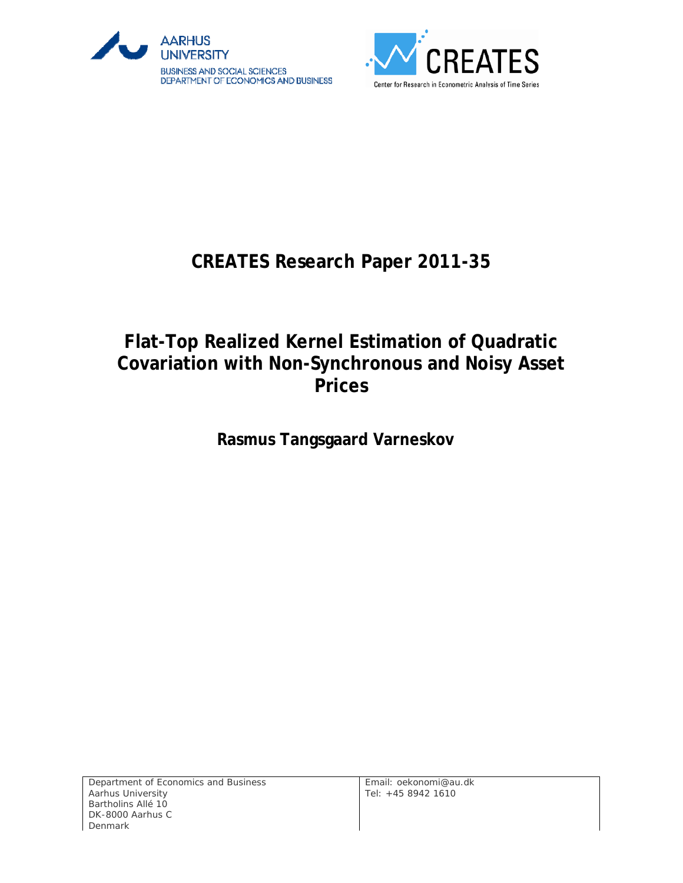AARHUS UNIVERSITY

BUSINESS AND SOCIAL SCIENCES

DEPARTMENT OF ECONOMICS AND BUSINESS

CREATES

Center for Research in Econometric Analysis of Time Series

# CREATES Research Paper 2011-35

# Flat-Top Realized Kernel Estimation of Quadratic Covariation with Non-Synchronous and Noisy Asset Prices

**Rasmus Tangsgaard Varneskov**

| | |
|---|---|
| Department of Economics and Business<br>Aarhus University<br>Bartholins Allé 10<br>DK-8000 Aarhus C<br>Denmark | Email: oekonomi@au.dk<br>Tel: +45 8942 1610 |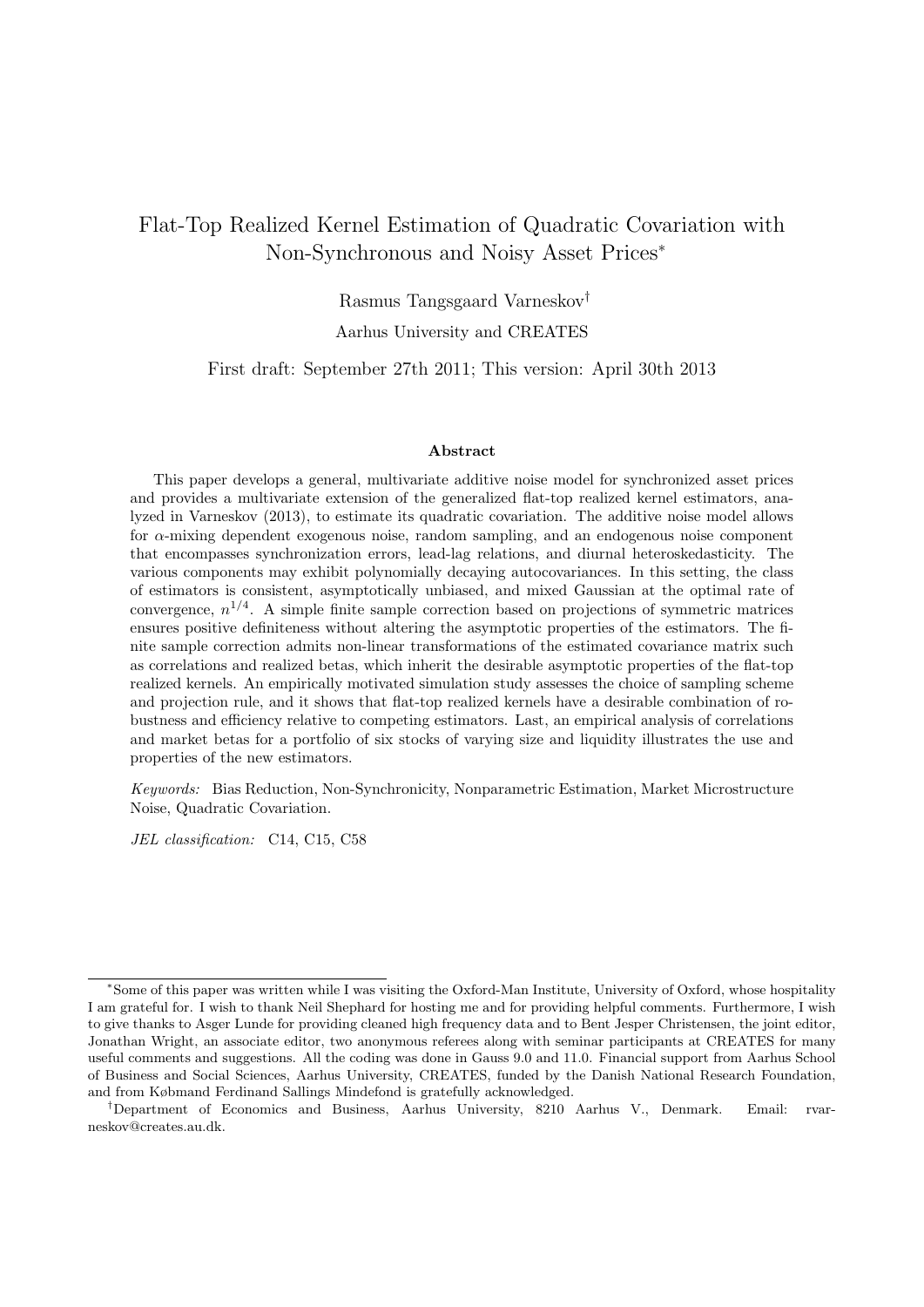# Flat-Top Realized Kernel Estimation of Quadratic Covariation with Non-Synchronous and Noisy Asset Prices*

Rasmus Tangsgaard Varneskov[†]

Aarhus University and CREATES

First draft: September 27th 2011; This version: April 30th 2013

## Abstract

This paper develops a general, multivariate additive noise model for synchronized asset prices and provides a multivariate extension of the generalized flat-top realized kernel estimators, analyzed in Varneskov (2013), to estimate its quadratic covariation. The additive noise model allows for $\alpha$-mixing dependent exogenous noise, random sampling, and an endogenous noise component that encompasses synchronization errors, lead-lag relations, and diurnal heteroskedasticity. The various components may exhibit polynomially decaying autocovariances. In this setting, the class of estimators is consistent, asymptotically unbiased, and mixed Gaussian at the optimal rate of convergence, $n^{1/4}$. A simple finite sample correction based on projections of symmetric matrices ensures positive definiteness without altering the asymptotic properties of the estimators. The finite sample correction admits non-linear transformations of the estimated covariance matrix such as correlations and realized betas, which inherit the desirable asymptotic properties of the flat-top realized kernels. An empirically motivated simulation study assesses the choice of sampling scheme and projection rule, and it shows that flat-top realized kernels have a desirable combination of robustness and efficiency relative to competing estimators. Last, an empirical analysis of correlations and market betas for a portfolio of six stocks of varying size and liquidity illustrates the use and properties of the new estimators.

*Keywords:* Bias Reduction, Non-Synchronicity, Nonparametric Estimation, Market Microstructure Noise, Quadratic Covariation.

*JEL classification:* C14, C15, C58

---

*Some of this paper was written while I was visiting the Oxford-Man Institute, University of Oxford, whose hospitality I am grateful for. I wish to thank Neil Shephard for hosting me and for providing helpful comments. Furthermore, I wish to give thanks to Asger Lunde for providing cleaned high frequency data and to Bent Jesper Christensen, the joint editor, Jonathan Wright, an associate editor, two anonymous referees along with seminar participants at CREATES for many useful comments and suggestions. All the coding was done in Gauss 9.0 and 11.0. Financial support from Aarhus School of Business and Social Sciences, Aarhus University, CREATES, funded by the Danish National Research Foundation, and from Købmand Ferdinand Sallings Mindefond is gratefully acknowledged.

[†]Department of Economics and Business, Aarhus University, 8210 Aarhus V., Denmark. Email: rvarneskov@creates.au.dk.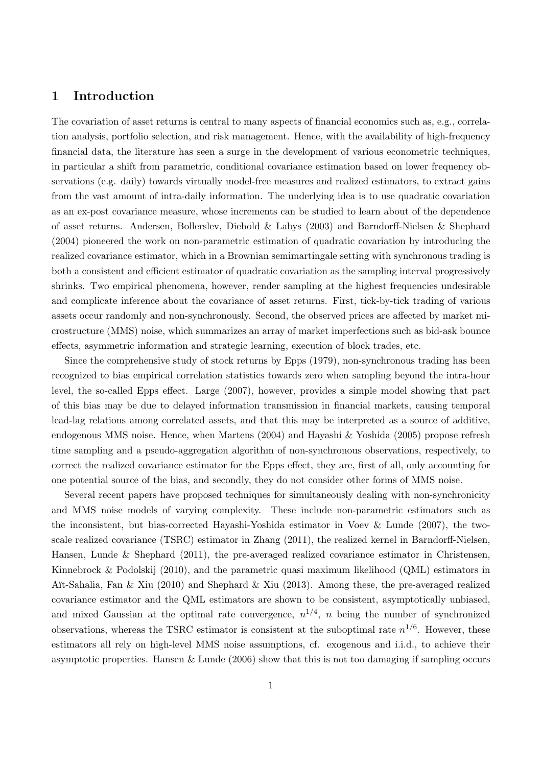# 1 Introduction

The covariation of asset returns is central to many aspects of financial economics such as, e.g., correlation analysis, portfolio selection, and risk management. Hence, with the availability of high-frequency financial data, the literature has seen a surge in the development of various econometric techniques, in particular a shift from parametric, conditional covariance estimation based on lower frequency observations (e.g. daily) towards virtually model-free measures and realized estimators, to extract gains from the vast amount of intra-daily information. The underlying idea is to use quadratic covariation as an ex-post covariance measure, whose increments can be studied to learn about of the dependence of asset returns. Andersen, Bollerslev, Diebold & Labys (2003) and Barndorff-Nielsen & Shephard (2004) pioneered the work on non-parametric estimation of quadratic covariation by introducing the realized covariance estimator, which in a Brownian semimartingale setting with synchronous trading is both a consistent and efficient estimator of quadratic covariation as the sampling interval progressively shrinks. Two empirical phenomena, however, render sampling at the highest frequencies undesirable and complicate inference about the covariance of asset returns. First, tick-by-tick trading of various assets occur randomly and non-synchronously. Second, the observed prices are affected by market microstructure (MMS) noise, which summarizes an array of market imperfections such as bid-ask bounce effects, asymmetric information and strategic learning, execution of block trades, etc.

Since the comprehensive study of stock returns by Epps (1979), non-synchronous trading has been recognized to bias empirical correlation statistics towards zero when sampling beyond the intra-hour level, the so-called Epps effect. Large (2007), however, provides a simple model showing that part of this bias may be due to delayed information transmission in financial markets, causing temporal lead-lag relations among correlated assets, and that this may be interpreted as a source of additive, endogenous MMS noise. Hence, when Martens (2004) and Hayashi & Yoshida (2005) propose refresh time sampling and a pseudo-aggregation algorithm of non-synchronous observations, respectively, to correct the realized covariance estimator for the Epps effect, they are, first of all, only accounting for one potential source of the bias, and secondly, they do not consider other forms of MMS noise.

Several recent papers have proposed techniques for simultaneously dealing with non-synchronicity and MMS noise models of varying complexity. These include non-parametric estimators such as the inconsistent, but bias-corrected Hayashi-Yoshida estimator in Voev & Lunde (2007), the two-scale realized covariance (TSRC) estimator in Zhang (2011), the realized kernel in Barndorff-Nielsen, Hansen, Lunde & Shephard (2011), the pre-averaged realized covariance estimator in Christensen, Kinnebrock & Podolskij (2010), and the parametric quasi maximum likelihood (QML) estimators in Aït-Sahalia, Fan & Xiu (2010) and Shephard & Xiu (2013). Among these, the pre-averaged realized covariance estimator and the QML estimators are shown to be consistent, asymptotically unbiased, and mixed Gaussian at the optimal rate convergence, $n^{1/4}$, $n$ being the number of synchronized observations, whereas the TSRC estimator is consistent at the suboptimal rate $n^{1/6}$. However, these estimators all rely on high-level MMS noise assumptions, cf. exogenous and i.i.d., to achieve their asymptotic properties. Hansen & Lunde (2006) show that this is not too damaging if sampling occurs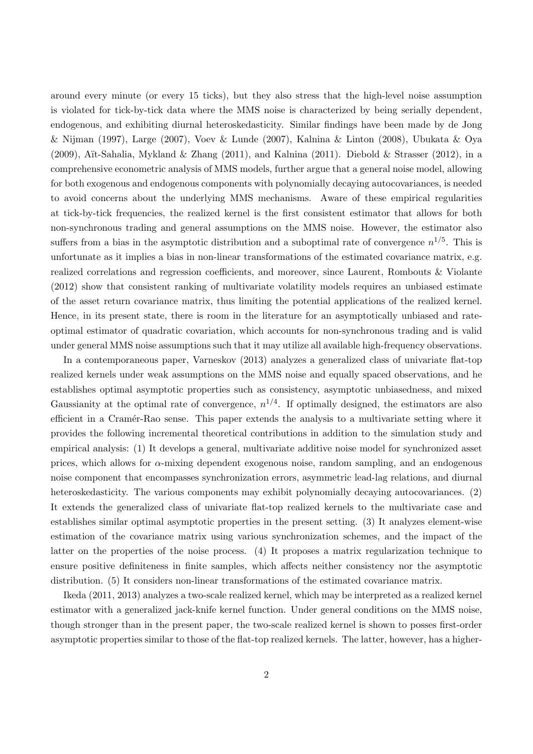around every minute (or every 15 ticks), but they also stress that the high-level noise assumption is violated for tick-by-tick data where the MMS noise is characterized by being serially dependent, endogenous, and exhibiting diurnal heteroskedasticity. Similar findings have been made by de Jong & Nijman (1997), Large (2007), Voev & Lunde (2007), Kalnina & Linton (2008), Ubukata & Oya (2009), Aït-Sahalia, Mykland & Zhang (2011), and Kalnina (2011). Diebold & Strasser (2012), in a comprehensive econometric analysis of MMS models, further argue that a general noise model, allowing for both exogenous and endogenous components with polynomially decaying autocovariances, is needed to avoid concerns about the underlying MMS mechanisms. Aware of these empirical regularities at tick-by-tick frequencies, the realized kernel is the first consistent estimator that allows for both non-synchronous trading and general assumptions on the MMS noise. However, the estimator also suffers from a bias in the asymptotic distribution and a suboptimal rate of convergence $n^{1/5}$. This is unfortunate as it implies a bias in non-linear transformations of the estimated covariance matrix, e.g. realized correlations and regression coefficients, and moreover, since Laurent, Rombouts & Violante (2012) show that consistent ranking of multivariate volatility models requires an unbiased estimate of the asset return covariance matrix, thus limiting the potential applications of the realized kernel. Hence, in its present state, there is room in the literature for an asymptotically unbiased and rate-optimal estimator of quadratic covariation, which accounts for non-synchronous trading and is valid under general MMS noise assumptions such that it may utilize all available high-frequency observations.

In a contemporaneous paper, Varneskov (2013) analyzes a generalized class of univariate flat-top realized kernels under weak assumptions on the MMS noise and equally spaced observations, and he establishes optimal asymptotic properties such as consistency, asymptotic unbiasedness, and mixed Gaussianity at the optimal rate of convergence, $n^{1/4}$. If optimally designed, the estimators are also efficient in a Cramér-Rao sense. This paper extends the analysis to a multivariate setting where it provides the following incremental theoretical contributions in addition to the simulation study and empirical analysis: (1) It develops a general, multivariate additive noise model for synchronized asset prices, which allows for $\alpha$-mixing dependent exogenous noise, random sampling, and an endogenous noise component that encompasses synchronization errors, asymmetric lead-lag relations, and diurnal heteroskedasticity. The various components may exhibit polynomially decaying autocovariances. (2) It extends the generalized class of univariate flat-top realized kernels to the multivariate case and establishes similar optimal asymptotic properties in the present setting. (3) It analyzes element-wise estimation of the covariance matrix using various synchronization schemes, and the impact of the latter on the properties of the noise process. (4) It proposes a matrix regularization technique to ensure positive definiteness in finite samples, which affects neither consistency nor the asymptotic distribution. (5) It considers non-linear transformations of the estimated covariance matrix.

Ikeda (2011, 2013) analyzes a two-scale realized kernel, which may be interpreted as a realized kernel estimator with a generalized jack-knife kernel function. Under general conditions on the MMS noise, though stronger than in the present paper, the two-scale realized kernel is shown to posses first-order asymptotic properties similar to those of the flat-top realized kernels. The latter, however, has a higher-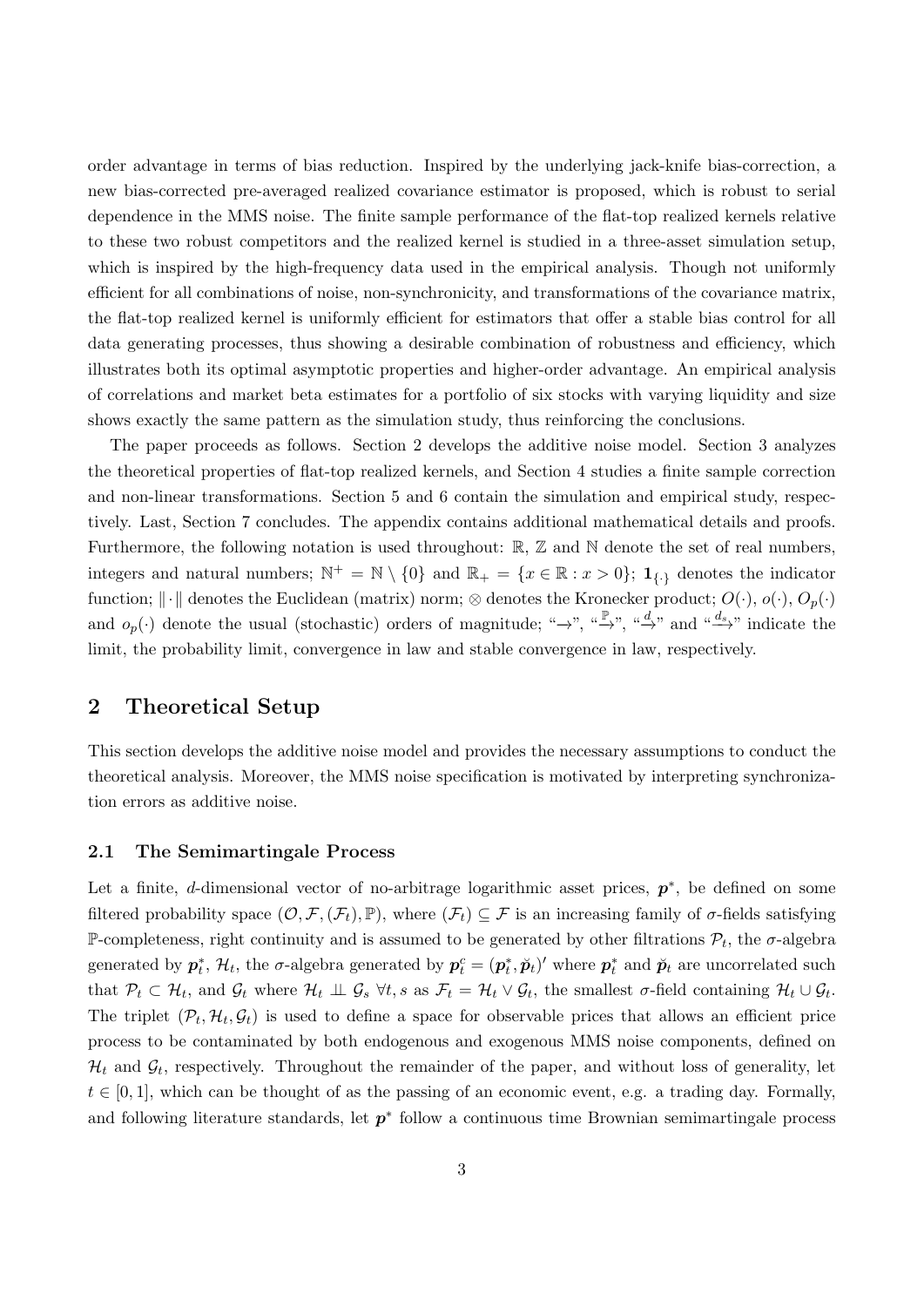order advantage in terms of bias reduction. Inspired by the underlying jack-knife bias-correction, a new bias-corrected pre-averaged realized covariance estimator is proposed, which is robust to serial dependence in the MMS noise. The finite sample performance of the flat-top realized kernels relative to these two robust competitors and the realized kernel is studied in a three-asset simulation setup, which is inspired by the high-frequency data used in the empirical analysis. Though not uniformly efficient for all combinations of noise, non-synchronicity, and transformations of the covariance matrix, the flat-top realized kernel is uniformly efficient for estimators that offer a stable bias control for all data generating processes, thus showing a desirable combination of robustness and efficiency, which illustrates both its optimal asymptotic properties and higher-order advantage. An empirical analysis of correlations and market beta estimates for a portfolio of six stocks with varying liquidity and size shows exactly the same pattern as the simulation study, thus reinforcing the conclusions.

The paper proceeds as follows. Section 2 develops the additive noise model. Section 3 analyzes the theoretical properties of flat-top realized kernels, and Section 4 studies a finite sample correction and non-linear transformations. Section 5 and 6 contain the simulation and empirical study, respectively. Last, Section 7 concludes. The appendix contains additional mathematical details and proofs. Furthermore, the following notation is used throughout: $\mathbb{R}$, $\mathbb{Z}$ and $\mathbb{N}$ denote the set of real numbers, integers and natural numbers; $\mathbb{N}^{+} = \mathbb{N} \setminus \{0\}$ and $\mathbb{R}_{+} = \{x \in \mathbb{R} : x > 0\}$; $\mathbf{1}_{\{\cdot\}}$ denotes the indicator function; $\|\cdot\|$ denotes the Euclidean (matrix) norm; $\otimes$ denotes the Kronecker product; $O(\cdot)$, $o(\cdot)$, $O_p(\cdot)$ and $o_p(\cdot)$ denote the usual (stochastic) orders of magnitude; "$\to$", "$\xrightarrow{\mathbb{P}}$", "$\xrightarrow{d}$" and "$\xrightarrow{d_s}$" indicate the limit, the probability limit, convergence in law and stable convergence in law, respectively.

## 2 Theoretical Setup

This section develops the additive noise model and provides the necessary assumptions to conduct the theoretical analysis. Moreover, the MMS noise specification is motivated by interpreting synchronization errors as additive noise.

### 2.1 The Semimartingale Process

Let a finite, $d$-dimensional vector of no-arbitrage logarithmic asset prices, $\boldsymbol{p}^*$, be defined on some filtered probability space $(\mathcal{O}, \mathcal{F}, (\mathcal{F}_t), \mathbb{P})$, where $(\mathcal{F}_t) \subseteq \mathcal{F}$ is an increasing family of $\sigma$-fields satisfying $\mathbb{P}$-completeness, right continuity and is assumed to be generated by other filtrations $\mathcal{P}_t$, the $\sigma$-algebra generated by $\boldsymbol{p}^*_t$, $\mathcal{H}_t$, the $\sigma$-algebra generated by $\boldsymbol{p}^c_t = (\boldsymbol{p}^*_t, \check{\boldsymbol{p}}_t)'$ where $\boldsymbol{p}^*_t$ and $\check{\boldsymbol{p}}_t$ are uncorrelated such that $\mathcal{P}_t \subset \mathcal{H}_t$, and $\mathcal{G}_t$ where $\mathcal{H}_t \perp\!\!\!\perp \mathcal{G}_s \;\forall t, s$ as $\mathcal{F}_t = \mathcal{H}_t \vee \mathcal{G}_t$, the smallest $\sigma$-field containing $\mathcal{H}_t \cup \mathcal{G}_t$. The triplet $(\mathcal{P}_t, \mathcal{H}_t, \mathcal{G}_t)$ is used to define a space for observable prices that allows an efficient price process to be contaminated by both endogenous and exogenous MMS noise components, defined on $\mathcal{H}_t$ and $\mathcal{G}_t$, respectively. Throughout the remainder of the paper, and without loss of generality, let $t \in [0, 1]$, which can be thought of as the passing of an economic event, e.g. a trading day. Formally, and following literature standards, let $\boldsymbol{p}^*$ follow a continuous time Brownian semimartingale process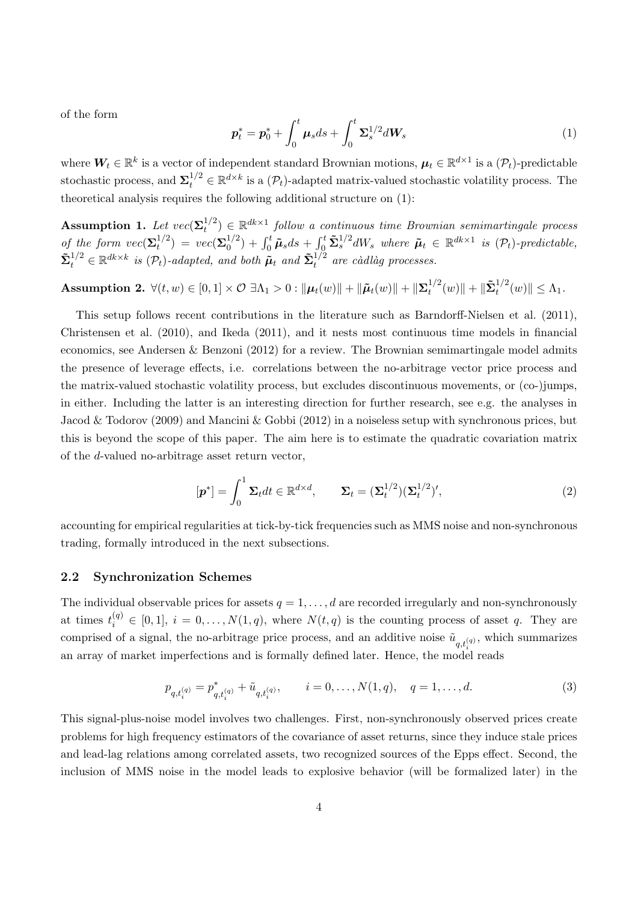of the form

$$\boldsymbol{p}_t^* = \boldsymbol{p}_0^* + \int_0^t \boldsymbol{\mu}_s ds + \int_0^t \boldsymbol{\Sigma}_s^{1/2} d\boldsymbol{W}_s \tag{1}$$

where $\boldsymbol{W}_t \in \mathbb{R}^k$ is a vector of independent standard Brownian motions, $\boldsymbol{\mu}_t \in \mathbb{R}^{d\times 1}$ is a $(\mathcal{P}_t)$-predictable stochastic process, and $\boldsymbol{\Sigma}_t^{1/2} \in \mathbb{R}^{d\times k}$ is a $(\mathcal{P}_t)$-adapted matrix-valued stochastic volatility process. The theoretical analysis requires the following additional structure on (1):

**Assumption 1.** *Let $vec(\boldsymbol{\Sigma}_t^{1/2}) \in \mathbb{R}^{dk\times 1}$ follow a continuous time Brownian semimartingale process of the form $vec(\boldsymbol{\Sigma}_t^{1/2}) = vec(\boldsymbol{\Sigma}_0^{1/2}) + \int_0^t \tilde{\boldsymbol{\mu}}_s ds + \int_0^t \tilde{\boldsymbol{\Sigma}}_s^{1/2} dW_s$ where $\tilde{\boldsymbol{\mu}}_t \in \mathbb{R}^{dk\times 1}$ is $(\mathcal{P}_t)$-predictable, $\tilde{\boldsymbol{\Sigma}}_t^{1/2} \in \mathbb{R}^{dk\times k}$ is $(\mathcal{P}_t)$-adapted, and both $\tilde{\boldsymbol{\mu}}_t$ and $\tilde{\boldsymbol{\Sigma}}_t^{1/2}$ are càdlàg processes.*

**Assumption 2.** $\forall (t,w) \in [0,1]\times\mathcal{O}\ \exists \Lambda_1 > 0 : \|\boldsymbol{\mu}_t(w)\| + \|\tilde{\boldsymbol{\mu}}_t(w)\| + \|\boldsymbol{\Sigma}_t^{1/2}(w)\| + \|\tilde{\boldsymbol{\Sigma}}_t^{1/2}(w)\| \leq \Lambda_1$.

This setup follows recent contributions in the literature such as Barndorff-Nielsen et al. (2011), Christensen et al. (2010), and Ikeda (2011), and it nests most continuous time models in financial economics, see Andersen & Benzoni (2012) for a review. The Brownian semimartingale model admits the presence of leverage effects, i.e. correlations between the no-arbitrage vector price process and the matrix-valued stochastic volatility process, but excludes discontinuous movements, or (co-)jumps, in either. Including the latter is an interesting direction for further research, see e.g. the analyses in Jacod & Todorov (2009) and Mancini & Gobbi (2012) in a noiseless setup with synchronous prices, but this is beyond the scope of this paper. The aim here is to estimate the quadratic covariation matrix of the $d$-valued no-arbitrage asset return vector,

$$[\boldsymbol{p}^*] = \int_0^1 \boldsymbol{\Sigma}_t dt \in \mathbb{R}^{d\times d}, \qquad \boldsymbol{\Sigma}_t = (\boldsymbol{\Sigma}_t^{1/2})(\boldsymbol{\Sigma}_t^{1/2})', \tag{2}$$

accounting for empirical regularities at tick-by-tick frequencies such as MMS noise and non-synchronous trading, formally introduced in the next subsections.

### 2.2 Synchronization Schemes

The individual observable prices for assets $q = 1,\ldots,d$ are recorded irregularly and non-synchronously at times $t_i^{(q)} \in [0,1]$, $i = 0,\ldots,N(1,q)$, where $N(t,q)$ is the counting process of asset $q$. They are comprised of a signal, the no-arbitrage price process, and an additive noise $\tilde{u}_{q,t_i^{(q)}}$, which summarizes an array of market imperfections and is formally defined later. Hence, the model reads

$$p_{q,t_i^{(q)}} = p^*_{q,t_i^{(q)}} + \tilde{u}_{q,t_i^{(q)}}, \qquad i = 0,\ldots,N(1,q), \quad q = 1,\ldots,d. \tag{3}$$

This signal-plus-noise model involves two challenges. First, non-synchronously observed prices create problems for high frequency estimators of the covariance of asset returns, since they induce stale prices and lead-lag relations among correlated assets, two recognized sources of the Epps effect. Second, the inclusion of MMS noise in the model leads to explosive behavior (will be formalized later) in the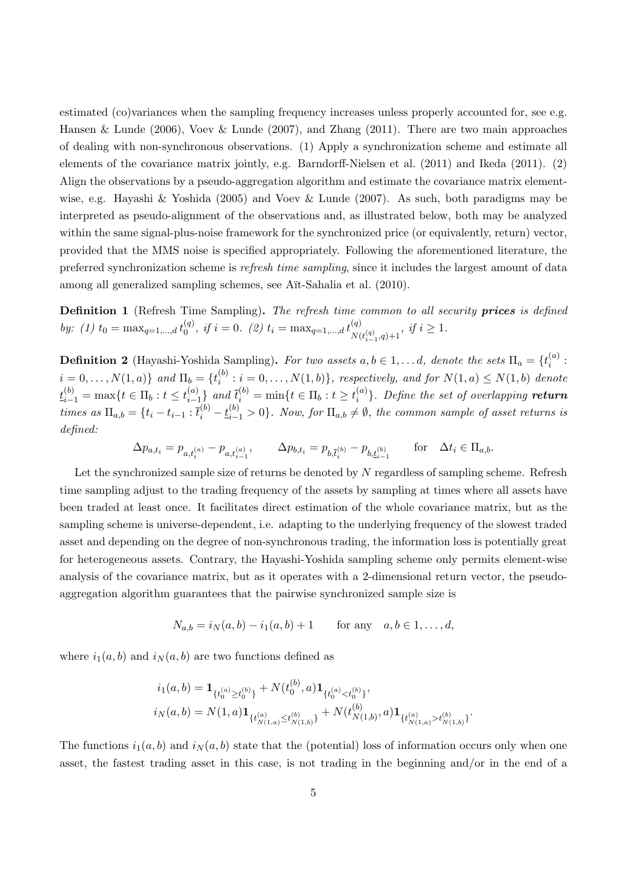estimated (co)variances when the sampling frequency increases unless properly accounted for, see e.g. Hansen & Lunde (2006), Voev & Lunde (2007), and Zhang (2011). There are two main approaches of dealing with non-synchronous observations. (1) Apply a synchronization scheme and estimate all elements of the covariance matrix jointly, e.g. Barndorff-Nielsen et al. (2011) and Ikeda (2011). (2) Align the observations by a pseudo-aggregation algorithm and estimate the covariance matrix element-wise, e.g. Hayashi & Yoshida (2005) and Voev & Lunde (2007). As such, both paradigms may be interpreted as pseudo-alignment of the observations and, as illustrated below, both may be analyzed within the same signal-plus-noise framework for the synchronized price (or equivalently, return) vector, provided that the MMS noise is specified appropriately. Following the aforementioned literature, the preferred synchronization scheme is *refresh time sampling*, since it includes the largest amount of data among all generalized sampling schemes, see Aït-Sahalia et al. (2010).

**Definition 1** (Refresh Time Sampling)**.** *The refresh time common to all security **prices** is defined by: (1)* $t_0 = \max_{q=1,\dots,d} t_0^{(q)}$*, if* $i = 0$*. (2)* $t_i = \max_{q=1,\dots,d} t^{(q)}_{N(t^{(q)}_{i-1},q)+1}$*, if* $i \geq 1$*.*

**Definition 2** (Hayashi-Yoshida Sampling)**.** *For two assets* $a, b \in 1, \dots d$*, denote the sets* $\Pi_a = \{t_i^{(a)} : i = 0, \dots, N(1,a)\}$ *and* $\Pi_b = \{t_i^{(b)} : i = 0, \dots, N(1,b)\}$*, respectively, and for* $N(1,a) \leq N(1,b)$ *denote* $\underline{t}_{i-1}^{(b)} = \max\{t \in \Pi_b : t \leq t_{i-1}^{(a)}\}$ *and* $\overline{t}_i^{(b)} = \min\{t \in \Pi_b : t \geq t_i^{(a)}\}$*. Define the set of overlapping **return** times as* $\Pi_{a,b} = \{t_i - t_{i-1} : \overline{t}_i^{(b)} - \underline{t}_{i-1}^{(b)} > 0\}$*. Now, for* $\Pi_{a,b} \neq \emptyset$*, the common sample of asset returns is defined:*

$$\Delta p_{a,t_i} = p_{a,t_i^{(a)}} - p_{a,t_{i-1}^{(a)}}, \qquad \Delta p_{b,t_i} = p_{b,\overline{t}_i^{(b)}} - p_{b,\underline{t}_{i-1}^{(b)}} \qquad \text{for} \quad \Delta t_i \in \Pi_{a,b}.$$

Let the synchronized sample size of returns be denoted by $N$ regardless of sampling scheme. Refresh time sampling adjust to the trading frequency of the assets by sampling at times where all assets have been traded at least once. It facilitates direct estimation of the whole covariance matrix, but as the sampling scheme is universe-dependent, i.e. adapting to the underlying frequency of the slowest traded asset and depending on the degree of non-synchronous trading, the information loss is potentially great for heterogeneous assets. Contrary, the Hayashi-Yoshida sampling scheme only permits element-wise analysis of the covariance matrix, but as it operates with a 2-dimensional return vector, the pseudo-aggregation algorithm guarantees that the pairwise synchronized sample size is

$$N_{a,b} = i_N(a,b) - i_1(a,b) + 1 \qquad \text{for any} \quad a, b \in 1, \dots, d,$$

where $i_1(a,b)$ and $i_N(a,b)$ are two functions defined as

$$\begin{aligned}
i_1(a,b) &= \mathbf{1}_{\{t_0^{(a)} \geq t_0^{(b)}\}} + N(t_0^{(b)}, a)\mathbf{1}_{\{t_0^{(a)} < t_0^{(b)}\}}, \\
i_N(a,b) &= N(1,a)\mathbf{1}_{\{t^{(a)}_{N(1,a)} \leq t^{(b)}_{N(1,b)}\}} + N(t^{(b)}_{N(1,b)}, a)\mathbf{1}_{\{t^{(a)}_{N(1,a)} > t^{(b)}_{N(1,b)}\}}.
\end{aligned}$$

The functions $i_1(a,b)$ and $i_N(a,b)$ state that the (potential) loss of information occurs only when one asset, the fastest trading asset in this case, is not trading in the beginning and/or in the end of a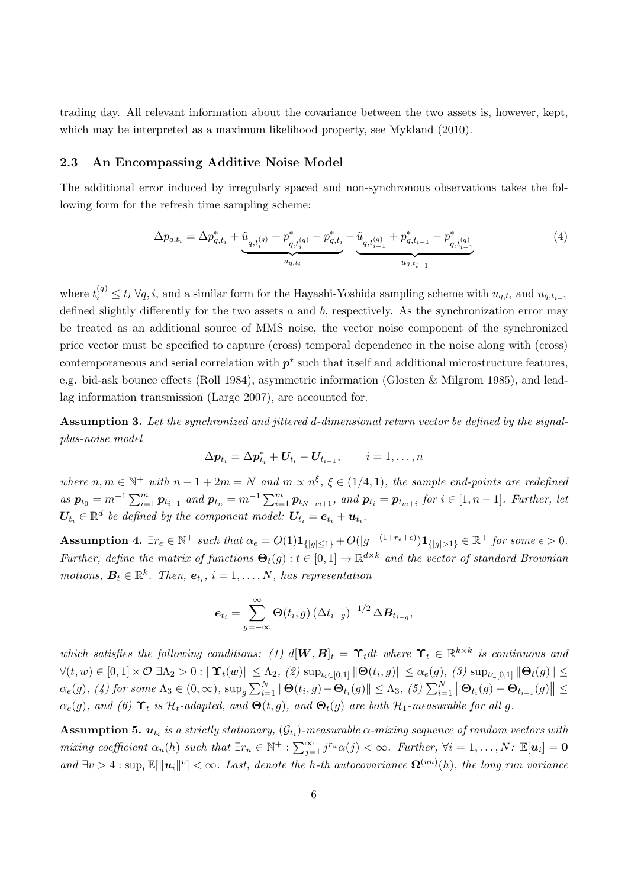trading day. All relevant information about the covariance between the two assets is, however, kept, which may be interpreted as a maximum likelihood property, see Mykland (2010).

### 2.3 An Encompassing Additive Noise Model

The additional error induced by irregularly spaced and non-synchronous observations takes the following form for the refresh time sampling scheme:

$$\Delta p_{q,t_i} = \Delta p^*_{q,t_i} + \underbrace{\tilde{u}_{q,t_i^{(q)}} + p^*_{q,t_i^{(q)}} - p^*_{q,t_i}}_{u_{q,t_i}} - \underbrace{\tilde{u}_{q,t_{i-1}^{(q)}} + p^*_{q,t_{i-1}} - p^*_{q,t_{i-1}^{(q)}}}_{u_{q,t_{i-1}}} \tag{4}$$

where $t_i^{(q)} \leq t_i \; \forall q, i$, and a similar form for the Hayashi-Yoshida sampling scheme with $u_{q,t_i}$ and $u_{q,t_{i-1}}$ defined slightly differently for the two assets $a$ and $b$, respectively. As the synchronization error may be treated as an additional source of MMS noise, the vector noise component of the synchronized price vector must be specified to capture (cross) temporal dependence in the noise along with (cross) contemporaneous and serial correlation with $\boldsymbol{p}^*$ such that itself and additional microstructure features, e.g. bid-ask bounce effects (Roll 1984), asymmetric information (Glosten & Milgrom 1985), and lead-lag information transmission (Large 2007), are accounted for.

**Assumption 3.** *Let the synchronized and jittered $d$-dimensional return vector be defined by the signal-plus-noise model*

$$\Delta \boldsymbol{p}_{t_i} = \Delta \boldsymbol{p}^*_{t_i} + \boldsymbol{U}_{t_i} - \boldsymbol{U}_{t_{i-1}}, \qquad i = 1, \ldots, n$$

*where $n, m \in \mathbb{N}^+$ with $n - 1 + 2m = N$ and $m \propto n^{\xi}$, $\xi \in (1/4, 1)$, the sample end-points are redefined as $\boldsymbol{p}_{t_0} = m^{-1} \sum_{i=1}^{m} \boldsymbol{p}_{t_{i-1}}$ and $\boldsymbol{p}_{t_n} = m^{-1} \sum_{i=1}^{m} \boldsymbol{p}_{t_{N-m+1}}$, and $\boldsymbol{p}_{t_i} = \boldsymbol{p}_{t_{m+i}}$ for $i \in [1, n-1]$. Further, let $\boldsymbol{U}_{t_i} \in \mathbb{R}^d$ be defined by the component model: $\boldsymbol{U}_{t_i} = \boldsymbol{e}_{t_i} + \boldsymbol{u}_{t_i}$.*

**Assumption 4.** *$\exists r_e \in \mathbb{N}^+$ such that $\alpha_e = O(1)\mathbf{1}_{\{|g| \leq 1\}} + O(|g|^{-(1+r_e+\epsilon)})\mathbf{1}_{\{|g|>1\}} \in \mathbb{R}^+$ for some $\epsilon > 0$. Further, define the matrix of functions $\boldsymbol{\Theta}_t(g) : t \in [0,1] \to \mathbb{R}^{d \times k}$ and the vector of standard Brownian motions, $\boldsymbol{B}_t \in \mathbb{R}^k$. Then, $\boldsymbol{e}_{t_i}$, $i = 1, \ldots, N$, has representation*

$$\boldsymbol{e}_{t_i} = \sum_{g=-\infty}^{\infty} \boldsymbol{\Theta}(t_i, g) \left(\Delta t_{i-g}\right)^{-1/2} \Delta \boldsymbol{B}_{t_{i-g}},$$

*which satisfies the following conditions: (1) $d[\boldsymbol{W}, \boldsymbol{B}]_t = \boldsymbol{\Upsilon}_t dt$ where $\boldsymbol{\Upsilon}_t \in \mathbb{R}^{k \times k}$ is continuous and $\forall (t, w) \in [0,1] \times \mathcal{O} \; \exists \Lambda_2 > 0 : \|\boldsymbol{\Upsilon}_t(w)\| \leq \Lambda_2$, (2) $\sup_{t_i \in [0,1]} \|\boldsymbol{\Theta}(t_i, g)\| \leq \alpha_e(g)$, (3) $\sup_{t \in [0,1]} \|\boldsymbol{\Theta}_t(g)\| \leq \alpha_e(g)$, (4) for some $\Lambda_3 \in (0, \infty)$, $\sup_g \sum_{i=1}^{N} \|\boldsymbol{\Theta}(t_i, g) - \boldsymbol{\Theta}_{t_i}(g)\| \leq \Lambda_3$, (5) $\sum_{i=1}^{N} \left\|\boldsymbol{\Theta}_{t_i}(g) - \boldsymbol{\Theta}_{t_{i-1}}(g)\right\| \leq \alpha_e(g)$, and (6) $\boldsymbol{\Upsilon}_t$ is $\mathcal{H}_t$-adapted, and $\boldsymbol{\Theta}(t, g)$, and $\boldsymbol{\Theta}_t(g)$ are both $\mathcal{H}_1$-measurable for all $g$.*

**Assumption 5.** *$\boldsymbol{u}_{t_i}$ is a strictly stationary, $(\mathcal{G}_{t_i})$-measurable $\alpha$-mixing sequence of random vectors with mixing coefficient $\alpha_u(h)$ such that $\exists r_u \in \mathbb{N}^+ : \sum_{j=1}^{\infty} j^{r_u} \alpha(j) < \infty$. Further, $\forall i = 1, \ldots, N$: $\mathbb{E}[\boldsymbol{u}_i] = \boldsymbol{0}$ and $\exists v > 4 : \sup_i \mathbb{E}[\|\boldsymbol{u}_i\|^v] < \infty$. Last, denote the $h$-th autocovariance $\boldsymbol{\Omega}^{(uu)}(h)$, the long run variance*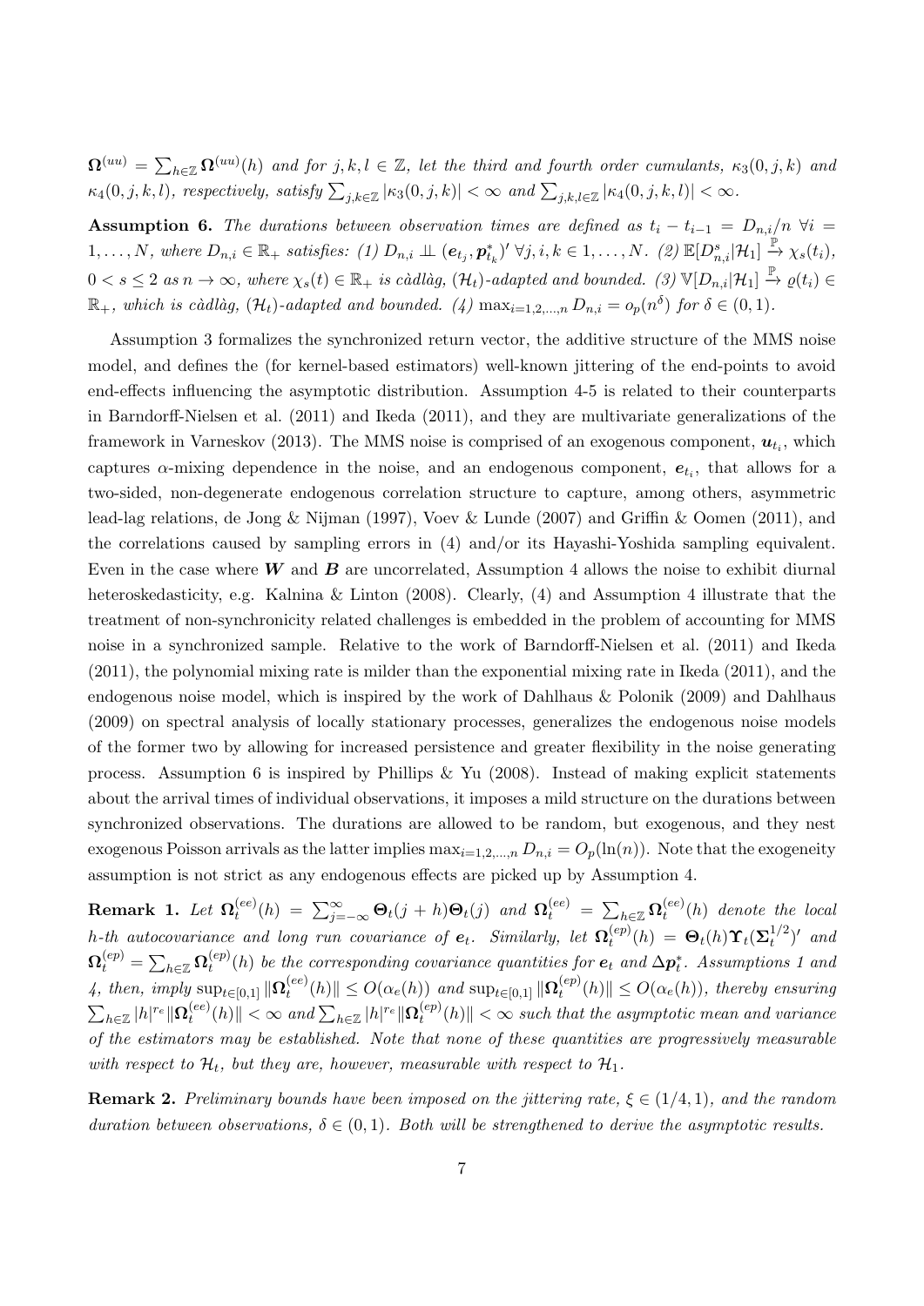$\boldsymbol{\Omega}^{(uu)} = \sum_{h \in \mathbb{Z}} \boldsymbol{\Omega}^{(uu)}(h)$ *and for* $j, k, l \in \mathbb{Z}$*, let the third and fourth order cumulants,* $\kappa_3(0, j, k)$ *and* $\kappa_4(0, j, k, l)$*, respectively, satisfy* $\sum_{j,k \in \mathbb{Z}} |\kappa_3(0, j, k)| < \infty$ *and* $\sum_{j,k,l \in \mathbb{Z}} |\kappa_4(0, j, k, l)| < \infty$*.*

**Assumption 6.** *The durations between observation times are defined as* $t_i - t_{i-1} = D_{n,i}/n \ \forall i = 1, \ldots, N$*, where* $D_{n,i} \in \mathbb{R}_+$ *satisfies: (1)* $D_{n,i} \perp\!\!\!\perp (\boldsymbol{e}_{t_j}, \boldsymbol{p}^*_{t_k})' \ \forall j, i, k \in 1, \ldots, N$*. (2)* $\mathbb{E}[D^s_{n,i} | \mathcal{H}_1] \xrightarrow{\mathbb{P}} \chi_s(t_i)$*,* $0 < s \leq 2$ *as* $n \to \infty$*, where* $\chi_s(t) \in \mathbb{R}_+$ *is càdlàg,* $(\mathcal{H}_t)$*-adapted and bounded. (3)* $\mathbb{V}[D_{n,i} | \mathcal{H}_1] \xrightarrow{\mathbb{P}} \varrho(t_i) \in \mathbb{R}_+$*, which is càdlàg,* $(\mathcal{H}_t)$*-adapted and bounded. (4)* $\max_{i=1,2,\ldots,n} D_{n,i} = o_p(n^\delta)$ *for* $\delta \in (0, 1)$*.*

Assumption 3 formalizes the synchronized return vector, the additive structure of the MMS noise model, and defines the (for kernel-based estimators) well-known jittering of the end-points to avoid end-effects influencing the asymptotic distribution. Assumption 4-5 is related to their counterparts in Barndorff-Nielsen et al. (2011) and Ikeda (2011), and they are multivariate generalizations of the framework in Varneskov (2013). The MMS noise is comprised of an exogenous component, $\boldsymbol{u}_{t_i}$, which captures $\alpha$-mixing dependence in the noise, and an endogenous component, $\boldsymbol{e}_{t_i}$, that allows for a two-sided, non-degenerate endogenous correlation structure to capture, among others, asymmetric lead-lag relations, de Jong & Nijman (1997), Voev & Lunde (2007) and Griffin & Oomen (2011), and the correlations caused by sampling errors in (4) and/or its Hayashi-Yoshida sampling equivalent. Even in the case where $\boldsymbol{W}$ and $\boldsymbol{B}$ are uncorrelated, Assumption 4 allows the noise to exhibit diurnal heteroskedasticity, e.g. Kalnina & Linton (2008). Clearly, (4) and Assumption 4 illustrate that the treatment of non-synchronicity related challenges is embedded in the problem of accounting for MMS noise in a synchronized sample. Relative to the work of Barndorff-Nielsen et al. (2011) and Ikeda (2011), the polynomial mixing rate is milder than the exponential mixing rate in Ikeda (2011), and the endogenous noise model, which is inspired by the work of Dahlhaus & Polonik (2009) and Dahlhaus (2009) on spectral analysis of locally stationary processes, generalizes the endogenous noise models of the former two by allowing for increased persistence and greater flexibility in the noise generating process. Assumption 6 is inspired by Phillips & Yu (2008). Instead of making explicit statements about the arrival times of individual observations, it imposes a mild structure on the durations between synchronized observations. The durations are allowed to be random, but exogenous, and they nest exogenous Poisson arrivals as the latter implies $\max_{i=1,2,\ldots,n} D_{n,i} = O_p(\ln(n))$. Note that the exogeneity assumption is not strict as any endogenous effects are picked up by Assumption 4.

**Remark 1.** *Let* $\boldsymbol{\Omega}^{(ee)}_t(h) = \sum_{j=-\infty}^{\infty} \boldsymbol{\Theta}_t(j+h)\boldsymbol{\Theta}_t(j)$ *and* $\boldsymbol{\Omega}^{(ee)}_t = \sum_{h \in \mathbb{Z}} \boldsymbol{\Omega}^{(ee)}_t(h)$ *denote the local* $h$*-th autocovariance and long run covariance of* $\boldsymbol{e}_t$*. Similarly, let* $\boldsymbol{\Omega}^{(ep)}_t(h) = \boldsymbol{\Theta}_t(h)\boldsymbol{\Upsilon}_t(\boldsymbol{\Sigma}^{1/2}_t)'$ *and* $\boldsymbol{\Omega}^{(ep)}_t = \sum_{h \in \mathbb{Z}} \boldsymbol{\Omega}^{(ep)}_t(h)$ *be the corresponding covariance quantities for* $\boldsymbol{e}_t$ *and* $\Delta \boldsymbol{p}^*_t$*. Assumptions 1 and 4, then, imply* $\sup_{t \in [0,1]} \|\boldsymbol{\Omega}^{(ee)}_t(h)\| \leq O(\alpha_e(h))$ *and* $\sup_{t \in [0,1]} \|\boldsymbol{\Omega}^{(ep)}_t(h)\| \leq O(\alpha_e(h))$*, thereby ensuring* $\sum_{h \in \mathbb{Z}} |h|^{r_e} \|\boldsymbol{\Omega}^{(ee)}_t(h)\| < \infty$ *and* $\sum_{h \in \mathbb{Z}} |h|^{r_e} \|\boldsymbol{\Omega}^{(ep)}_t(h)\| < \infty$ *such that the asymptotic mean and variance of the estimators may be established. Note that none of these quantities are progressively measurable with respect to* $\mathcal{H}_t$*, but they are, however, measurable with respect to* $\mathcal{H}_1$*.*

**Remark 2.** *Preliminary bounds have been imposed on the jittering rate,* $\xi \in (1/4, 1)$*, and the random duration between observations,* $\delta \in (0, 1)$*. Both will be strengthened to derive the asymptotic results.*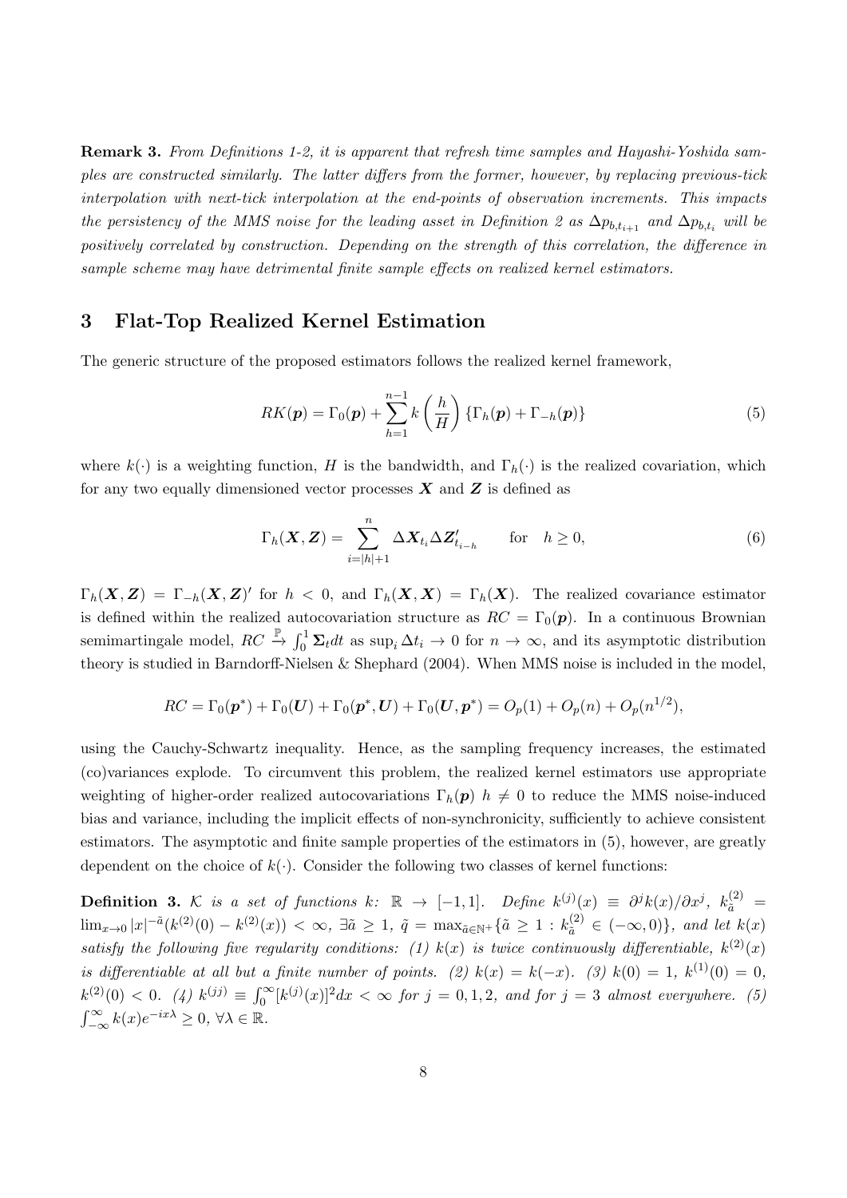**Remark 3.** *From Definitions 1-2, it is apparent that refresh time samples and Hayashi-Yoshida samples are constructed similarly. The latter differs from the former, however, by replacing previous-tick interpolation with next-tick interpolation at the end-points of observation increments. This impacts the persistency of the MMS noise for the leading asset in Definition 2 as $\Delta p_{b,t_{i+1}}$ and $\Delta p_{b,t_i}$ will be positively correlated by construction. Depending on the strength of this correlation, the difference in sample scheme may have detrimental finite sample effects on realized kernel estimators.*

## 3 Flat-Top Realized Kernel Estimation

The generic structure of the proposed estimators follows the realized kernel framework,

$$RK(\boldsymbol{p}) = \Gamma_0(\boldsymbol{p}) + \sum_{h=1}^{n-1} k\left(\frac{h}{H}\right)\{\Gamma_h(\boldsymbol{p}) + \Gamma_{-h}(\boldsymbol{p})\} \tag{5}$$

where $k(\cdot)$ is a weighting function, $H$ is the bandwidth, and $\Gamma_h(\cdot)$ is the realized covariation, which for any two equally dimensioned vector processes $\boldsymbol{X}$ and $\boldsymbol{Z}$ is defined as

$$\Gamma_h(\boldsymbol{X}, \boldsymbol{Z}) = \sum_{i=|h|+1}^{n} \Delta \boldsymbol{X}_{t_i} \Delta \boldsymbol{Z}'_{t_{i-h}} \qquad \text{for} \quad h \geq 0, \tag{6}$$

$\Gamma_h(\boldsymbol{X}, \boldsymbol{Z}) = \Gamma_{-h}(\boldsymbol{X}, \boldsymbol{Z})'$ for $h < 0$, and $\Gamma_h(\boldsymbol{X}, \boldsymbol{X}) = \Gamma_h(\boldsymbol{X})$. The realized covariance estimator is defined within the realized autocovariation structure as $RC = \Gamma_0(\boldsymbol{p})$. In a continuous Brownian semimartingale model, $RC \xrightarrow{\mathbb{P}} \int_0^1 \boldsymbol{\Sigma}_t dt$ as $\sup_i \Delta t_i \to 0$ for $n \to \infty$, and its asymptotic distribution theory is studied in Barndorff-Nielsen & Shephard (2004). When MMS noise is included in the model,

$$RC = \Gamma_0(\boldsymbol{p}^*) + \Gamma_0(\boldsymbol{U}) + \Gamma_0(\boldsymbol{p}^*, \boldsymbol{U}) + \Gamma_0(\boldsymbol{U}, \boldsymbol{p}^*) = O_p(1) + O_p(n) + O_p(n^{1/2}),$$

using the Cauchy-Schwartz inequality. Hence, as the sampling frequency increases, the estimated (co)variances explode. To circumvent this problem, the realized kernel estimators use appropriate weighting of higher-order realized autocovariations $\Gamma_h(\boldsymbol{p})$ $h \neq 0$ to reduce the MMS noise-induced bias and variance, including the implicit effects of non-synchronicity, sufficiently to achieve consistent estimators. The asymptotic and finite sample properties of the estimators in (5), however, are greatly dependent on the choice of $k(\cdot)$. Consider the following two classes of kernel functions:

**Definition 3.** *$\mathcal{K}$ is a set of functions $k$: $\mathbb{R} \to [-1, 1]$. Define $k^{(j)}(x) \equiv \partial^j k(x)/\partial x^j$, $k^{(2)}_{\tilde{a}} = \lim_{x\to 0} |x|^{-\tilde{a}}(k^{(2)}(0) - k^{(2)}(x)) < \infty$, $\exists \tilde{a} \geq 1$, $\tilde{q} = \max_{\tilde{a}\in\mathbb{N}^+}\{\tilde{a} \geq 1 : k^{(2)}_{\tilde{a}} \in (-\infty, 0)\}$, and let $k(x)$ satisfy the following five regularity conditions: (1) $k(x)$ is twice continuously differentiable, $k^{(2)}(x)$ is differentiable at all but a finite number of points. (2) $k(x) = k(-x)$. (3) $k(0) = 1$, $k^{(1)}(0) = 0$, $k^{(2)}(0) < 0$. (4) $k^{(jj)} \equiv \int_0^\infty [k^{(j)}(x)]^2 dx < \infty$ for $j = 0, 1, 2$, and for $j = 3$ almost everywhere. (5) $\int_{-\infty}^{\infty} k(x)e^{-ix\lambda} \geq 0$, $\forall \lambda \in \mathbb{R}$.*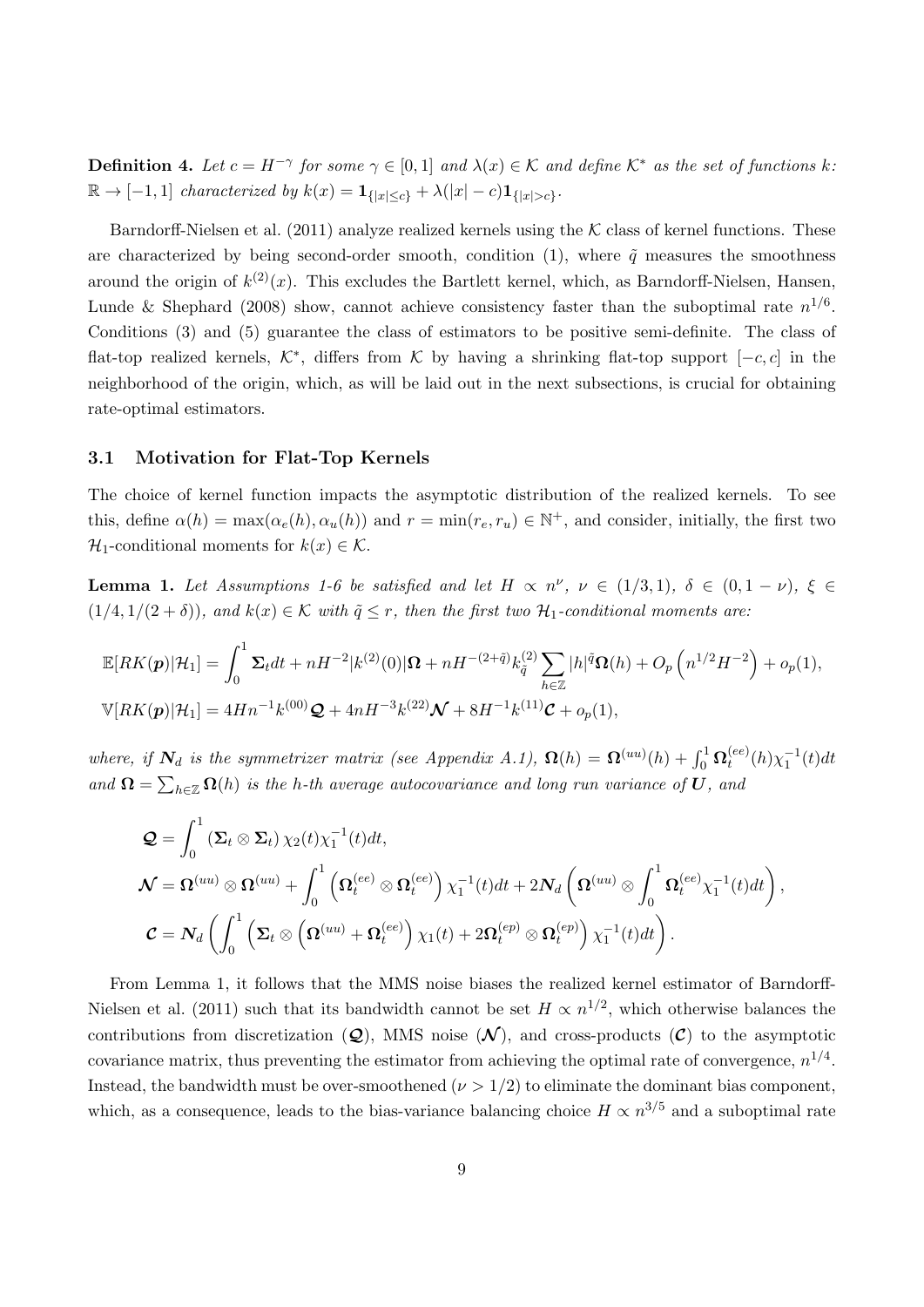**Definition 4.** *Let $c = H^{-\gamma}$ for some $\gamma \in [0,1]$ and $\lambda(x) \in \mathcal{K}$ and define $\mathcal{K}^*$ as the set of functions k: $\mathbb{R} \to [-1,1]$ characterized by $k(x) = \mathbf{1}_{\{|x| \le c\}} + \lambda(|x| - c)\mathbf{1}_{\{|x|>c\}}$.*

Barndorff-Nielsen et al. (2011) analyze realized kernels using the $\mathcal{K}$ class of kernel functions. These are characterized by being second-order smooth, condition (1), where $\tilde{q}$ measures the smoothness around the origin of $k^{(2)}(x)$. This excludes the Bartlett kernel, which, as Barndorff-Nielsen, Hansen, Lunde & Shephard (2008) show, cannot achieve consistency faster than the suboptimal rate $n^{1/6}$. Conditions (3) and (5) guarantee the class of estimators to be positive semi-definite. The class of flat-top realized kernels, $\mathcal{K}^*$, differs from $\mathcal{K}$ by having a shrinking flat-top support $[-c, c]$ in the neighborhood of the origin, which, as will be laid out in the next subsections, is crucial for obtaining rate-optimal estimators.

### 3.1 Motivation for Flat-Top Kernels

The choice of kernel function impacts the asymptotic distribution of the realized kernels. To see this, define $\alpha(h) = \max(\alpha_e(h), \alpha_u(h))$ and $r = \min(r_e, r_u) \in \mathbb{N}^+$, and consider, initially, the first two $\mathcal{H}_1$-conditional moments for $k(x) \in \mathcal{K}$.

**Lemma 1.** *Let Assumptions 1-6 be satisfied and let $H \propto n^\nu$, $\nu \in (1/3, 1)$, $\delta \in (0, 1-\nu)$, $\xi \in (1/4, 1/(2+\delta))$, and $k(x) \in \mathcal{K}$ with $\tilde{q} \le r$, then the first two $\mathcal{H}_1$-conditional moments are:*

$$
\begin{aligned}
\mathbb{E}[RK(\boldsymbol{p})|\mathcal{H}_1] &= \int_0^1 \boldsymbol{\Sigma}_t dt + nH^{-2}|k^{(2)}(0)|\boldsymbol{\Omega} + nH^{-(2+\tilde{q})}k^{(2)}_{\tilde{q}} \sum_{h \in \mathbb{Z}} |h|^{\tilde{q}} \boldsymbol{\Omega}(h) + O_p\left(n^{1/2}H^{-2}\right) + o_p(1), \\
\mathbb{V}[RK(\boldsymbol{p})|\mathcal{H}_1] &= 4Hn^{-1}k^{(00)}\boldsymbol{\mathcal{Q}} + 4nH^{-3}k^{(22)}\boldsymbol{\mathcal{N}} + 8H^{-1}k^{(11)}\boldsymbol{\mathcal{C}} + o_p(1),
\end{aligned}
$$

*where, if $\boldsymbol{N}_d$ is the symmetrizer matrix (see Appendix A.1), $\boldsymbol{\Omega}(h) = \boldsymbol{\Omega}^{(uu)}(h) + \int_0^1 \boldsymbol{\Omega}_t^{(ee)}(h)\chi_1^{-1}(t)dt$ and $\boldsymbol{\Omega} = \sum_{h \in \mathbb{Z}} \boldsymbol{\Omega}(h)$ is the h-th average autocovariance and long run variance of $\boldsymbol{U}$, and*

$$
\begin{aligned}
\boldsymbol{\mathcal{Q}} &= \int_0^1 (\boldsymbol{\Sigma}_t \otimes \boldsymbol{\Sigma}_t)\, \chi_2(t)\chi_1^{-1}(t)dt, \\
\boldsymbol{\mathcal{N}} &= \boldsymbol{\Omega}^{(uu)} \otimes \boldsymbol{\Omega}^{(uu)} + \int_0^1 \left(\boldsymbol{\Omega}_t^{(ee)} \otimes \boldsymbol{\Omega}_t^{(ee)}\right)\chi_1^{-1}(t)dt + 2\boldsymbol{N}_d\left(\boldsymbol{\Omega}^{(uu)} \otimes \int_0^1 \boldsymbol{\Omega}_t^{(ee)}\chi_1^{-1}(t)dt\right), \\
\boldsymbol{\mathcal{C}} &= \boldsymbol{N}_d\left(\int_0^1 \left(\boldsymbol{\Sigma}_t \otimes \left(\boldsymbol{\Omega}^{(uu)} + \boldsymbol{\Omega}_t^{(ee)}\right)\chi_1(t) + 2\boldsymbol{\Omega}_t^{(ep)} \otimes \boldsymbol{\Omega}_t^{(ep)}\right)\chi_1^{-1}(t)dt\right).
\end{aligned}
$$

From Lemma 1, it follows that the MMS noise biases the realized kernel estimator of Barndorff-Nielsen et al. (2011) such that its bandwidth cannot be set $H \propto n^{1/2}$, which otherwise balances the contributions from discretization ($\boldsymbol{\mathcal{Q}}$), MMS noise ($\boldsymbol{\mathcal{N}}$), and cross-products ($\boldsymbol{\mathcal{C}}$) to the asymptotic covariance matrix, thus preventing the estimator from achieving the optimal rate of convergence, $n^{1/4}$. Instead, the bandwidth must be over-smoothened ($\nu > 1/2$) to eliminate the dominant bias component, which, as a consequence, leads to the bias-variance balancing choice $H \propto n^{3/5}$ and a suboptimal rate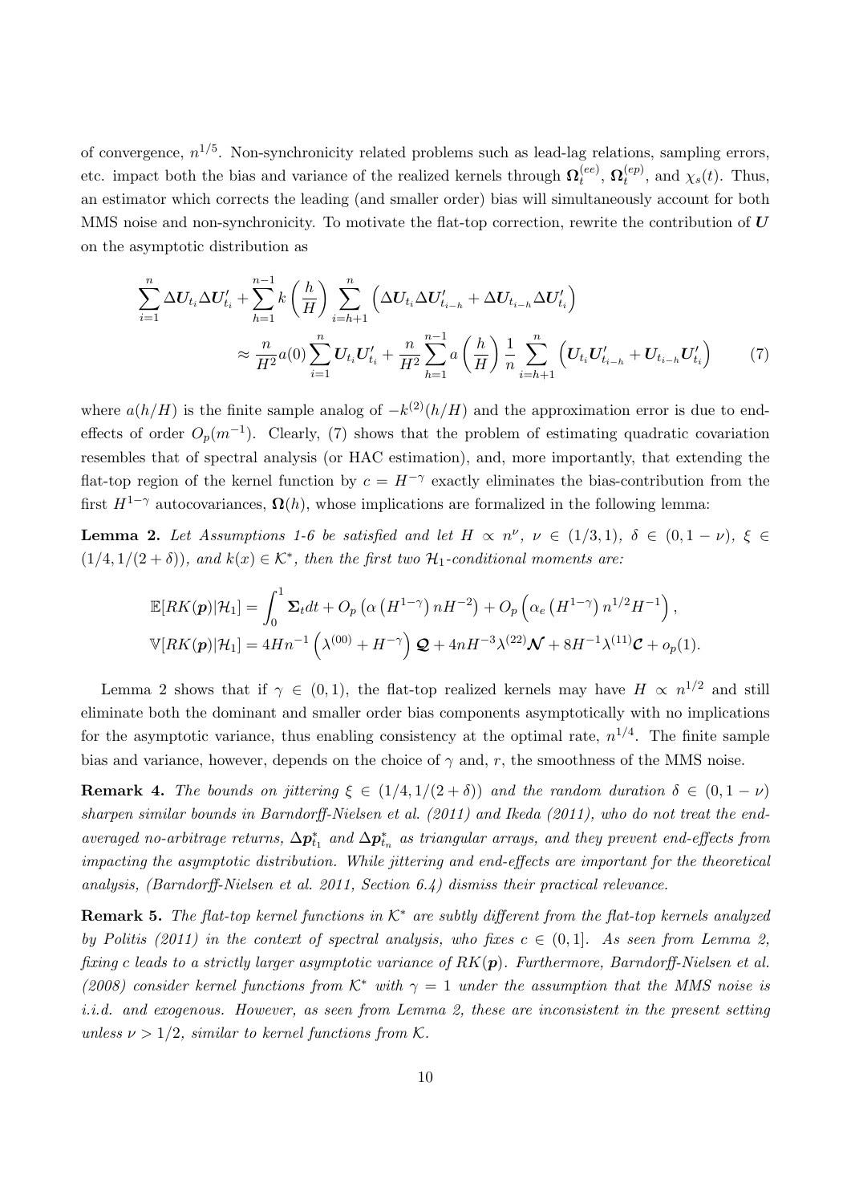of convergence, $n^{1/5}$. Non-synchronicity related problems such as lead-lag relations, sampling errors, etc. impact both the bias and variance of the realized kernels through $\boldsymbol{\Omega}_t^{(ee)}$, $\boldsymbol{\Omega}_t^{(ep)}$, and $\chi_s(t)$. Thus, an estimator which corrects the leading (and smaller order) bias will simultaneously account for both MMS noise and non-synchronicity. To motivate the flat-top correction, rewrite the contribution of $\boldsymbol{U}$ on the asymptotic distribution as

$$
\begin{aligned}
\sum_{i=1}^{n} \Delta \boldsymbol{U}_{t_i} \Delta \boldsymbol{U}_{t_i}' + \sum_{h=1}^{n-1} k\left(\frac{h}{H}\right) \sum_{i=h+1}^{n} \left( \Delta \boldsymbol{U}_{t_i} \Delta \boldsymbol{U}_{t_{i-h}}' + \Delta \boldsymbol{U}_{t_{i-h}} \Delta \boldsymbol{U}_{t_i}' \right) \\
\approx \frac{n}{H^2} a(0) \sum_{i=1}^{n} \boldsymbol{U}_{t_i} \boldsymbol{U}_{t_i}' + \frac{n}{H^2} \sum_{h=1}^{n-1} a\left(\frac{h}{H}\right) \frac{1}{n} \sum_{i=h+1}^{n} \left( \boldsymbol{U}_{t_i} \boldsymbol{U}_{t_{i-h}}' + \boldsymbol{U}_{t_{i-h}} \boldsymbol{U}_{t_i}' \right) \qquad (7)
\end{aligned}
$$

where $a(h/H)$ is the finite sample analog of $-k^{(2)}(h/H)$ and the approximation error is due to end-effects of order $O_p(m^{-1})$. Clearly, (7) shows that the problem of estimating quadratic covariation resembles that of spectral analysis (or HAC estimation), and, more importantly, that extending the flat-top region of the kernel function by $c = H^{-\gamma}$ exactly eliminates the bias-contribution from the first $H^{1-\gamma}$ autocovariances, $\boldsymbol{\Omega}(h)$, whose implications are formalized in the following lemma:

**Lemma 2.** *Let Assumptions 1-6 be satisfied and let $H \propto n^{\nu}$, $\nu \in (1/3, 1)$, $\delta \in (0, 1-\nu)$, $\xi \in (1/4, 1/(2+\delta))$, and $k(x) \in \mathcal{K}^*$, then the first two $\mathcal{H}_1$-conditional moments are:*

$$
\begin{aligned}
\mathbb{E}[RK(\boldsymbol{p})|\mathcal{H}_1] &= \int_0^1 \boldsymbol{\Sigma}_t dt + O_p\left(\alpha\left(H^{1-\gamma}\right) n H^{-2}\right) + O_p\left(\alpha_e\left(H^{1-\gamma}\right) n^{1/2} H^{-1}\right), \\
\mathbb{V}[RK(\boldsymbol{p})|\mathcal{H}_1] &= 4Hn^{-1}\left(\lambda^{(00)} + H^{-\gamma}\right) \boldsymbol{\mathcal{Q}} + 4nH^{-3}\lambda^{(22)} \boldsymbol{\mathcal{N}} + 8H^{-1}\lambda^{(11)} \boldsymbol{\mathcal{C}} + o_p(1).
\end{aligned}
$$

Lemma 2 shows that if $\gamma \in (0,1)$, the flat-top realized kernels may have $H \propto n^{1/2}$ and still eliminate both the dominant and smaller order bias components asymptotically with no implications for the asymptotic variance, thus enabling consistency at the optimal rate, $n^{1/4}$. The finite sample bias and variance, however, depends on the choice of $\gamma$ and, $r$, the smoothness of the MMS noise.

**Remark 4.** *The bounds on jittering $\xi \in (1/4, 1/(2+\delta))$ and the random duration $\delta \in (0, 1-\nu)$ sharpen similar bounds in Barndorff-Nielsen et al. (2011) and Ikeda (2011), who do not treat the end-averaged no-arbitrage returns, $\Delta \boldsymbol{p}_{t_1}^*$ and $\Delta \boldsymbol{p}_{t_n}^*$ as triangular arrays, and they prevent end-effects from impacting the asymptotic distribution. While jittering and end-effects are important for the theoretical analysis, (Barndorff-Nielsen et al. 2011, Section 6.4) dismiss their practical relevance.*

**Remark 5.** *The flat-top kernel functions in $\mathcal{K}^*$ are subtly different from the flat-top kernels analyzed by Politis (2011) in the context of spectral analysis, who fixes $c \in (0,1]$. As seen from Lemma 2, fixing c leads to a strictly larger asymptotic variance of $RK(\boldsymbol{p})$. Furthermore, Barndorff-Nielsen et al. (2008) consider kernel functions from $\mathcal{K}^*$ with $\gamma = 1$ under the assumption that the MMS noise is i.i.d. and exogenous. However, as seen from Lemma 2, these are inconsistent in the present setting unless $\nu > 1/2$, similar to kernel functions from $\mathcal{K}$.*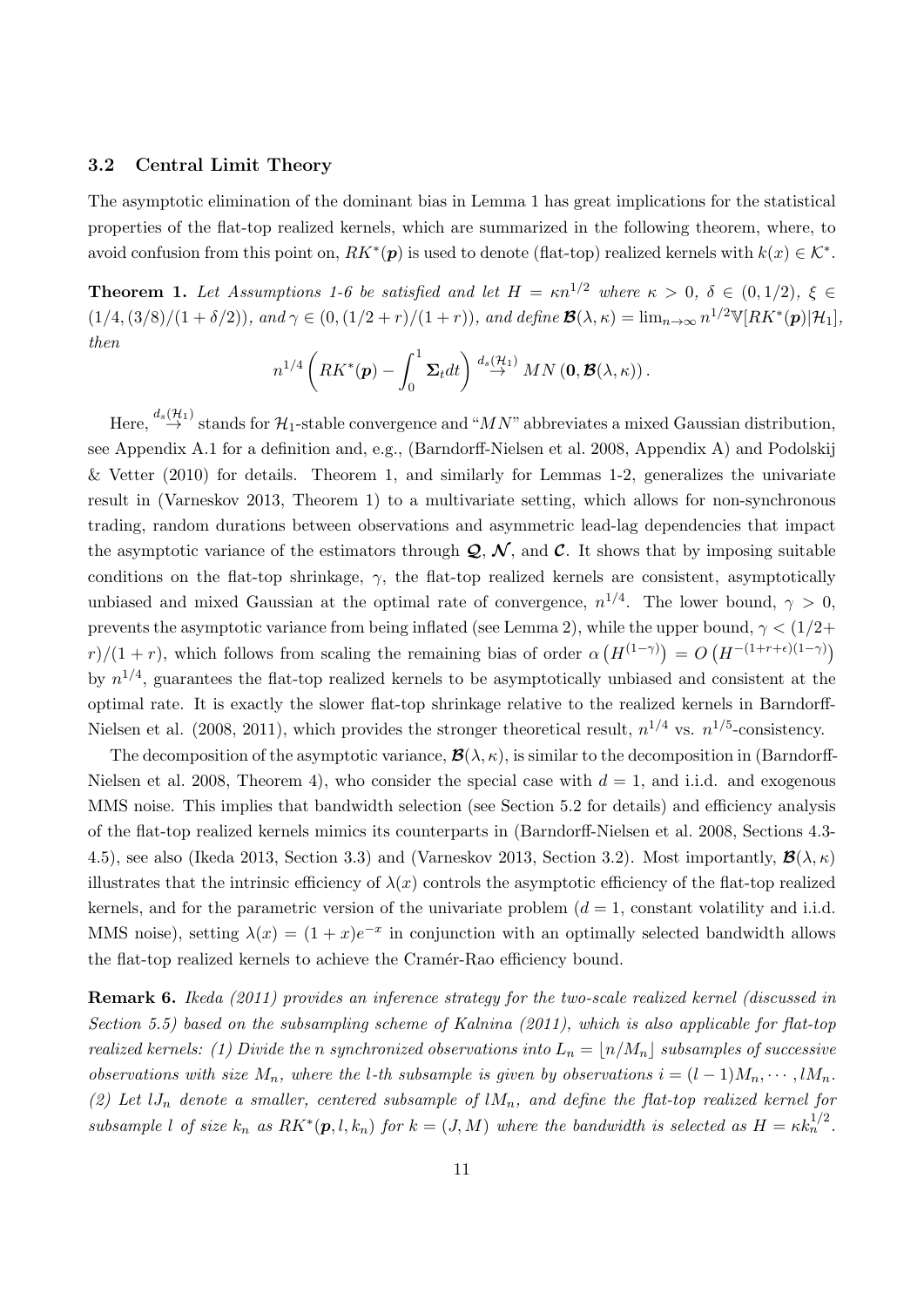### 3.2 Central Limit Theory

The asymptotic elimination of the dominant bias in Lemma 1 has great implications for the statistical properties of the flat-top realized kernels, which are summarized in the following theorem, where, to avoid confusion from this point on, $RK^*(\boldsymbol{p})$ is used to denote (flat-top) realized kernels with $k(x) \in \mathcal{K}^*$.

**Theorem 1.** *Let Assumptions 1-6 be satisfied and let $H = \kappa n^{1/2}$ where $\kappa > 0$, $\delta \in (0, 1/2)$, $\xi \in (1/4, (3/8)/(1 + \delta/2))$, and $\gamma \in (0, (1/2 + r)/(1 + r))$, and define $\boldsymbol{\mathcal{B}}(\lambda, \kappa) = \lim_{n\to\infty} n^{1/2}\mathbb{V}[RK^*(\boldsymbol{p})|\mathcal{H}_1]$, then*

$$n^{1/4}\left(RK^*(\boldsymbol{p}) - \int_0^1 \boldsymbol{\Sigma}_t dt\right) \overset{d_s(\mathcal{H}_1)}{\to} MN\left(\mathbf{0}, \boldsymbol{\mathcal{B}}(\lambda, \kappa)\right).$$

Here, $\overset{d_s(\mathcal{H}_1)}{\to}$ stands for $\mathcal{H}_1$-stable convergence and "$MN$" abbreviates a mixed Gaussian distribution, see Appendix A.1 for a definition and, e.g., (Barndorff-Nielsen et al. 2008, Appendix A) and Podolskij & Vetter (2010) for details. Theorem 1, and similarly for Lemmas 1-2, generalizes the univariate result in (Varneskov 2013, Theorem 1) to a multivariate setting, which allows for non-synchronous trading, random durations between observations and asymmetric lead-lag dependencies that impact the asymptotic variance of the estimators through $\boldsymbol{\mathcal{Q}}$, $\boldsymbol{\mathcal{N}}$, and $\boldsymbol{\mathcal{C}}$. It shows that by imposing suitable conditions on the flat-top shrinkage, $\gamma$, the flat-top realized kernels are consistent, asymptotically unbiased and mixed Gaussian at the optimal rate of convergence, $n^{1/4}$. The lower bound, $\gamma > 0$, prevents the asymptotic variance from being inflated (see Lemma 2), while the upper bound, $\gamma < (1/2 + r)/(1 + r)$, which follows from scaling the remaining bias of order $\alpha\left(H^{(1-\gamma)}\right) = O\left(H^{-(1+r+\epsilon)(1-\gamma)}\right)$ by $n^{1/4}$, guarantees the flat-top realized kernels to be asymptotically unbiased and consistent at the optimal rate. It is exactly the slower flat-top shrinkage relative to the realized kernels in Barndorff-Nielsen et al. (2008, 2011), which provides the stronger theoretical result, $n^{1/4}$ vs. $n^{1/5}$-consistency.

The decomposition of the asymptotic variance, $\boldsymbol{\mathcal{B}}(\lambda, \kappa)$, is similar to the decomposition in (Barndorff-Nielsen et al. 2008, Theorem 4), who consider the special case with $d = 1$, and i.i.d. and exogenous MMS noise. This implies that bandwidth selection (see Section 5.2 for details) and efficiency analysis of the flat-top realized kernels mimics its counterparts in (Barndorff-Nielsen et al. 2008, Sections 4.3-4.5), see also (Ikeda 2013, Section 3.3) and (Varneskov 2013, Section 3.2). Most importantly, $\boldsymbol{\mathcal{B}}(\lambda, \kappa)$ illustrates that the intrinsic efficiency of $\lambda(x)$ controls the asymptotic efficiency of the flat-top realized kernels, and for the parametric version of the univariate problem ($d = 1$, constant volatility and i.i.d. MMS noise), setting $\lambda(x) = (1 + x)e^{-x}$ in conjunction with an optimally selected bandwidth allows the flat-top realized kernels to achieve the Cramér-Rao efficiency bound.

**Remark 6.** *Ikeda (2011) provides an inference strategy for the two-scale realized kernel (discussed in Section 5.5) based on the subsampling scheme of Kalnina (2011), which is also applicable for flat-top realized kernels: (1) Divide the $n$ synchronized observations into $L_n = \lfloor n/M_n \rfloor$ subsamples of successive observations with size $M_n$, where the $l$-th subsample is given by observations $i = (l - 1)M_n, \cdots, lM_n$. (2) Let $lJ_n$ denote a smaller, centered subsample of $lM_n$, and define the flat-top realized kernel for subsample $l$ of size $k_n$ as $RK^*(\boldsymbol{p}, l, k_n)$ for $k = (J, M)$ where the bandwidth is selected as $H = \kappa k_n^{1/2}$.*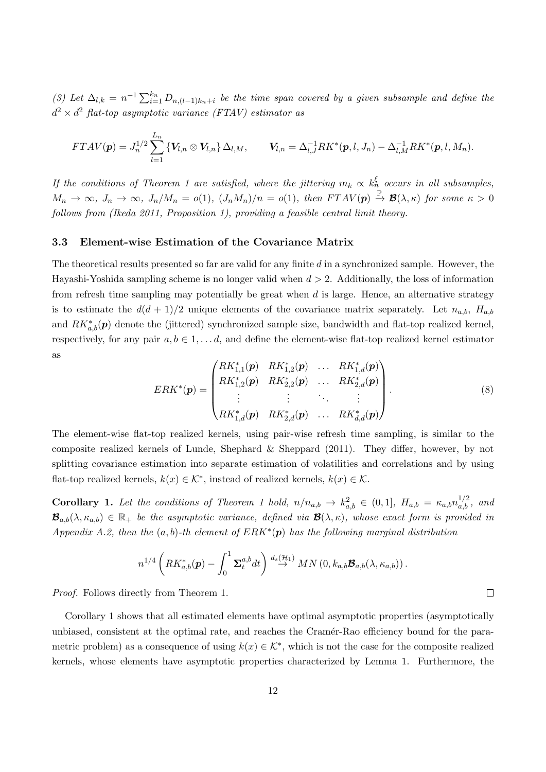*(3) Let $\Delta_{l,k} = n^{-1}\sum_{i=1}^{k_n} D_{n,(l-1)k_n+i}$ be the time span covered by a given subsample and define the $d^2 \times d^2$ flat-top asymptotic variance (FTAV) estimator as*

$$FTAV(\boldsymbol{p}) = J_n^{1/2}\sum_{l=1}^{L_n}\{\boldsymbol{V}_{l,n}\otimes\boldsymbol{V}_{l,n}\}\Delta_{l,M}, \qquad \boldsymbol{V}_{l,n} = \Delta_{l,J}^{-1}RK^*(\boldsymbol{p},l,J_n) - \Delta_{l,M}^{-1}RK^*(\boldsymbol{p},l,M_n).$$

*If the conditions of Theorem 1 are satisfied, where the jittering $m_k \propto k_n^{\xi}$ occurs in all subsamples, $M_n\to\infty$, $J_n\to\infty$, $J_n/M_n = o(1)$, $(J_nM_n)/n = o(1)$, then $FTAV(\boldsymbol{p}) \xrightarrow{\mathbb{P}} \boldsymbol{\mathcal{B}}(\lambda,\kappa)$ for some $\kappa > 0$ follows from (Ikeda 2011, Proposition 1), providing a feasible central limit theory.*

### 3.3 Element-wise Estimation of the Covariance Matrix

The theoretical results presented so far are valid for any finite $d$ in a synchronized sample. However, the Hayashi-Yoshida sampling scheme is no longer valid when $d > 2$. Additionally, the loss of information from refresh time sampling may potentially be great when $d$ is large. Hence, an alternative strategy is to estimate the $d(d+1)/2$ unique elements of the covariance matrix separately. Let $n_{a,b}$, $H_{a,b}$ and $RK^*_{a,b}(\boldsymbol{p})$ denote the (jittered) synchronized sample size, bandwidth and flat-top realized kernel, respectively, for any pair $a,b\in 1,\dots d$, and define the element-wise flat-top realized kernel estimator as

$$ERK^*(\boldsymbol{p}) = \begin{pmatrix} RK^*_{1,1}(\boldsymbol{p}) & RK^*_{1,2}(\boldsymbol{p}) & \dots & RK^*_{1,d}(\boldsymbol{p}) \\ RK^*_{1,2}(\boldsymbol{p}) & RK^*_{2,2}(\boldsymbol{p}) & \dots & RK^*_{2,d}(\boldsymbol{p}) \\ \vdots & \vdots & \ddots & \vdots \\ RK^*_{1,d}(\boldsymbol{p}) & RK^*_{2,d}(\boldsymbol{p}) & \dots & RK^*_{d,d}(\boldsymbol{p}) \end{pmatrix}. \tag{8}$$

The element-wise flat-top realized kernels, using pair-wise refresh time sampling, is similar to the composite realized kernels of Lunde, Shephard & Sheppard (2011). They differ, however, by not splitting covariance estimation into separate estimation of volatilities and correlations and by using flat-top realized kernels, $k(x)\in\mathcal{K}^*$, instead of realized kernels, $k(x)\in\mathcal{K}$.

**Corollary 1.** *Let the conditions of Theorem 1 hold, $n/n_{a,b}\to k_{a,b}^2\in(0,1]$, $H_{a,b} = \kappa_{a,b}n_{a,b}^{1/2}$, and $\boldsymbol{\mathcal{B}}_{a,b}(\lambda,\kappa_{a,b})\in\mathbb{R}_+$ be the asymptotic variance, defined via $\boldsymbol{\mathcal{B}}(\lambda,\kappa)$, whose exact form is provided in Appendix A.2, then the $(a,b)$-th element of $ERK^*(\boldsymbol{p})$ has the following marginal distribution*

$$n^{1/4}\left(RK^*_{a,b}(\boldsymbol{p}) - \int_0^1 \boldsymbol{\Sigma}_t^{a,b}dt\right) \xrightarrow{d_s(\mathcal{H}_1)} MN\left(0, k_{a,b}\boldsymbol{\mathcal{B}}_{a,b}(\lambda,\kappa_{a,b})\right).$$

*Proof.* Follows directly from Theorem 1. □

Corollary 1 shows that all estimated elements have optimal asymptotic properties (asymptotically unbiased, consistent at the optimal rate, and reaches the Cramér-Rao efficiency bound for the parametric problem) as a consequence of using $k(x)\in\mathcal{K}^*$, which is not the case for the composite realized kernels, whose elements have asymptotic properties characterized by Lemma 1. Furthermore, the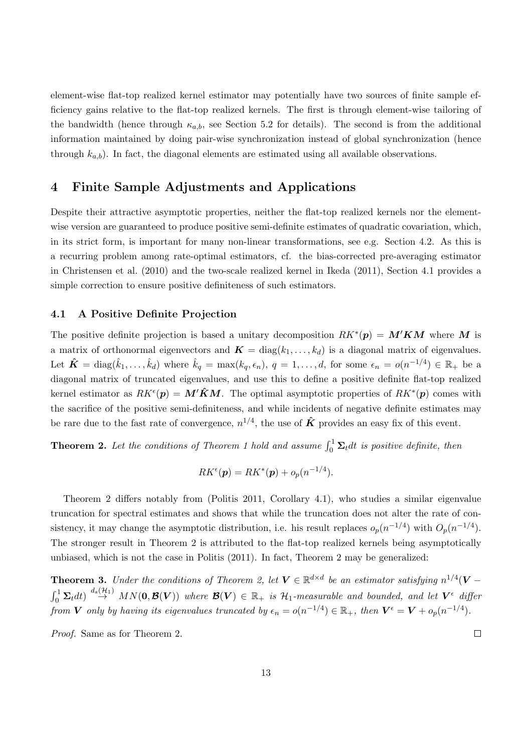element-wise flat-top realized kernel estimator may potentially have two sources of finite sample efficiency gains relative to the flat-top realized kernels. The first is through element-wise tailoring of the bandwidth (hence through $\kappa_{a,b}$, see Section 5.2 for details). The second is from the additional information maintained by doing pair-wise synchronization instead of global synchronization (hence through $k_{a,b}$). In fact, the diagonal elements are estimated using all available observations.

## 4 Finite Sample Adjustments and Applications

Despite their attractive asymptotic properties, neither the flat-top realized kernels nor the element-wise version are guaranteed to produce positive semi-definite estimates of quadratic covariation, which, in its strict form, is important for many non-linear transformations, see e.g. Section 4.2. As this is a recurring problem among rate-optimal estimators, cf. the bias-corrected pre-averaging estimator in Christensen et al. (2010) and the two-scale realized kernel in Ikeda (2011), Section 4.1 provides a simple correction to ensure positive definiteness of such estimators.

### 4.1 A Positive Definite Projection

The positive definite projection is based a unitary decomposition $RK^*(\boldsymbol{p}) = \boldsymbol{M}'\boldsymbol{K}\boldsymbol{M}$ where $\boldsymbol{M}$ is a matrix of orthonormal eigenvectors and $\boldsymbol{K} = \text{diag}(k_1, \ldots, k_d)$ is a diagonal matrix of eigenvalues. Let $\hat{\boldsymbol{K}} = \text{diag}(\hat{k}_1, \ldots, \hat{k}_d)$ where $\hat{k}_q = \max(k_q, \epsilon_n)$, $q = 1, \ldots, d$, for some $\epsilon_n = o(n^{-1/4}) \in \mathbb{R}_+$ be a diagonal matrix of truncated eigenvalues, and use this to define a positive definite flat-top realized kernel estimator as $RK^\epsilon(\boldsymbol{p}) = \boldsymbol{M}'\hat{\boldsymbol{K}}\boldsymbol{M}$. The optimal asymptotic properties of $RK^*(\boldsymbol{p})$ comes with the sacrifice of the positive semi-definiteness, and while incidents of negative definite estimates may be rare due to the fast rate of convergence, $n^{1/4}$, the use of $\hat{\boldsymbol{K}}$ provides an easy fix of this event.

**Theorem 2.** *Let the conditions of Theorem 1 hold and assume $\int_0^1 \boldsymbol{\Sigma}_t dt$ is positive definite, then*

$$RK^\epsilon(\boldsymbol{p}) = RK^*(\boldsymbol{p}) + o_p(n^{-1/4}).$$

Theorem 2 differs notably from (Politis 2011, Corollary 4.1), who studies a similar eigenvalue truncation for spectral estimates and shows that while the truncation does not alter the rate of consistency, it may change the asymptotic distribution, i.e. his result replaces $o_p(n^{-1/4})$ with $O_p(n^{-1/4})$. The stronger result in Theorem 2 is attributed to the flat-top realized kernels being asymptotically unbiased, which is not the case in Politis (2011). In fact, Theorem 2 may be generalized:

**Theorem 3.** *Under the conditions of Theorem 2, let $\boldsymbol{V} \in \mathbb{R}^{d \times d}$ be an estimator satisfying $n^{1/4}(\boldsymbol{V} - \int_0^1 \boldsymbol{\Sigma}_t dt) \overset{d_s(\mathcal{H}_1)}{\to} MN(\boldsymbol{0}, \boldsymbol{\mathcal{B}}(\boldsymbol{V}))$ where $\boldsymbol{\mathcal{B}}(\boldsymbol{V}) \in \mathbb{R}_+$ is $\mathcal{H}_1$-measurable and bounded, and let $\boldsymbol{V}^\epsilon$ differ from $\boldsymbol{V}$ only by having its eigenvalues truncated by $\epsilon_n = o(n^{-1/4}) \in \mathbb{R}_+$, then $\boldsymbol{V}^\epsilon = \boldsymbol{V} + o_p(n^{-1/4})$.*

*Proof.* Same as for Theorem 2. □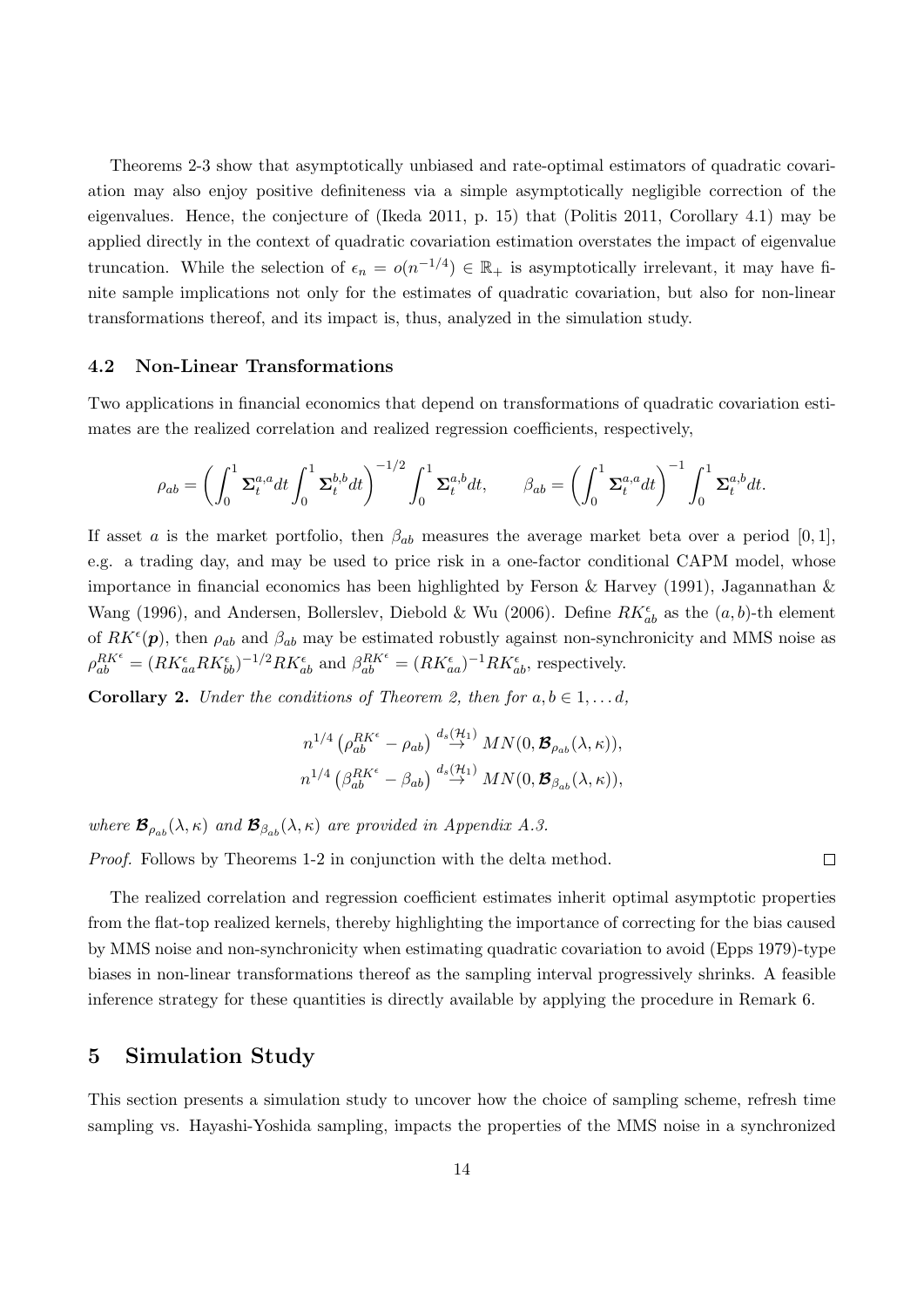Theorems 2-3 show that asymptotically unbiased and rate-optimal estimators of quadratic covariation may also enjoy positive definiteness via a simple asymptotically negligible correction of the eigenvalues. Hence, the conjecture of (Ikeda 2011, p. 15) that (Politis 2011, Corollary 4.1) may be applied directly in the context of quadratic covariation estimation overstates the impact of eigenvalue truncation. While the selection of $\epsilon_n = o(n^{-1/4}) \in \mathbb{R}_+$ is asymptotically irrelevant, it may have finite sample implications not only for the estimates of quadratic covariation, but also for non-linear transformations thereof, and its impact is, thus, analyzed in the simulation study.

### 4.2 Non-Linear Transformations

Two applications in financial economics that depend on transformations of quadratic covariation estimates are the realized correlation and realized regression coefficients, respectively,

$$\rho_{ab} = \left( \int_0^1 \mathbf{\Sigma}_t^{a,a} dt \int_0^1 \mathbf{\Sigma}_t^{b,b} dt \right)^{-1/2} \int_0^1 \mathbf{\Sigma}_t^{a,b} dt, \qquad \beta_{ab} = \left( \int_0^1 \mathbf{\Sigma}_t^{a,a} dt \right)^{-1} \int_0^1 \mathbf{\Sigma}_t^{a,b} dt.$$

If asset $a$ is the market portfolio, then $\beta_{ab}$ measures the average market beta over a period $[0, 1]$, e.g. a trading day, and may be used to price risk in a one-factor conditional CAPM model, whose importance in financial economics has been highlighted by Ferson & Harvey (1991), Jagannathan & Wang (1996), and Andersen, Bollerslev, Diebold & Wu (2006). Define $RK^{\epsilon}_{ab}$ as the $(a, b)$-th element of $RK^{\epsilon}(\boldsymbol{p})$, then $\rho_{ab}$ and $\beta_{ab}$ may be estimated robustly against non-synchronicity and MMS noise as $\rho^{RK^{\epsilon}}_{ab} = (RK^{\epsilon}_{aa} RK^{\epsilon}_{bb})^{-1/2} RK^{\epsilon}_{ab}$ and $\beta^{RK^{\epsilon}}_{ab} = (RK^{\epsilon}_{aa})^{-1} RK^{\epsilon}_{ab}$, respectively.

**Corollary 2.** *Under the conditions of Theorem 2, then for $a, b \in 1, \ldots d$,*

$$n^{1/4} \left( \rho^{RK^{\epsilon}}_{ab} - \rho_{ab} \right) \overset{d_s(\mathcal{H}_1)}{\to} MN(0, \boldsymbol{\mathcal{B}}_{\rho_{ab}}(\lambda, \kappa)),$$
$$n^{1/4} \left( \beta^{RK^{\epsilon}}_{ab} - \beta_{ab} \right) \overset{d_s(\mathcal{H}_1)}{\to} MN(0, \boldsymbol{\mathcal{B}}_{\beta_{ab}}(\lambda, \kappa)),$$

*where $\boldsymbol{\mathcal{B}}_{\rho_{ab}}(\lambda, \kappa)$ and $\boldsymbol{\mathcal{B}}_{\beta_{ab}}(\lambda, \kappa)$ are provided in Appendix A.3.*

*Proof.* Follows by Theorems 1-2 in conjunction with the delta method. ∎

The realized correlation and regression coefficient estimates inherit optimal asymptotic properties from the flat-top realized kernels, thereby highlighting the importance of correcting for the bias caused by MMS noise and non-synchronicity when estimating quadratic covariation to avoid (Epps 1979)-type biases in non-linear transformations thereof as the sampling interval progressively shrinks. A feasible inference strategy for these quantities is directly available by applying the procedure in Remark 6.

## 5 Simulation Study

This section presents a simulation study to uncover how the choice of sampling scheme, refresh time sampling vs. Hayashi-Yoshida sampling, impacts the properties of the MMS noise in a synchronized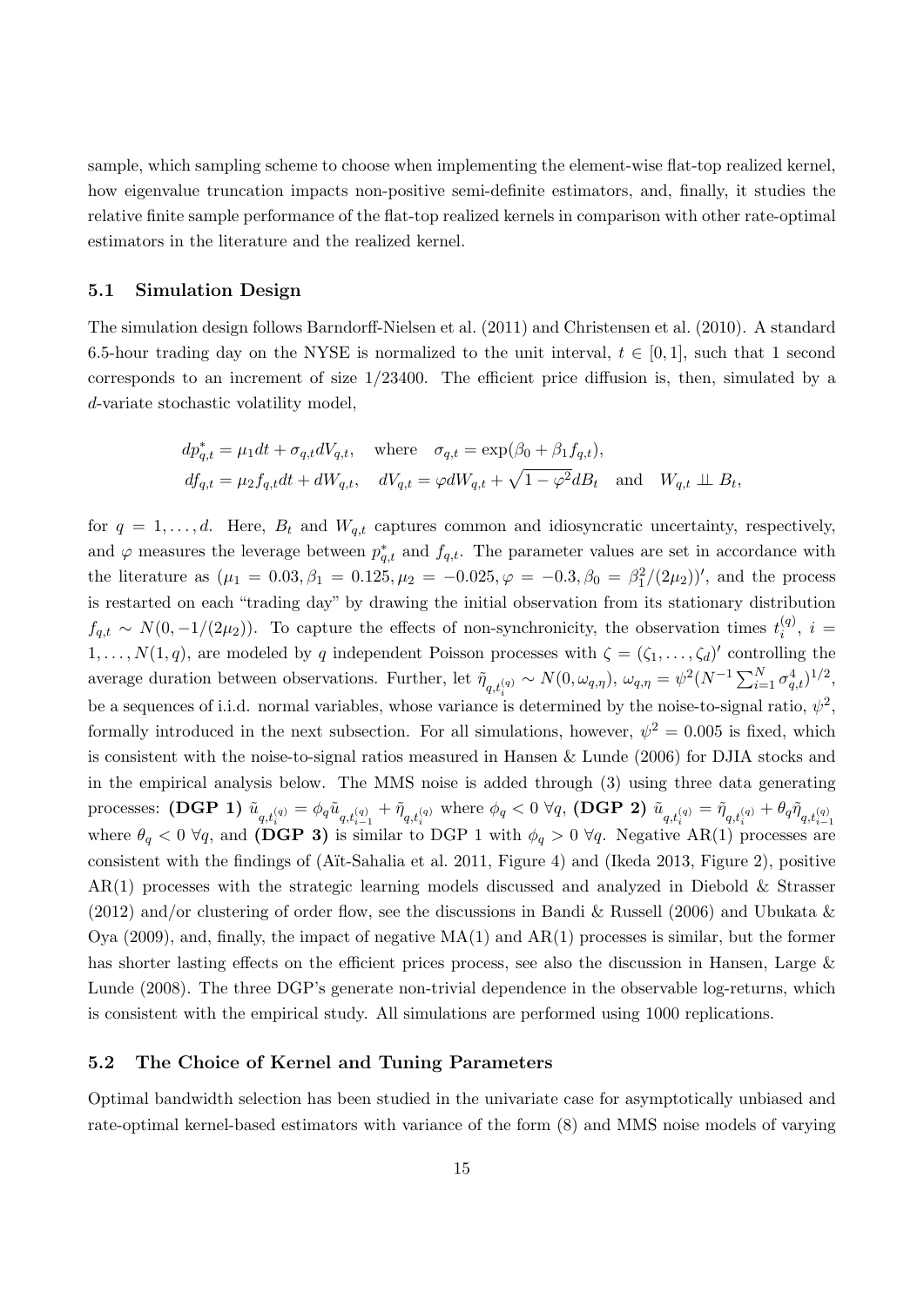sample, which sampling scheme to choose when implementing the element-wise flat-top realized kernel, how eigenvalue truncation impacts non-positive semi-definite estimators, and, finally, it studies the relative finite sample performance of the flat-top realized kernels in comparison with other rate-optimal estimators in the literature and the realized kernel.

## 5.1 Simulation Design

The simulation design follows Barndorff-Nielsen et al. (2011) and Christensen et al. (2010). A standard 6.5-hour trading day on the NYSE is normalized to the unit interval, $t \in [0, 1]$, such that 1 second corresponds to an increment of size $1/23400$. The efficient price diffusion is, then, simulated by a $d$-variate stochastic volatility model,

$$
\begin{aligned}
dp^*_{q,t} &= \mu_1 dt + \sigma_{q,t} dV_{q,t}, \quad \text{where} \quad \sigma_{q,t} = \exp(\beta_0 + \beta_1 f_{q,t}), \\
df_{q,t} &= \mu_2 f_{q,t} dt + dW_{q,t}, \quad dV_{q,t} = \varphi dW_{q,t} + \sqrt{1-\varphi^2} dB_t \quad \text{and} \quad W_{q,t} \perp\!\!\!\perp B_t,
\end{aligned}
$$

for $q = 1, \ldots, d$. Here, $B_t$ and $W_{q,t}$ captures common and idiosyncratic uncertainty, respectively, and $\varphi$ measures the leverage between $p^*_{q,t}$ and $f_{q,t}$. The parameter values are set in accordance with the literature as $(\mu_1 = 0.03, \beta_1 = 0.125, \mu_2 = -0.025, \varphi = -0.3, \beta_0 = \beta_1^2/(2\mu_2))'$, and the process is restarted on each "trading day" by drawing the initial observation from its stationary distribution $f_{q,t} \sim N(0, -1/(2\mu_2))$. To capture the effects of non-synchronicity, the observation times $t_i^{(q)}$, $i = 1, \ldots, N(1, q)$, are modeled by $q$ independent Poisson processes with $\zeta = (\zeta_1, \ldots, \zeta_d)'$ controlling the average duration between observations. Further, let $\tilde{\eta}_{q,t_i^{(q)}} \sim N(0, \omega_{q,\eta})$, $\omega_{q,\eta} = \psi^2 (N^{-1} \sum_{i=1}^N \sigma^4_{q,t})^{1/2}$, be a sequences of i.i.d. normal variables, whose variance is determined by the noise-to-signal ratio, $\psi^2$, formally introduced in the next subsection. For all simulations, however, $\psi^2 = 0.005$ is fixed, which is consistent with the noise-to-signal ratios measured in Hansen & Lunde (2006) for DJIA stocks and in the empirical analysis below. The MMS noise is added through (3) using three data generating processes: **(DGP 1)** $\tilde{u}_{q,t_i^{(q)}} = \phi_q \tilde{u}_{q,t_{i-1}^{(q)}} + \tilde{\eta}_{q,t_i^{(q)}}$ where $\phi_q < 0 \ \forall q$, **(DGP 2)** $\tilde{u}_{q,t_i^{(q)}} = \tilde{\eta}_{q,t_i^{(q)}} + \theta_q \tilde{\eta}_{q,t_{i-1}^{(q)}}$ where $\theta_q < 0 \ \forall q$, and **(DGP 3)** is similar to DGP 1 with $\phi_q > 0 \ \forall q$. Negative AR(1) processes are consistent with the findings of (Aït-Sahalia et al. 2011, Figure 4) and (Ikeda 2013, Figure 2), positive AR(1) processes with the strategic learning models discussed and analyzed in Diebold & Strasser (2012) and/or clustering of order flow, see the discussions in Bandi & Russell (2006) and Ubukata & Oya (2009), and, finally, the impact of negative MA(1) and AR(1) processes is similar, but the former has shorter lasting effects on the efficient prices process, see also the discussion in Hansen, Large & Lunde (2008). The three DGP's generate non-trivial dependence in the observable log-returns, which is consistent with the empirical study. All simulations are performed using 1000 replications.

## 5.2 The Choice of Kernel and Tuning Parameters

Optimal bandwidth selection has been studied in the univariate case for asymptotically unbiased and rate-optimal kernel-based estimators with variance of the form (8) and MMS noise models of varying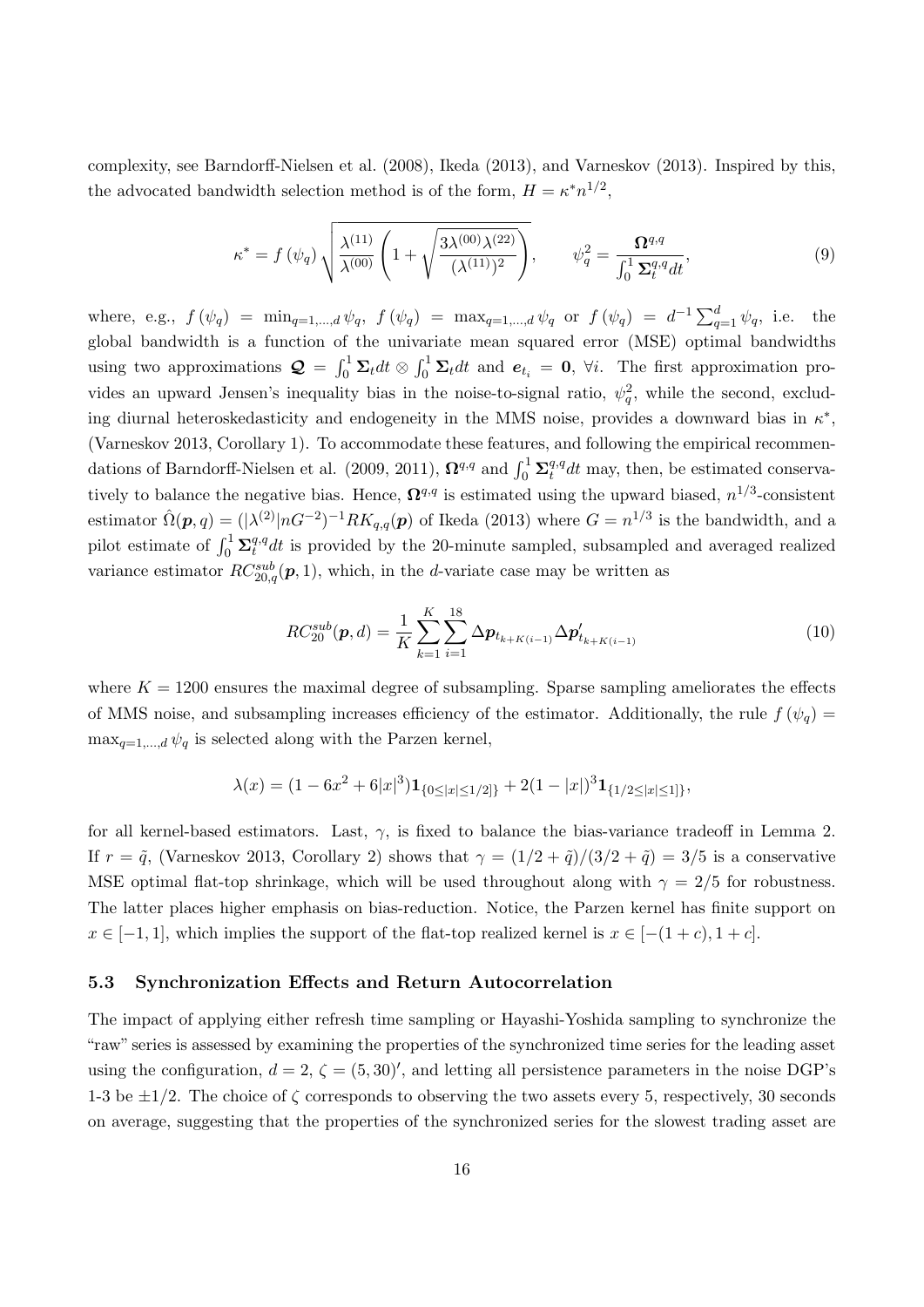complexity, see Barndorff-Nielsen et al. (2008), Ikeda (2013), and Varneskov (2013). Inspired by this, the advocated bandwidth selection method is of the form, $H = \kappa^* n^{1/2}$,

$$\kappa^* = f\left(\psi_q\right) \sqrt{\frac{\lambda^{(11)}}{\lambda^{(00)}} \left(1 + \sqrt{\frac{3\lambda^{(00)}\lambda^{(22)}}{(\lambda^{(11)})^2}}\right)}, \qquad \psi_q^2 = \frac{\mathbf{\Omega}^{q,q}}{\int_0^1 \mathbf{\Sigma}_t^{q,q} dt}, \tag{9}$$

where, e.g., $f\left(\psi_q\right) = \min_{q=1,\ldots,d} \psi_q$, $f\left(\psi_q\right) = \max_{q=1,\ldots,d} \psi_q$ or $f\left(\psi_q\right) = d^{-1}\sum_{q=1}^{d} \psi_q$, i.e. the global bandwidth is a function of the univariate mean squared error (MSE) optimal bandwidths using two approximations $\boldsymbol{\mathcal{Q}} = \int_0^1 \mathbf{\Sigma}_t dt \otimes \int_0^1 \mathbf{\Sigma}_t dt$ and $\boldsymbol{e}_{t_i} = \mathbf{0}$, $\forall i$. The first approximation provides an upward Jensen's inequality bias in the noise-to-signal ratio, $\psi_q^2$, while the second, excluding diurnal heteroskedasticity and endogeneity in the MMS noise, provides a downward bias in $\kappa^*$, (Varneskov 2013, Corollary 1). To accommodate these features, and following the empirical recommendations of Barndorff-Nielsen et al. (2009, 2011), $\mathbf{\Omega}^{q,q}$ and $\int_0^1 \mathbf{\Sigma}_t^{q,q} dt$ may, then, be estimated conservatively to balance the negative bias. Hence, $\mathbf{\Omega}^{q,q}$ is estimated using the upward biased, $n^{1/3}$-consistent estimator $\hat{\Omega}(\boldsymbol{p}, q) = (|\lambda^{(2)}|nG^{-2})^{-1} RK_{q,q}(\boldsymbol{p})$ of Ikeda (2013) where $G = n^{1/3}$ is the bandwidth, and a pilot estimate of $\int_0^1 \mathbf{\Sigma}_t^{q,q} dt$ is provided by the 20-minute sampled, subsampled and averaged realized variance estimator $RC_{20,q}^{sub}(\boldsymbol{p}, 1)$, which, in the $d$-variate case may be written as

$$RC_{20}^{sub}(\boldsymbol{p}, d) = \frac{1}{K} \sum_{k=1}^{K} \sum_{i=1}^{18} \Delta \boldsymbol{p}_{t_{k+K(i-1)}} \Delta \boldsymbol{p}_{t_{k+K(i-1)}}' \tag{10}$$

where $K = 1200$ ensures the maximal degree of subsampling. Sparse sampling ameliorates the effects of MMS noise, and subsampling increases efficiency of the estimator. Additionally, the rule $f\left(\psi_q\right) = \max_{q=1,\ldots,d} \psi_q$ is selected along with the Parzen kernel,

$$\lambda(x) = (1 - 6x^2 + 6|x|^3)\mathbf{1}_{\{0 \le |x| \le 1/2]\}} + 2(1 - |x|)^3 \mathbf{1}_{\{1/2 \le |x| \le 1]\}},$$

for all kernel-based estimators. Last, $\gamma$, is fixed to balance the bias-variance tradeoff in Lemma 2. If $r = \tilde{q}$, (Varneskov 2013, Corollary 2) shows that $\gamma = (1/2 + \tilde{q})/(3/2 + \tilde{q}) = 3/5$ is a conservative MSE optimal flat-top shrinkage, which will be used throughout along with $\gamma = 2/5$ for robustness. The latter places higher emphasis on bias-reduction. Notice, the Parzen kernel has finite support on $x \in [-1, 1]$, which implies the support of the flat-top realized kernel is $x \in [-(1 + c), 1 + c]$.

### 5.3 Synchronization Effects and Return Autocorrelation

The impact of applying either refresh time sampling or Hayashi-Yoshida sampling to synchronize the "raw" series is assessed by examining the properties of the synchronized time series for the leading asset using the configuration, $d = 2$, $\zeta = (5, 30)'$, and letting all persistence parameters in the noise DGP's 1-3 be $\pm 1/2$. The choice of $\zeta$ corresponds to observing the two assets every 5, respectively, 30 seconds on average, suggesting that the properties of the synchronized series for the slowest trading asset are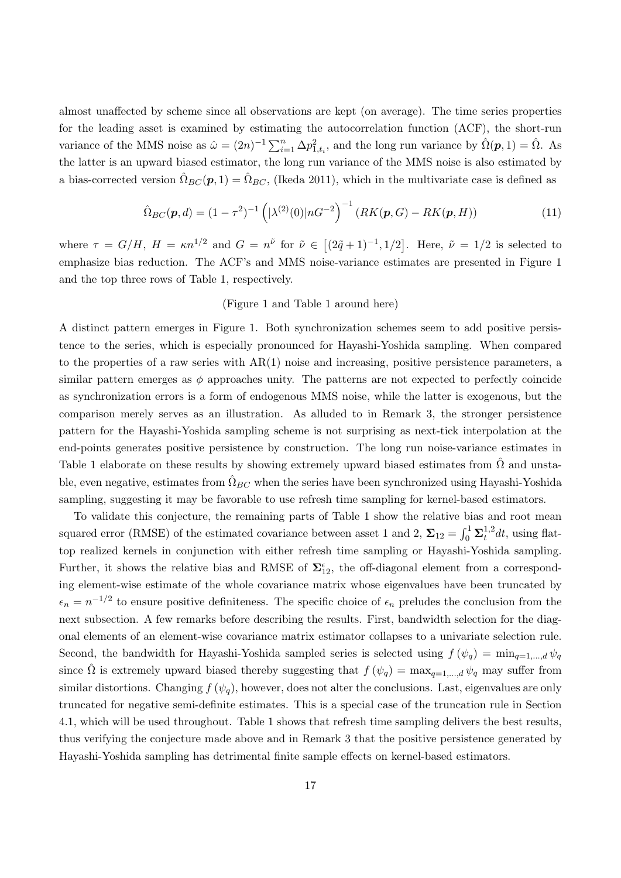almost unaffected by scheme since all observations are kept (on average). The time series properties for the leading asset is examined by estimating the autocorrelation function (ACF), the short-run variance of the MMS noise as $\hat{\omega} = (2n)^{-1} \sum_{i=1}^{n} \Delta p_{1,t_i}^2$, and the long run variance by $\hat{\Omega}(\boldsymbol{p}, 1) = \hat{\Omega}$. As the latter is an upward biased estimator, the long run variance of the MMS noise is also estimated by a bias-corrected version $\hat{\Omega}_{BC}(\boldsymbol{p}, 1) = \hat{\Omega}_{BC}$, (Ikeda 2011), which in the multivariate case is defined as

$$\hat{\Omega}_{BC}(\boldsymbol{p}, d) = (1 - \tau^2)^{-1} \left( |\lambda^{(2)}(0)| n G^{-2} \right)^{-1} (RK(\boldsymbol{p}, G) - RK(\boldsymbol{p}, H)) \tag{11}$$

where $\tau = G/H$, $H = \kappa n^{1/2}$ and $G = n^{\tilde{\nu}}$ for $\tilde{\nu} \in \left[(2\tilde{q} + 1)^{-1}, 1/2\right]$. Here, $\tilde{\nu} = 1/2$ is selected to emphasize bias reduction. The ACF's and MMS noise-variance estimates are presented in Figure 1 and the top three rows of Table 1, respectively.

(Figure 1 and Table 1 around here)

A distinct pattern emerges in Figure 1. Both synchronization schemes seem to add positive persistence to the series, which is especially pronounced for Hayashi-Yoshida sampling. When compared to the properties of a raw series with AR(1) noise and increasing, positive persistence parameters, a similar pattern emerges as $\phi$ approaches unity. The patterns are not expected to perfectly coincide as synchronization errors is a form of endogenous MMS noise, while the latter is exogenous, but the comparison merely serves as an illustration. As alluded to in Remark 3, the stronger persistence pattern for the Hayashi-Yoshida sampling scheme is not surprising as next-tick interpolation at the end-points generates positive persistence by construction. The long run noise-variance estimates in Table 1 elaborate on these results by showing extremely upward biased estimates from $\hat{\Omega}$ and unstable, even negative, estimates from $\hat{\Omega}_{BC}$ when the series have been synchronized using Hayashi-Yoshida sampling, suggesting it may be favorable to use refresh time sampling for kernel-based estimators.

To validate this conjecture, the remaining parts of Table 1 show the relative bias and root mean squared error (RMSE) of the estimated covariance between asset 1 and 2, $\boldsymbol{\Sigma}_{12} = \int_0^1 \boldsymbol{\Sigma}_t^{1,2} dt$, using flat-top realized kernels in conjunction with either refresh time sampling or Hayashi-Yoshida sampling. Further, it shows the relative bias and RMSE of $\boldsymbol{\Sigma}_{12}^{\epsilon}$, the off-diagonal element from a corresponding element-wise estimate of the whole covariance matrix whose eigenvalues have been truncated by $\epsilon_n = n^{-1/2}$ to ensure positive definiteness. The specific choice of $\epsilon_n$ preludes the conclusion from the next subsection. A few remarks before describing the results. First, bandwidth selection for the diagonal elements of an element-wise covariance matrix estimator collapses to a univariate selection rule. Second, the bandwidth for Hayashi-Yoshida sampled series is selected using $f(\psi_q) = \min_{q=1,\ldots,d} \psi_q$ since $\hat{\Omega}$ is extremely upward biased thereby suggesting that $f(\psi_q) = \max_{q=1,\ldots,d} \psi_q$ may suffer from similar distortions. Changing $f(\psi_q)$, however, does not alter the conclusions. Last, eigenvalues are only truncated for negative semi-definite estimates. This is a special case of the truncation rule in Section 4.1, which will be used throughout. Table 1 shows that refresh time sampling delivers the best results, thus verifying the conjecture made above and in Remark 3 that the positive persistence generated by Hayashi-Yoshida sampling has detrimental finite sample effects on kernel-based estimators.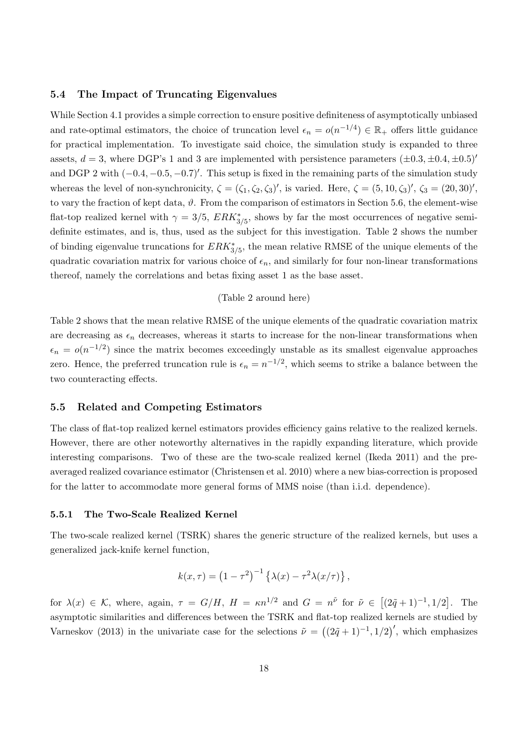### 5.4 The Impact of Truncating Eigenvalues

While Section 4.1 provides a simple correction to ensure positive definiteness of asymptotically unbiased and rate-optimal estimators, the choice of truncation level $\epsilon_n = o(n^{-1/4}) \in \mathbb{R}_+$ offers little guidance for practical implementation. To investigate said choice, the simulation study is expanded to three assets, $d = 3$, where DGP's 1 and 3 are implemented with persistence parameters $(\pm 0.3, \pm 0.4, \pm 0.5)'$ and DGP 2 with $(-0.4, -0.5, -0.7)'$. This setup is fixed in the remaining parts of the simulation study whereas the level of non-synchronicity, $\zeta = (\zeta_1, \zeta_2, \zeta_3)'$, is varied. Here, $\zeta = (5, 10, \zeta_3)'$, $\zeta_3 = (20, 30)'$, to vary the fraction of kept data, $\vartheta$. From the comparison of estimators in Section 5.6, the element-wise flat-top realized kernel with $\gamma = 3/5$, $ERK^*_{3/5}$, shows by far the most occurrences of negative semi-definite estimates, and is, thus, used as the subject for this investigation. Table 2 shows the number of binding eigenvalue truncations for $ERK^*_{3/5}$, the mean relative RMSE of the unique elements of the quadratic covariation matrix for various choice of $\epsilon_n$, and similarly for four non-linear transformations thereof, namely the correlations and betas fixing asset 1 as the base asset.

(Table 2 around here)

Table 2 shows that the mean relative RMSE of the unique elements of the quadratic covariation matrix are decreasing as $\epsilon_n$ decreases, whereas it starts to increase for the non-linear transformations when $\epsilon_n = o(n^{-1/2})$ since the matrix becomes exceedingly unstable as its smallest eigenvalue approaches zero. Hence, the preferred truncation rule is $\epsilon_n = n^{-1/2}$, which seems to strike a balance between the two counteracting effects.

### 5.5 Related and Competing Estimators

The class of flat-top realized kernel estimators provides efficiency gains relative to the realized kernels. However, there are other noteworthy alternatives in the rapidly expanding literature, which provide interesting comparisons. Two of these are the two-scale realized kernel (Ikeda 2011) and the pre-averaged realized covariance estimator (Christensen et al. 2010) where a new bias-correction is proposed for the latter to accommodate more general forms of MMS noise (than i.i.d. dependence).

#### 5.5.1 The Two-Scale Realized Kernel

The two-scale realized kernel (TSRK) shares the generic structure of the realized kernels, but uses a generalized jack-knife kernel function,

$$k(x, \tau) = \left(1 - \tau^2\right)^{-1} \left\{\lambda(x) - \tau^2 \lambda(x/\tau)\right\},$$

for $\lambda(x) \in \mathcal{K}$, where, again, $\tau = G/H$, $H = \kappa n^{1/2}$ and $G = n^{\tilde{\nu}}$ for $\tilde{\nu} \in \left[(2\tilde{q}+1)^{-1}, 1/2\right]$. The asymptotic similarities and differences between the TSRK and flat-top realized kernels are studied by Varneskov (2013) in the univariate case for the selections $\tilde{\nu} = \left((2\tilde{q}+1)^{-1}, 1/2\right)'$, which emphasizes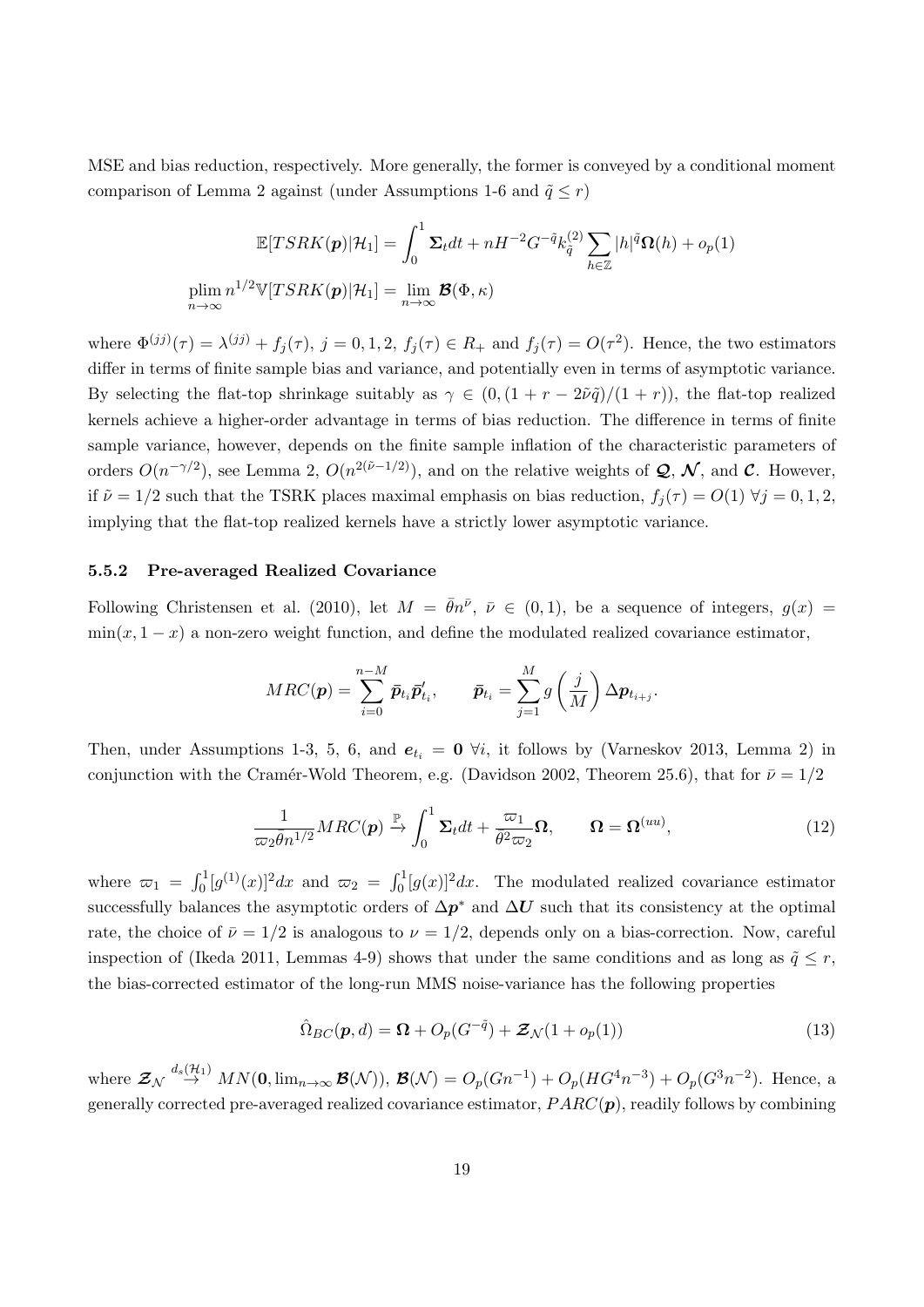MSE and bias reduction, respectively. More generally, the former is conveyed by a conditional moment comparison of Lemma 2 against (under Assumptions 1-6 and $\tilde{q} \leq r$)

$$
\mathbb{E}[TSRK(\boldsymbol{p})|\mathcal{H}_1] = \int_0^1 \boldsymbol{\Sigma}_t dt + nH^{-2}G^{-\tilde{q}}k_{\tilde{q}}^{(2)} \sum_{h\in\mathbb{Z}} |h|^{\tilde{q}} \boldsymbol{\Omega}(h) + o_p(1)
$$

$$
\operatorname*{plim}_{n\to\infty} n^{1/2}\mathbb{V}[TSRK(\boldsymbol{p})|\mathcal{H}_1] = \lim_{n\to\infty} \boldsymbol{\mathcal{B}}(\Phi, \kappa)
$$

where $\Phi^{(jj)}(\tau) = \lambda^{(jj)} + f_j(\tau)$, $j = 0, 1, 2$, $f_j(\tau) \in R_+$ and $f_j(\tau) = O(\tau^2)$. Hence, the two estimators differ in terms of finite sample bias and variance, and potentially even in terms of asymptotic variance. By selecting the flat-top shrinkage suitably as $\gamma \in (0, (1 + r - 2\tilde{\nu}\tilde{q})/(1 + r))$, the flat-top realized kernels achieve a higher-order advantage in terms of bias reduction. The difference in terms of finite sample variance, however, depends on the finite sample inflation of the characteristic parameters of orders $O(n^{-\gamma/2})$, see Lemma 2, $O(n^{2(\tilde{\nu}-1/2)})$, and on the relative weights of $\boldsymbol{\mathcal{Q}}$, $\boldsymbol{\mathcal{N}}$, and $\boldsymbol{\mathcal{C}}$. However, if $\tilde{\nu} = 1/2$ such that the TSRK places maximal emphasis on bias reduction, $f_j(\tau) = O(1)$ $\forall j = 0, 1, 2$, implying that the flat-top realized kernels have a strictly lower asymptotic variance.

### 5.5.2 Pre-averaged Realized Covariance

Following Christensen et al. (2010), let $M = \bar{\theta}n^{\bar{\nu}}$, $\bar{\nu} \in (0, 1)$, be a sequence of integers, $g(x) = \min(x, 1 - x)$ a non-zero weight function, and define the modulated realized covariance estimator,

$$
MRC(\boldsymbol{p}) = \sum_{i=0}^{n-M} \bar{\boldsymbol{p}}_{t_i}\bar{\boldsymbol{p}}_{t_i}', \qquad \bar{\boldsymbol{p}}_{t_i} = \sum_{j=1}^{M} g\left(\frac{j}{M}\right)\Delta \boldsymbol{p}_{t_{i+j}}.
$$

Then, under Assumptions 1-3, 5, 6, and $\boldsymbol{e}_{t_i} = \boldsymbol{0}$ $\forall i$, it follows by (Varneskov 2013, Lemma 2) in conjunction with the Cramér-Wold Theorem, e.g. (Davidson 2002, Theorem 25.6), that for $\bar{\nu} = 1/2$

$$
\frac{1}{\varpi_2 \theta n^{1/2}} MRC(\boldsymbol{p}) \xrightarrow{\mathbb{P}} \int_0^1 \boldsymbol{\Sigma}_t dt + \frac{\varpi_1}{\theta^2 \varpi_2}\boldsymbol{\Omega}, \qquad \boldsymbol{\Omega} = \boldsymbol{\Omega}^{(uu)}, \tag{12}
$$

where $\varpi_1 = \int_0^1 [g^{(1)}(x)]^2 dx$ and $\varpi_2 = \int_0^1 [g(x)]^2 dx$. The modulated realized covariance estimator successfully balances the asymptotic orders of $\Delta \boldsymbol{p}^*$ and $\Delta \boldsymbol{U}$ such that its consistency at the optimal rate, the choice of $\bar{\nu} = 1/2$ is analogous to $\nu = 1/2$, depends only on a bias-correction. Now, careful inspection of (Ikeda 2011, Lemmas 4-9) shows that under the same conditions and as long as $\tilde{q} \leq r$, the bias-corrected estimator of the long-run MMS noise-variance has the following properties

$$
\hat{\Omega}_{BC}(\boldsymbol{p}, d) = \boldsymbol{\Omega} + O_p(G^{-\tilde{q}}) + \boldsymbol{\mathcal{Z}}_{\mathcal{N}}(1 + o_p(1)) \tag{13}
$$

where $\boldsymbol{\mathcal{Z}}_{\mathcal{N}} \overset{d_s(\mathcal{H}_1)}{\to} MN(\boldsymbol{0}, \lim_{n\to\infty} \boldsymbol{\mathcal{B}}(\mathcal{N}))$, $\boldsymbol{\mathcal{B}}(\mathcal{N}) = O_p(Gn^{-1}) + O_p(HG^4 n^{-3}) + O_p(G^3 n^{-2})$. Hence, a generally corrected pre-averaged realized covariance estimator, $PARC(\boldsymbol{p})$, readily follows by combining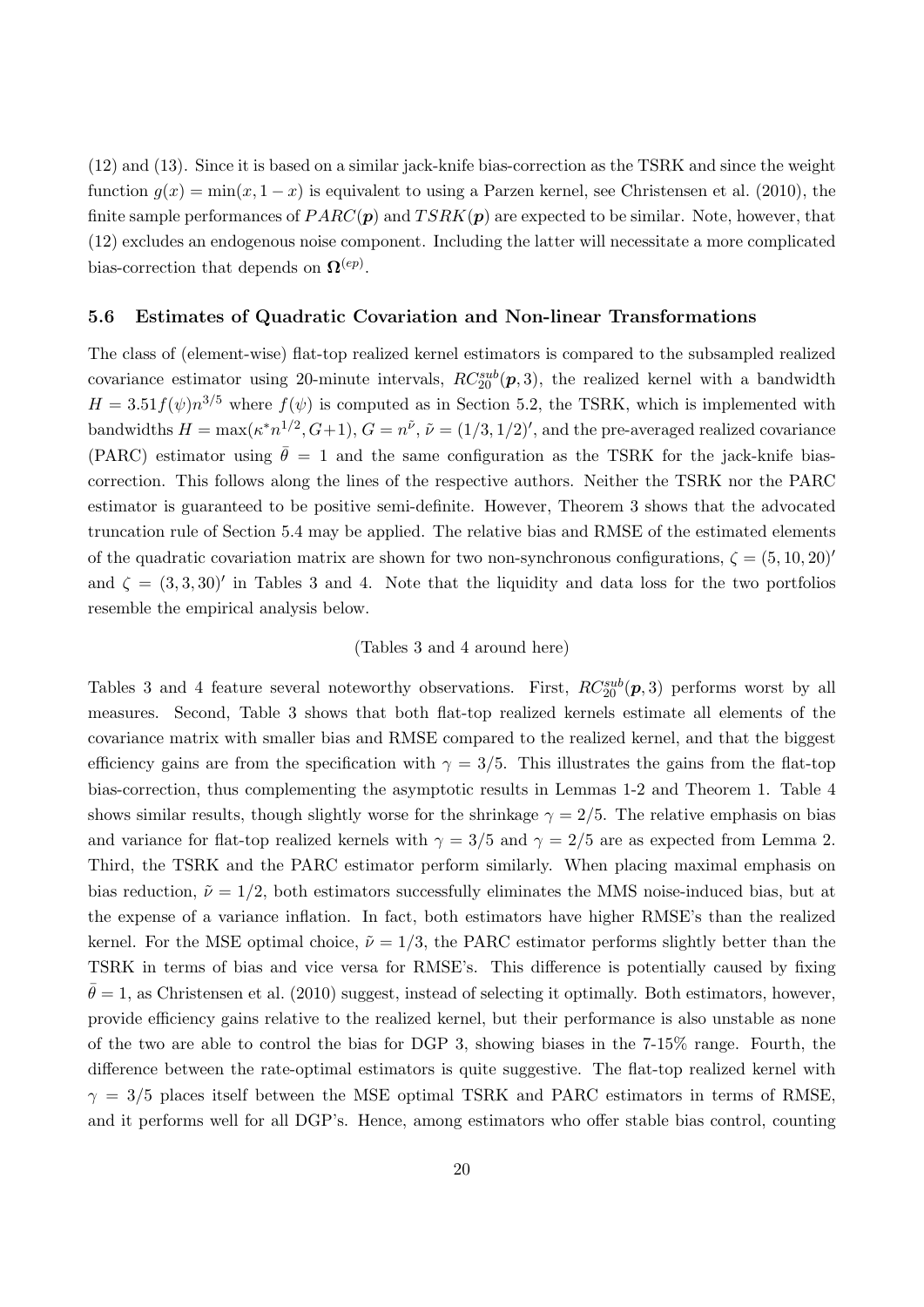(12) and (13). Since it is based on a similar jack-knife bias-correction as the TSRK and since the weight function $g(x) = \min(x, 1-x)$ is equivalent to using a Parzen kernel, see Christensen et al. (2010), the finite sample performances of $PARC(\boldsymbol{p})$ and $TSRK(\boldsymbol{p})$ are expected to be similar. Note, however, that (12) excludes an endogenous noise component. Including the latter will necessitate a more complicated bias-correction that depends on $\boldsymbol{\Omega}^{(ep)}$.

### 5.6 Estimates of Quadratic Covariation and Non-linear Transformations

The class of (element-wise) flat-top realized kernel estimators is compared to the subsampled realized covariance estimator using 20-minute intervals, $RC_{20}^{sub}(\boldsymbol{p}, 3)$, the realized kernel with a bandwidth $H = 3.51 f(\psi) n^{3/5}$ where $f(\psi)$ is computed as in Section 5.2, the TSRK, which is implemented with bandwidths $H = \max(\kappa^* n^{1/2}, G+1)$, $G = n^{\tilde{\nu}}$, $\tilde{\nu} = (1/3, 1/2)'$, and the pre-averaged realized covariance (PARC) estimator using $\bar{\theta} = 1$ and the same configuration as the TSRK for the jack-knife bias-correction. This follows along the lines of the respective authors. Neither the TSRK nor the PARC estimator is guaranteed to be positive semi-definite. However, Theorem 3 shows that the advocated truncation rule of Section 5.4 may be applied. The relative bias and RMSE of the estimated elements of the quadratic covariation matrix are shown for two non-synchronous configurations, $\zeta = (5, 10, 20)'$ and $\zeta = (3, 3, 30)'$ in Tables 3 and 4. Note that the liquidity and data loss for the two portfolios resemble the empirical analysis below.

(Tables 3 and 4 around here)

Tables 3 and 4 feature several noteworthy observations. First, $RC_{20}^{sub}(\boldsymbol{p}, 3)$ performs worst by all measures. Second, Table 3 shows that both flat-top realized kernels estimate all elements of the covariance matrix with smaller bias and RMSE compared to the realized kernel, and that the biggest efficiency gains are from the specification with $\gamma = 3/5$. This illustrates the gains from the flat-top bias-correction, thus complementing the asymptotic results in Lemmas 1-2 and Theorem 1. Table 4 shows similar results, though slightly worse for the shrinkage $\gamma = 2/5$. The relative emphasis on bias and variance for flat-top realized kernels with $\gamma = 3/5$ and $\gamma = 2/5$ are as expected from Lemma 2. Third, the TSRK and the PARC estimator perform similarly. When placing maximal emphasis on bias reduction, $\tilde{\nu} = 1/2$, both estimators successfully eliminates the MMS noise-induced bias, but at the expense of a variance inflation. In fact, both estimators have higher RMSE's than the realized kernel. For the MSE optimal choice, $\tilde{\nu} = 1/3$, the PARC estimator performs slightly better than the TSRK in terms of bias and vice versa for RMSE's. This difference is potentially caused by fixing $\bar{\theta} = 1$, as Christensen et al. (2010) suggest, instead of selecting it optimally. Both estimators, however, provide efficiency gains relative to the realized kernel, but their performance is also unstable as none of the two are able to control the bias for DGP 3, showing biases in the 7-15% range. Fourth, the difference between the rate-optimal estimators is quite suggestive. The flat-top realized kernel with $\gamma = 3/5$ places itself between the MSE optimal TSRK and PARC estimators in terms of RMSE, and it performs well for all DGP's. Hence, among estimators who offer stable bias control, counting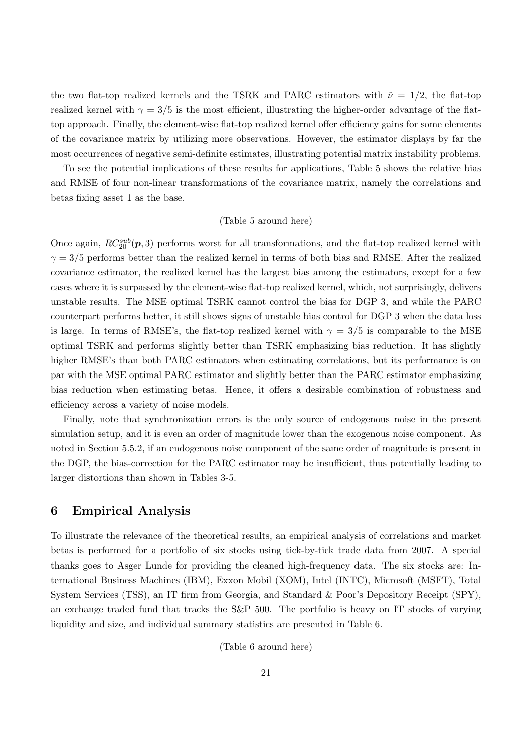the two flat-top realized kernels and the TSRK and PARC estimators with $\tilde{\nu} = 1/2$, the flat-top realized kernel with $\gamma = 3/5$ is the most efficient, illustrating the higher-order advantage of the flat-top approach. Finally, the element-wise flat-top realized kernel offer efficiency gains for some elements of the covariance matrix by utilizing more observations. However, the estimator displays by far the most occurrences of negative semi-definite estimates, illustrating potential matrix instability problems.

To see the potential implications of these results for applications, Table 5 shows the relative bias and RMSE of four non-linear transformations of the covariance matrix, namely the correlations and betas fixing asset 1 as the base.

(Table 5 around here)

Once again, $RC_{20}^{sub}(\boldsymbol{p}, 3)$ performs worst for all transformations, and the flat-top realized kernel with $\gamma = 3/5$ performs better than the realized kernel in terms of both bias and RMSE. After the realized covariance estimator, the realized kernel has the largest bias among the estimators, except for a few cases where it is surpassed by the element-wise flat-top realized kernel, which, not surprisingly, delivers unstable results. The MSE optimal TSRK cannot control the bias for DGP 3, and while the PARC counterpart performs better, it still shows signs of unstable bias control for DGP 3 when the data loss is large. In terms of RMSE's, the flat-top realized kernel with $\gamma = 3/5$ is comparable to the MSE optimal TSRK and performs slightly better than TSRK emphasizing bias reduction. It has slightly higher RMSE's than both PARC estimators when estimating correlations, but its performance is on par with the MSE optimal PARC estimator and slightly better than the PARC estimator emphasizing bias reduction when estimating betas. Hence, it offers a desirable combination of robustness and efficiency across a variety of noise models.

Finally, note that synchronization errors is the only source of endogenous noise in the present simulation setup, and it is even an order of magnitude lower than the exogenous noise component. As noted in Section 5.5.2, if an endogenous noise component of the same order of magnitude is present in the DGP, the bias-correction for the PARC estimator may be insufficient, thus potentially leading to larger distortions than shown in Tables 3-5.

## 6 Empirical Analysis

To illustrate the relevance of the theoretical results, an empirical analysis of correlations and market betas is performed for a portfolio of six stocks using tick-by-tick trade data from 2007. A special thanks goes to Asger Lunde for providing the cleaned high-frequency data. The six stocks are: International Business Machines (IBM), Exxon Mobil (XOM), Intel (INTC), Microsoft (MSFT), Total System Services (TSS), an IT firm from Georgia, and Standard & Poor's Depository Receipt (SPY), an exchange traded fund that tracks the S&P 500. The portfolio is heavy on IT stocks of varying liquidity and size, and individual summary statistics are presented in Table 6.

(Table 6 around here)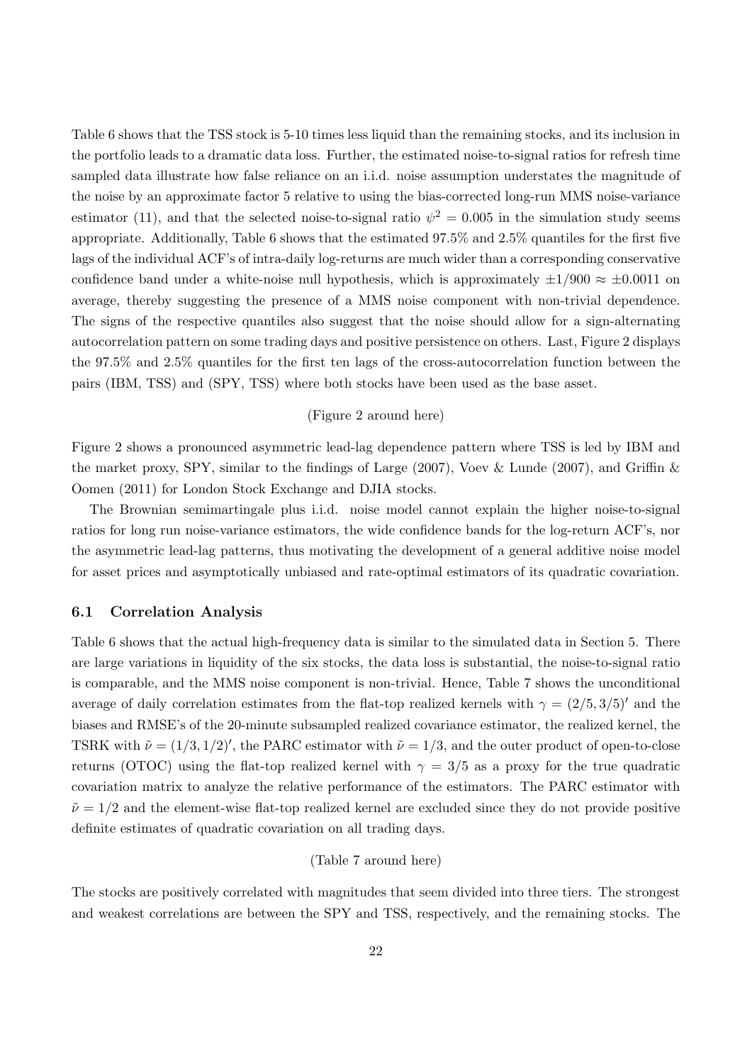Table 6 shows that the TSS stock is 5-10 times less liquid than the remaining stocks, and its inclusion in the portfolio leads to a dramatic data loss. Further, the estimated noise-to-signal ratios for refresh time sampled data illustrate how false reliance on an i.i.d. noise assumption understates the magnitude of the noise by an approximate factor 5 relative to using the bias-corrected long-run MMS noise-variance estimator (11), and that the selected noise-to-signal ratio $\psi^2 = 0.005$ in the simulation study seems appropriate. Additionally, Table 6 shows that the estimated 97.5% and 2.5% quantiles for the first five lags of the individual ACF's of intra-daily log-returns are much wider than a corresponding conservative confidence band under a white-noise null hypothesis, which is approximately $\pm 1/900 \approx \pm 0.0011$ on average, thereby suggesting the presence of a MMS noise component with non-trivial dependence. The signs of the respective quantiles also suggest that the noise should allow for a sign-alternating autocorrelation pattern on some trading days and positive persistence on others. Last, Figure 2 displays the 97.5% and 2.5% quantiles for the first ten lags of the cross-autocorrelation function between the pairs (IBM, TSS) and (SPY, TSS) where both stocks have been used as the base asset.

(Figure 2 around here)

Figure 2 shows a pronounced asymmetric lead-lag dependence pattern where TSS is led by IBM and the market proxy, SPY, similar to the findings of Large (2007), Voev & Lunde (2007), and Griffin & Oomen (2011) for London Stock Exchange and DJIA stocks.

The Brownian semimartingale plus i.i.d. noise model cannot explain the higher noise-to-signal ratios for long run noise-variance estimators, the wide confidence bands for the log-return ACF's, nor the asymmetric lead-lag patterns, thus motivating the development of a general additive noise model for asset prices and asymptotically unbiased and rate-optimal estimators of its quadratic covariation.

### 6.1 Correlation Analysis

Table 6 shows that the actual high-frequency data is similar to the simulated data in Section 5. There are large variations in liquidity of the six stocks, the data loss is substantial, the noise-to-signal ratio is comparable, and the MMS noise component is non-trivial. Hence, Table 7 shows the unconditional average of daily correlation estimates from the flat-top realized kernels with $\gamma = (2/5, 3/5)'$ and the biases and RMSE's of the 20-minute subsampled realized covariance estimator, the realized kernel, the TSRK with $\tilde{\nu} = (1/3, 1/2)'$, the PARC estimator with $\tilde{\nu} = 1/3$, and the outer product of open-to-close returns (OTOC) using the flat-top realized kernel with $\gamma = 3/5$ as a proxy for the true quadratic covariation matrix to analyze the relative performance of the estimators. The PARC estimator with $\tilde{\nu} = 1/2$ and the element-wise flat-top realized kernel are excluded since they do not provide positive definite estimates of quadratic covariation on all trading days.

(Table 7 around here)

The stocks are positively correlated with magnitudes that seem divided into three tiers. The strongest and weakest correlations are between the SPY and TSS, respectively, and the remaining stocks. The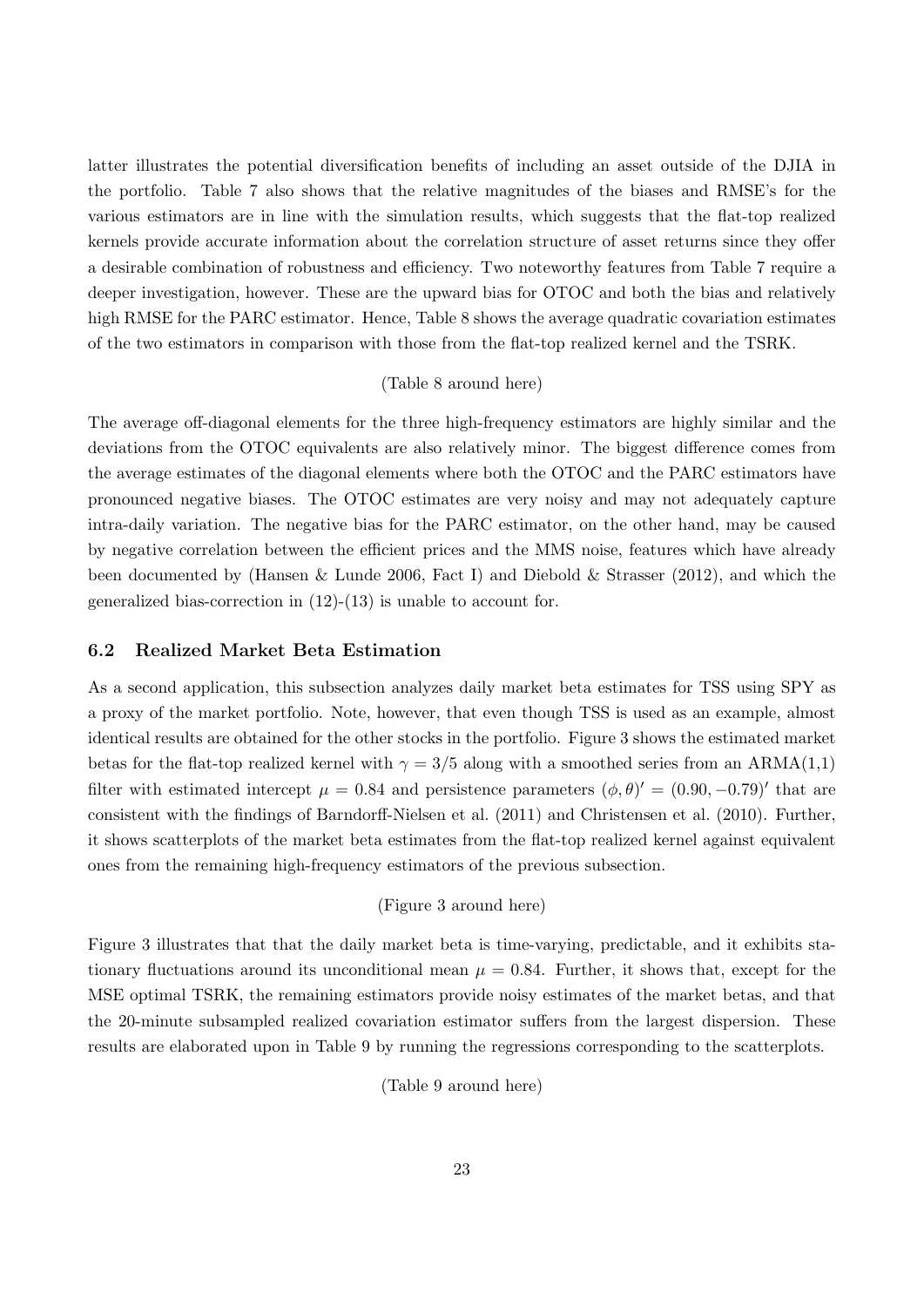latter illustrates the potential diversification benefits of including an asset outside of the DJIA in the portfolio. Table 7 also shows that the relative magnitudes of the biases and RMSE's for the various estimators are in line with the simulation results, which suggests that the flat-top realized kernels provide accurate information about the correlation structure of asset returns since they offer a desirable combination of robustness and efficiency. Two noteworthy features from Table 7 require a deeper investigation, however. These are the upward bias for OTOC and both the bias and relatively high RMSE for the PARC estimator. Hence, Table 8 shows the average quadratic covariation estimates of the two estimators in comparison with those from the flat-top realized kernel and the TSRK.

(Table 8 around here)

The average off-diagonal elements for the three high-frequency estimators are highly similar and the deviations from the OTOC equivalents are also relatively minor. The biggest difference comes from the average estimates of the diagonal elements where both the OTOC and the PARC estimators have pronounced negative biases. The OTOC estimates are very noisy and may not adequately capture intra-daily variation. The negative bias for the PARC estimator, on the other hand, may be caused by negative correlation between the efficient prices and the MMS noise, features which have already been documented by (Hansen & Lunde 2006, Fact I) and Diebold & Strasser (2012), and which the generalized bias-correction in (12)-(13) is unable to account for.

### 6.2 Realized Market Beta Estimation

As a second application, this subsection analyzes daily market beta estimates for TSS using SPY as a proxy of the market portfolio. Note, however, that even though TSS is used as an example, almost identical results are obtained for the other stocks in the portfolio. Figure 3 shows the estimated market betas for the flat-top realized kernel with $\gamma = 3/5$ along with a smoothed series from an ARMA(1,1) filter with estimated intercept $\mu = 0.84$ and persistence parameters $(\phi, \theta)' = (0.90, -0.79)'$ that are consistent with the findings of Barndorff-Nielsen et al. (2011) and Christensen et al. (2010). Further, it shows scatterplots of the market beta estimates from the flat-top realized kernel against equivalent ones from the remaining high-frequency estimators of the previous subsection.

(Figure 3 around here)

Figure 3 illustrates that that the daily market beta is time-varying, predictable, and it exhibits stationary fluctuations around its unconditional mean $\mu = 0.84$. Further, it shows that, except for the MSE optimal TSRK, the remaining estimators provide noisy estimates of the market betas, and that the 20-minute subsampled realized covariation estimator suffers from the largest dispersion. These results are elaborated upon in Table 9 by running the regressions corresponding to the scatterplots.

(Table 9 around here)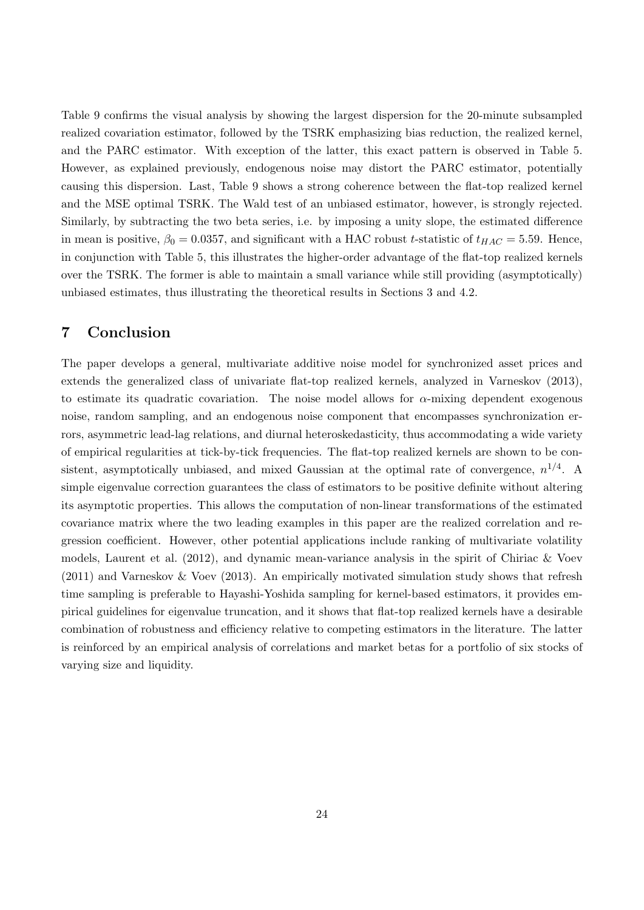Table 9 confirms the visual analysis by showing the largest dispersion for the 20-minute subsampled realized covariation estimator, followed by the TSRK emphasizing bias reduction, the realized kernel, and the PARC estimator. With exception of the latter, this exact pattern is observed in Table 5. However, as explained previously, endogenous noise may distort the PARC estimator, potentially causing this dispersion. Last, Table 9 shows a strong coherence between the flat-top realized kernel and the MSE optimal TSRK. The Wald test of an unbiased estimator, however, is strongly rejected. Similarly, by subtracting the two beta series, i.e. by imposing a unity slope, the estimated difference in mean is positive, $\beta_0 = 0.0357$, and significant with a HAC robust $t$-statistic of $t_{HAC} = 5.59$. Hence, in conjunction with Table 5, this illustrates the higher-order advantage of the flat-top realized kernels over the TSRK. The former is able to maintain a small variance while still providing (asymptotically) unbiased estimates, thus illustrating the theoretical results in Sections 3 and 4.2.

# 7 Conclusion

The paper develops a general, multivariate additive noise model for synchronized asset prices and extends the generalized class of univariate flat-top realized kernels, analyzed in Varneskov (2013), to estimate its quadratic covariation. The noise model allows for $\alpha$-mixing dependent exogenous noise, random sampling, and an endogenous noise component that encompasses synchronization errors, asymmetric lead-lag relations, and diurnal heteroskedasticity, thus accommodating a wide variety of empirical regularities at tick-by-tick frequencies. The flat-top realized kernels are shown to be consistent, asymptotically unbiased, and mixed Gaussian at the optimal rate of convergence, $n^{1/4}$. A simple eigenvalue correction guarantees the class of estimators to be positive definite without altering its asymptotic properties. This allows the computation of non-linear transformations of the estimated covariance matrix where the two leading examples in this paper are the realized correlation and regression coefficient. However, other potential applications include ranking of multivariate volatility models, Laurent et al. (2012), and dynamic mean-variance analysis in the spirit of Chiriac & Voev (2011) and Varneskov & Voev (2013). An empirically motivated simulation study shows that refresh time sampling is preferable to Hayashi-Yoshida sampling for kernel-based estimators, it provides empirical guidelines for eigenvalue truncation, and it shows that flat-top realized kernels have a desirable combination of robustness and efficiency relative to competing estimators in the literature. The latter is reinforced by an empirical analysis of correlations and market betas for a portfolio of six stocks of varying size and liquidity.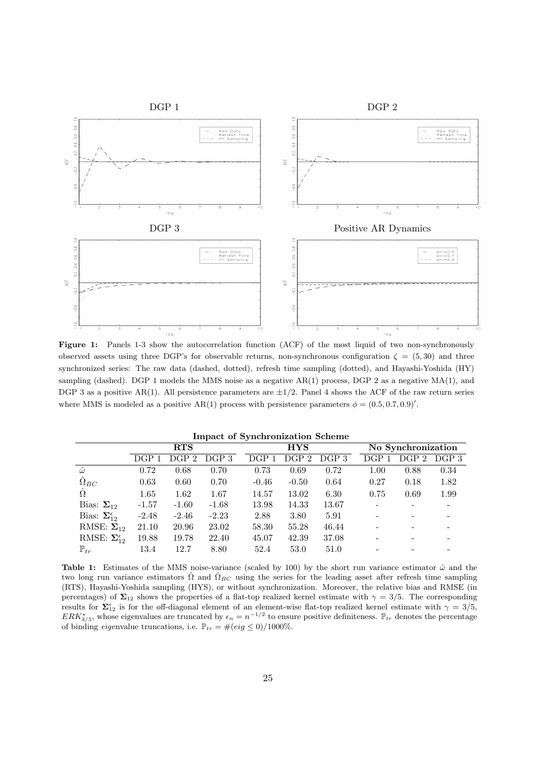**Figure 1:** Panels 1-3 show the autocorrelation function (ACF) of the most liquid of two non-synchronously observed assets using three DGP's for observable returns, non-synchronous configuration $\zeta = (5, 30)$ and three synchronized series: The raw data (dashed, dotted), refresh time sampling (dotted), and Hayashi-Yoshida (HY) sampling (dashed). DGP 1 models the MMS noise as a negative AR(1) process, DGP 2 as a negative MA(1), and DGP 3 as a positive AR(1). All persistence parameters are $\pm 1/2$. Panel 4 shows the ACF of the raw return series where MMS is modeled as a positive AR(1) process with persistence parameters $\phi = (0.5, 0.7, 0.9)'$.

**Impact of Synchronization Scheme**

| | RTS | | | HYS | | | No Synchronization | | |
|---|---|---|---|---|---|---|---|---|---|
| | DGP 1 | DGP 2 | DGP 3 | DGP 1 | DGP 2 | DGP 3 | DGP 1 | DGP 2 | DGP 3 |
| $\hat{\omega}$ | 0.72 | 0.68 | 0.70 | 0.73 | 0.69 | 0.72 | 1.00 | 0.88 | 0.34 |
| $\hat{\Omega}_{BC}$ | 0.63 | 0.60 | 0.70 | -0.46 | -0.50 | 0.64 | 0.27 | 0.18 | 1.82 |
| $\hat{\Omega}$ | 1.65 | 1.62 | 1.67 | 14.57 | 13.02 | 6.30 | 0.75 | 0.69 | 1.99 |
| Bias: $\mathbf{\Sigma}_{12}$ | -1.57 | -1.60 | -1.68 | 13.98 | 14.33 | 13.67 | - | - | - |
| Bias: $\mathbf{\Sigma}_{12}^{\epsilon}$ | -2.48 | -2.46 | -2.23 | 2.88 | 3.80 | 5.91 | - | - | - |
| RMSE: $\mathbf{\Sigma}_{12}$ | 21.10 | 20.96 | 23.02 | 58.30 | 55.28 | 46.44 | - | - | - |
| RMSE: $\mathbf{\Sigma}_{12}^{\epsilon}$ | 19.88 | 19.78 | 22.40 | 45.07 | 42.39 | 37.08 | - | - | - |
| $\mathbb{P}_{tr}$ | 13.4 | 12.7 | 8.80 | 52.4 | 53.0 | 51.0 | - | - | - |

**Table 1:** Estimates of the MMS noise-variance (scaled by 100) by the short run variance estimator $\hat{\omega}$ and the two long run variance estimators $\hat{\Omega}$ and $\hat{\Omega}_{BC}$ using the series for the leading asset after refresh time sampling (RTS), Hayashi-Yoshida sampling (HYS), or without synchronization. Moreover, the relative bias and RMSE (in percentages) of $\mathbf{\Sigma}_{12}$ shows the properties of a flat-top realized kernel estimate with $\gamma = 3/5$. The corresponding results for $\mathbf{\Sigma}_{12}^{\epsilon}$ is for the off-diagonal element of an element-wise flat-top realized kernel estimate with $\gamma = 3/5$, $ERK_{3/5}^{*}$, whose eigenvalues are truncated by $\epsilon_n = n^{-1/2}$ to ensure positive definiteness. $\mathbb{P}_{tr}$ denotes the percentage of binding *eig*envalue truncations, i.e. $\mathbb{P}_{tr} = \#(eig \leq 0)/1000\%$.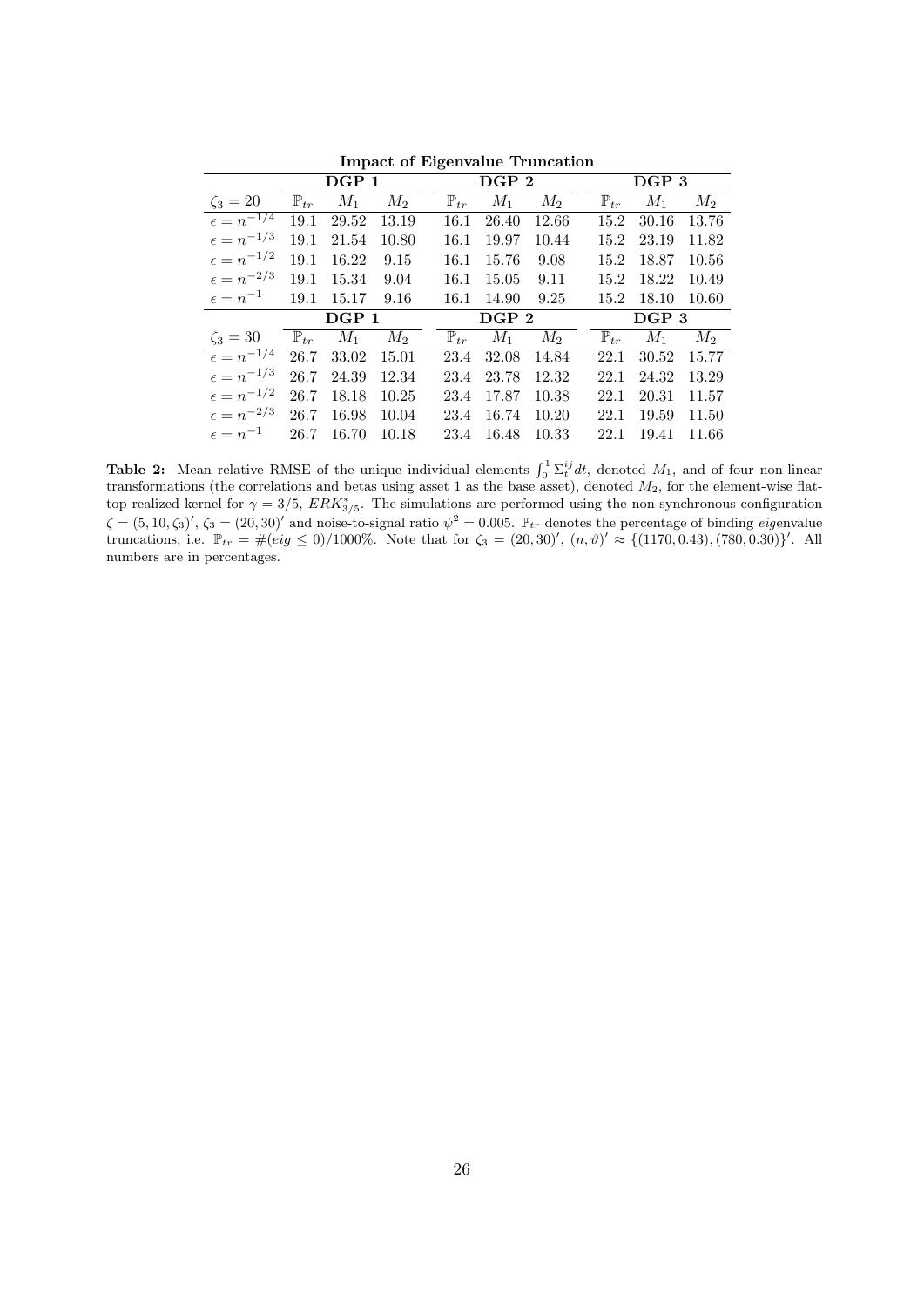**Impact of Eigenvalue Truncation**

| | DGP 1 | | | DGP 2 | | | DGP 3 | | |
|---|---|---|---|---|---|---|---|---|---|
| $\zeta_3 = 20$ | $\mathbb{P}_{tr}$ | $M_1$ | $M_2$ | $\mathbb{P}_{tr}$ | $M_1$ | $M_2$ | $\mathbb{P}_{tr}$ | $M_1$ | $M_2$ |
| $\epsilon = n^{-1/4}$ | 19.1 | 29.52 | 13.19 | 16.1 | 26.40 | 12.66 | 15.2 | 30.16 | 13.76 |
| $\epsilon = n^{-1/3}$ | 19.1 | 21.54 | 10.80 | 16.1 | 19.97 | 10.44 | 15.2 | 23.19 | 11.82 |
| $\epsilon = n^{-1/2}$ | 19.1 | 16.22 | 9.15 | 16.1 | 15.76 | 9.08 | 15.2 | 18.87 | 10.56 |
| $\epsilon = n^{-2/3}$ | 19.1 | 15.34 | 9.04 | 16.1 | 15.05 | 9.11 | 15.2 | 18.22 | 10.49 |
| $\epsilon = n^{-1}$ | 19.1 | 15.17 | 9.16 | 16.1 | 14.90 | 9.25 | 15.2 | 18.10 | 10.60 |
| | DGP 1 | | | DGP 2 | | | DGP 3 | | |
| $\zeta_3 = 30$ | $\mathbb{P}_{tr}$ | $M_1$ | $M_2$ | $\mathbb{P}_{tr}$ | $M_1$ | $M_2$ | $\mathbb{P}_{tr}$ | $M_1$ | $M_2$ |
| $\epsilon = n^{-1/4}$ | 26.7 | 33.02 | 15.01 | 23.4 | 32.08 | 14.84 | 22.1 | 30.52 | 15.77 |
| $\epsilon = n^{-1/3}$ | 26.7 | 24.39 | 12.34 | 23.4 | 23.78 | 12.32 | 22.1 | 24.32 | 13.29 |
| $\epsilon = n^{-1/2}$ | 26.7 | 18.18 | 10.25 | 23.4 | 17.87 | 10.38 | 22.1 | 20.31 | 11.57 |
| $\epsilon = n^{-2/3}$ | 26.7 | 16.98 | 10.04 | 23.4 | 16.74 | 10.20 | 22.1 | 19.59 | 11.50 |
| $\epsilon = n^{-1}$ | 26.7 | 16.70 | 10.18 | 23.4 | 16.48 | 10.33 | 22.1 | 19.41 | 11.66 |

**Table 2:** Mean relative RMSE of the unique individual elements $\int_0^1 \Sigma_t^{ij} dt$, denoted $M_1$, and of four non-linear transformations (the correlations and betas using asset 1 as the base asset), denoted $M_2$, for the element-wise flat-top realized kernel for $\gamma = 3/5$, $ERK^*_{3/5}$. The simulations are performed using the non-synchronous configuration $\zeta = (5, 10, \zeta_3)'$, $\zeta_3 = (20, 30)'$ and noise-to-signal ratio $\psi^2 = 0.005$. $\mathbb{P}_{tr}$ denotes the percentage of binding *eig*envalue truncations, i.e. $\mathbb{P}_{tr} = \#(eig \leq 0)/1000\%$. Note that for $\zeta_3 = (20, 30)'$, $(n, \vartheta)' \approx \{(1170, 0.43), (780, 0.30)\}'$. All numbers are in percentages.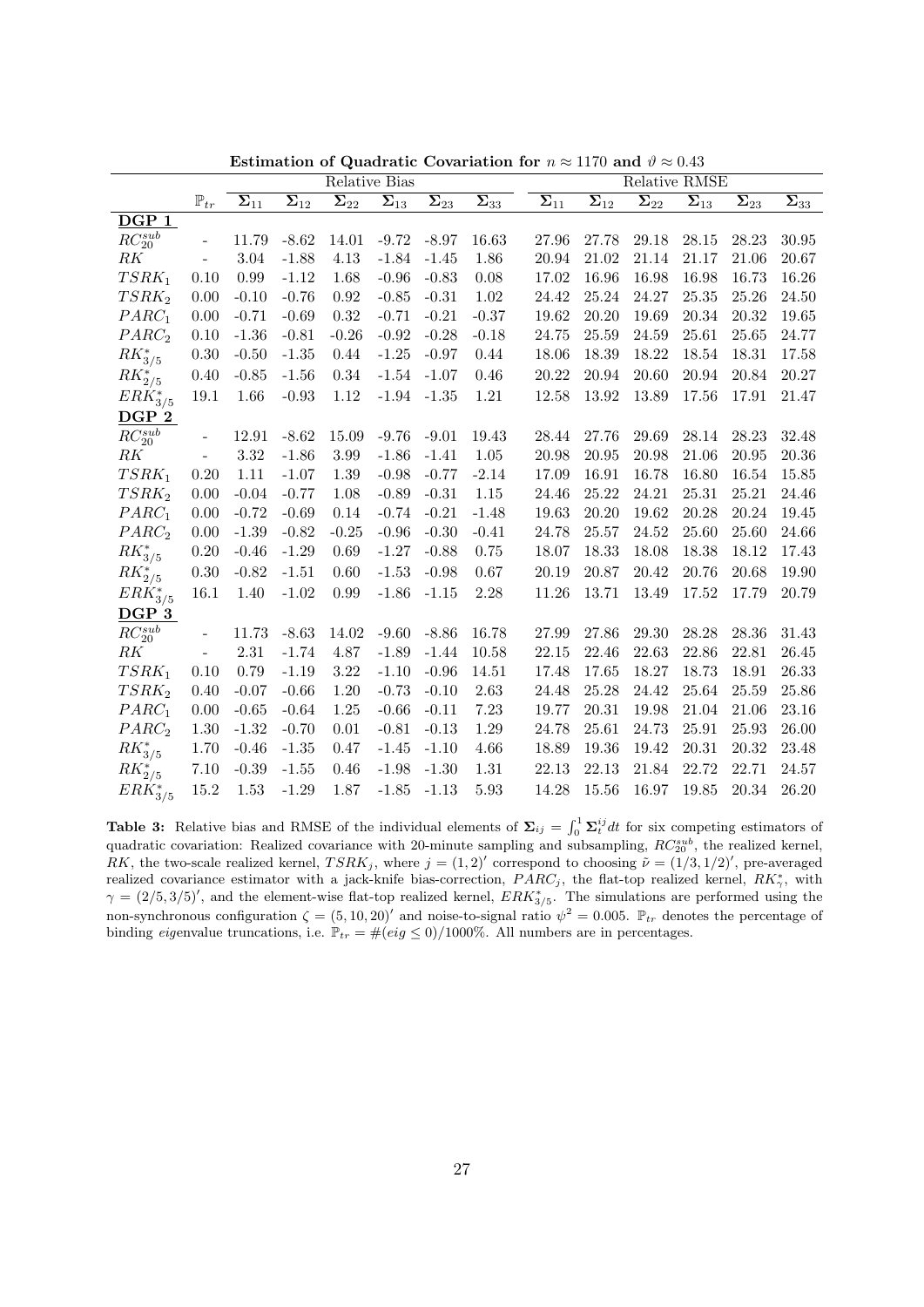**Estimation of Quadratic Covariation for $n \approx 1170$ and $\vartheta \approx 0.43$**

| | | Relative Bias | | | | | | Relative RMSE | | | | | |
|---|---|---|---|---|---|---|---|---|---|---|---|---|---|
| | $\mathbb{P}_{tr}$ | $\Sigma_{11}$ | $\Sigma_{12}$ | $\Sigma_{22}$ | $\Sigma_{13}$ | $\Sigma_{23}$ | $\Sigma_{33}$ | $\Sigma_{11}$ | $\Sigma_{12}$ | $\Sigma_{22}$ | $\Sigma_{13}$ | $\Sigma_{23}$ | $\Sigma_{33}$ |
| **DGP 1** | | | | | | | | | | | | | |
| $RC_{20}^{sub}$ | - | 11.79 | -8.62 | 14.01 | -9.72 | -8.97 | 16.63 | 27.96 | 27.78 | 29.18 | 28.15 | 28.23 | 30.95 |
| $RK$ | - | 3.04 | -1.88 | 4.13 | -1.84 | -1.45 | 1.86 | 20.94 | 21.02 | 21.14 | 21.17 | 21.06 | 20.67 |
| $TSRK_1$ | 0.10 | 0.99 | -1.12 | 1.68 | -0.96 | -0.83 | 0.08 | 17.02 | 16.96 | 16.98 | 16.98 | 16.73 | 16.26 |
| $TSRK_2$ | 0.00 | -0.10 | -0.76 | 0.92 | -0.85 | -0.31 | 1.02 | 24.42 | 25.24 | 24.27 | 25.35 | 25.26 | 24.50 |
| $PARC_1$ | 0.00 | -0.71 | -0.69 | 0.32 | -0.71 | -0.21 | -0.37 | 19.62 | 20.20 | 19.69 | 20.34 | 20.32 | 19.65 |
| $PARC_2$ | 0.10 | -1.36 | -0.81 | -0.26 | -0.92 | -0.28 | -0.18 | 24.75 | 25.59 | 24.59 | 25.61 | 25.65 | 24.77 |
| $RK_{3/5}^*$ | 0.30 | -0.50 | -1.35 | 0.44 | -1.25 | -0.97 | 0.44 | 18.06 | 18.39 | 18.22 | 18.54 | 18.31 | 17.58 |
| $RK_{2/5}^*$ | 0.40 | -0.85 | -1.56 | 0.34 | -1.54 | -1.07 | 0.46 | 20.22 | 20.94 | 20.60 | 20.94 | 20.84 | 20.27 |
| $ERK_{3/5}^*$ | 19.1 | 1.66 | -0.93 | 1.12 | -1.94 | -1.35 | 1.21 | 12.58 | 13.92 | 13.89 | 17.56 | 17.91 | 21.47 |
| **DGP 2** | | | | | | | | | | | | | |
| $RC_{20}^{sub}$ | - | 12.91 | -8.62 | 15.09 | -9.76 | -9.01 | 19.43 | 28.44 | 27.76 | 29.69 | 28.14 | 28.23 | 32.48 |
| $RK$ | - | 3.32 | -1.86 | 3.99 | -1.86 | -1.41 | 1.05 | 20.98 | 20.95 | 20.98 | 21.06 | 20.95 | 20.36 |
| $TSRK_1$ | 0.20 | 1.11 | -1.07 | 1.39 | -0.98 | -0.77 | -2.14 | 17.09 | 16.91 | 16.78 | 16.80 | 16.54 | 15.85 |
| $TSRK_2$ | 0.00 | -0.04 | -0.77 | 1.08 | -0.89 | -0.31 | 1.15 | 24.46 | 25.22 | 24.21 | 25.31 | 25.21 | 24.46 |
| $PARC_1$ | 0.00 | -0.72 | -0.69 | 0.14 | -0.74 | -0.21 | -1.48 | 19.63 | 20.20 | 19.62 | 20.28 | 20.24 | 19.45 |
| $PARC_2$ | 0.00 | -1.39 | -0.82 | -0.25 | -0.96 | -0.30 | -0.41 | 24.78 | 25.57 | 24.52 | 25.60 | 25.60 | 24.66 |
| $RK_{3/5}^*$ | 0.20 | -0.46 | -1.29 | 0.69 | -1.27 | -0.88 | 0.75 | 18.07 | 18.33 | 18.08 | 18.38 | 18.12 | 17.43 |
| $RK_{2/5}^*$ | 0.30 | -0.82 | -1.51 | 0.60 | -1.53 | -0.98 | 0.67 | 20.19 | 20.87 | 20.42 | 20.76 | 20.68 | 19.90 |
| $ERK_{3/5}^*$ | 16.1 | 1.40 | -1.02 | 0.99 | -1.86 | -1.15 | 2.28 | 11.26 | 13.71 | 13.49 | 17.52 | 17.79 | 20.79 |
| **DGP 3** | | | | | | | | | | | | | |
| $RC_{20}^{sub}$ | - | 11.73 | -8.63 | 14.02 | -9.60 | -8.86 | 16.78 | 27.99 | 27.86 | 29.30 | 28.28 | 28.36 | 31.43 |
| $RK$ | - | 2.31 | -1.74 | 4.87 | -1.89 | -1.44 | 10.58 | 22.15 | 22.46 | 22.63 | 22.86 | 22.81 | 26.45 |
| $TSRK_1$ | 0.10 | 0.79 | -1.19 | 3.22 | -1.10 | -0.96 | 14.51 | 17.48 | 17.65 | 18.27 | 18.73 | 18.91 | 26.33 |
| $TSRK_2$ | 0.40 | -0.07 | -0.66 | 1.20 | -0.73 | -0.10 | 2.63 | 24.48 | 25.28 | 24.42 | 25.64 | 25.59 | 25.86 |
| $PARC_1$ | 0.00 | -0.65 | -0.64 | 1.25 | -0.66 | -0.11 | 7.23 | 19.77 | 20.31 | 19.98 | 21.04 | 21.06 | 23.16 |
| $PARC_2$ | 1.30 | -1.32 | -0.70 | 0.01 | -0.81 | -0.13 | 1.29 | 24.78 | 25.61 | 24.73 | 25.91 | 25.93 | 26.00 |
| $RK_{3/5}^*$ | 1.70 | -0.46 | -1.35 | 0.47 | -1.45 | -1.10 | 4.66 | 18.89 | 19.36 | 19.42 | 20.31 | 20.32 | 23.48 |
| $RK_{2/5}^*$ | 7.10 | -0.39 | -1.55 | 0.46 | -1.98 | -1.30 | 1.31 | 22.13 | 22.13 | 21.84 | 22.72 | 22.71 | 24.57 |
| $ERK_{3/5}^*$ | 15.2 | 1.53 | -1.29 | 1.87 | -1.85 | -1.13 | 5.93 | 14.28 | 15.56 | 16.97 | 19.85 | 20.34 | 26.20 |

**Table 3:** Relative bias and RMSE of the individual elements of $\Sigma_{ij} = \int_0^1 \Sigma_t^{ij} dt$ for six competing estimators of quadratic covariation: Realized covariance with 20-minute sampling and subsampling, $RC_{20}^{sub}$, the realized kernel, $RK$, the two-scale realized kernel, $TSRK_j$, where $j = (1,2)'$ correspond to choosing $\tilde{\nu} = (1/3, 1/2)'$, pre-averaged realized covariance estimator with a jack-knife bias-correction, $PARC_j$, the flat-top realized kernel, $RK_\gamma^*$, with $\gamma = (2/5, 3/5)'$, and the element-wise flat-top realized kernel, $ERK_{3/5}^*$. The simulations are performed using the non-synchronous configuration $\zeta = (5, 10, 20)'$ and noise-to-signal ratio $\psi^2 = 0.005$. $\mathbb{P}_{tr}$ denotes the percentage of binding *eig*envalue truncations, i.e. $\mathbb{P}_{tr} = \#(eig \leq 0)/1000\%$. All numbers are in percentages.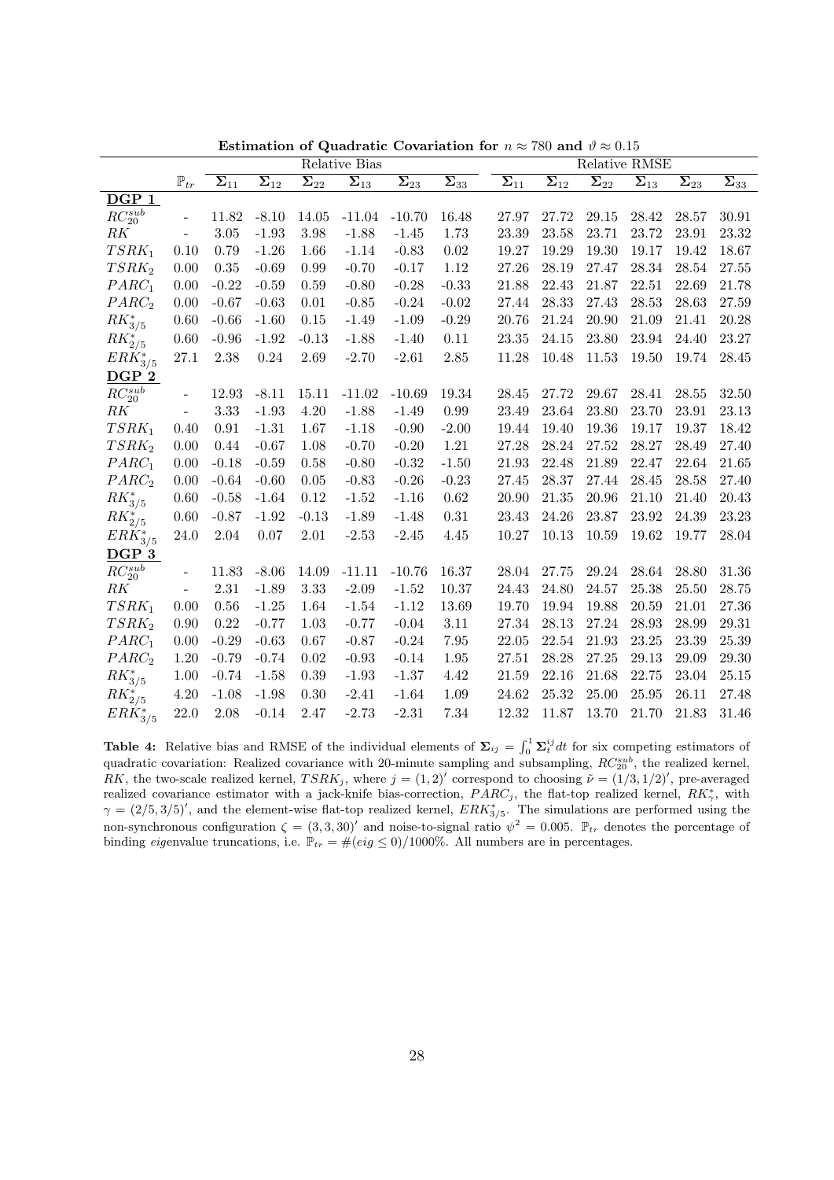**Estimation of Quadratic Covariation for $n \approx 780$ and $\vartheta \approx 0.15$**

| | | Relative Bias | | | | | | Relative RMSE | | | | | |
|---|---|---|---|---|---|---|---|---|---|---|---|---|---|
| | $\mathbb{P}_{tr}$ | $\mathbf{\Sigma}_{11}$ | $\mathbf{\Sigma}_{12}$ | $\mathbf{\Sigma}_{22}$ | $\mathbf{\Sigma}_{13}$ | $\mathbf{\Sigma}_{23}$ | $\mathbf{\Sigma}_{33}$ | $\mathbf{\Sigma}_{11}$ | $\mathbf{\Sigma}_{12}$ | $\mathbf{\Sigma}_{22}$ | $\mathbf{\Sigma}_{13}$ | $\mathbf{\Sigma}_{23}$ | $\mathbf{\Sigma}_{33}$ |
| **DGP 1** | | | | | | | | | | | | | |
| $RC_{20}^{sub}$ | - | 11.82 | -8.10 | 14.05 | -11.04 | -10.70 | 16.48 | 27.97 | 27.72 | 29.15 | 28.42 | 28.57 | 30.91 |
| $RK$ | - | 3.05 | -1.93 | 3.98 | -1.88 | -1.45 | 1.73 | 23.39 | 23.58 | 23.71 | 23.72 | 23.91 | 23.32 |
| $TSRK_1$ | 0.10 | 0.79 | -1.26 | 1.66 | -1.14 | -0.83 | 0.02 | 19.27 | 19.29 | 19.30 | 19.17 | 19.42 | 18.67 |
| $TSRK_2$ | 0.00 | 0.35 | -0.69 | 0.99 | -0.70 | -0.17 | 1.12 | 27.26 | 28.19 | 27.47 | 28.34 | 28.54 | 27.55 |
| $PARC_1$ | 0.00 | -0.22 | -0.59 | 0.59 | -0.80 | -0.28 | -0.33 | 21.88 | 22.43 | 21.87 | 22.51 | 22.69 | 21.78 |
| $PARC_2$ | 0.00 | -0.67 | -0.63 | 0.01 | -0.85 | -0.24 | -0.02 | 27.44 | 28.33 | 27.43 | 28.53 | 28.63 | 27.59 |
| $RK_{3/5}^*$ | 0.60 | -0.66 | -1.60 | 0.15 | -1.49 | -1.09 | -0.29 | 20.76 | 21.24 | 20.90 | 21.09 | 21.41 | 20.28 |
| $RK_{2/5}^*$ | 0.60 | -0.96 | -1.92 | -0.13 | -1.88 | -1.40 | 0.11 | 23.35 | 24.15 | 23.80 | 23.94 | 24.40 | 23.27 |
| $ERK_{3/5}^*$ | 27.1 | 2.38 | 0.24 | 2.69 | -2.70 | -2.61 | 2.85 | 11.28 | 10.48 | 11.53 | 19.50 | 19.74 | 28.45 |
| **DGP 2** | | | | | | | | | | | | | |
| $RC_{20}^{sub}$ | - | 12.93 | -8.11 | 15.11 | -11.02 | -10.69 | 19.34 | 28.45 | 27.72 | 29.67 | 28.41 | 28.55 | 32.50 |
| $RK$ | - | 3.33 | -1.93 | 4.20 | -1.88 | -1.49 | 0.99 | 23.49 | 23.64 | 23.80 | 23.70 | 23.91 | 23.13 |
| $TSRK_1$ | 0.40 | 0.91 | -1.31 | 1.67 | -1.18 | -0.90 | -2.00 | 19.44 | 19.40 | 19.36 | 19.17 | 19.37 | 18.42 |
| $TSRK_2$ | 0.00 | 0.44 | -0.67 | 1.08 | -0.70 | -0.20 | 1.21 | 27.28 | 28.24 | 27.52 | 28.27 | 28.49 | 27.40 |
| $PARC_1$ | 0.00 | -0.18 | -0.59 | 0.58 | -0.80 | -0.32 | -1.50 | 21.93 | 22.48 | 21.89 | 22.47 | 22.64 | 21.65 |
| $PARC_2$ | 0.00 | -0.64 | -0.60 | 0.05 | -0.83 | -0.26 | -0.23 | 27.45 | 28.37 | 27.44 | 28.45 | 28.58 | 27.40 |
| $RK_{3/5}^*$ | 0.60 | -0.58 | -1.64 | 0.12 | -1.52 | -1.16 | 0.62 | 20.90 | 21.35 | 20.96 | 21.10 | 21.40 | 20.43 |
| $RK_{2/5}^*$ | 0.60 | -0.87 | -1.92 | -0.13 | -1.89 | -1.48 | 0.31 | 23.43 | 24.26 | 23.87 | 23.92 | 24.39 | 23.23 |
| $ERK_{3/5}^*$ | 24.0 | 2.04 | 0.07 | 2.01 | -2.53 | -2.45 | 4.45 | 10.27 | 10.13 | 10.59 | 19.62 | 19.77 | 28.04 |
| **DGP 3** | | | | | | | | | | | | | |
| $RC_{20}^{sub}$ | - | 11.83 | -8.06 | 14.09 | -11.11 | -10.76 | 16.37 | 28.04 | 27.75 | 29.24 | 28.64 | 28.80 | 31.36 |
| $RK$ | - | 2.31 | -1.89 | 3.33 | -2.09 | -1.52 | 10.37 | 24.43 | 24.80 | 24.57 | 25.38 | 25.50 | 28.75 |
| $TSRK_1$ | 0.00 | 0.56 | -1.25 | 1.64 | -1.54 | -1.12 | 13.69 | 19.70 | 19.94 | 19.88 | 20.59 | 21.01 | 27.36 |
| $TSRK_2$ | 0.90 | 0.22 | -0.77 | 1.03 | -0.77 | -0.04 | 3.11 | 27.34 | 28.13 | 27.24 | 28.93 | 28.99 | 29.31 |
| $PARC_1$ | 0.00 | -0.29 | -0.63 | 0.67 | -0.87 | -0.24 | 7.95 | 22.05 | 22.54 | 21.93 | 23.25 | 23.39 | 25.39 |
| $PARC_2$ | 1.20 | -0.79 | -0.74 | 0.02 | -0.93 | -0.14 | 1.95 | 27.51 | 28.28 | 27.25 | 29.13 | 29.09 | 29.30 |
| $RK_{3/5}^*$ | 1.00 | -0.74 | -1.58 | 0.39 | -1.93 | -1.37 | 4.42 | 21.59 | 22.16 | 21.68 | 22.75 | 23.04 | 25.15 |
| $RK_{2/5}^*$ | 4.20 | -1.08 | -1.98 | 0.30 | -2.41 | -1.64 | 1.09 | 24.62 | 25.32 | 25.00 | 25.95 | 26.11 | 27.48 |
| $ERK_{3/5}^*$ | 22.0 | 2.08 | -0.14 | 2.47 | -2.73 | -2.31 | 7.34 | 12.32 | 11.87 | 13.70 | 21.70 | 21.83 | 31.46 |

**Table 4:** Relative bias and RMSE of the individual elements of $\mathbf{\Sigma}_{ij} = \int_0^1 \mathbf{\Sigma}_t^{ij} dt$ for six competing estimators of quadratic covariation: Realized covariance with 20-minute sampling and subsampling, $RC_{20}^{sub}$, the realized kernel, $RK$, the two-scale realized kernel, $TSRK_j$, where $j = (1, 2)'$ correspond to choosing $\tilde{\nu} = (1/3, 1/2)'$, pre-averaged realized covariance estimator with a jack-knife bias-correction, $PARC_j$, the flat-top realized kernel, $RK_\gamma^*$, with $\gamma = (2/5, 3/5)'$, and the element-wise flat-top realized kernel, $ERK_{3/5}^*$. The simulations are performed using the non-synchronous configuration $\zeta = (3, 3, 30)'$ and noise-to-signal ratio $\psi^2 = 0.005$. $\mathbb{P}_{tr}$ denotes the percentage of binding *eig*envalue truncations, i.e. $\mathbb{P}_{tr} = \#(eig \leq 0)/1000\%$. All numbers are in percentages.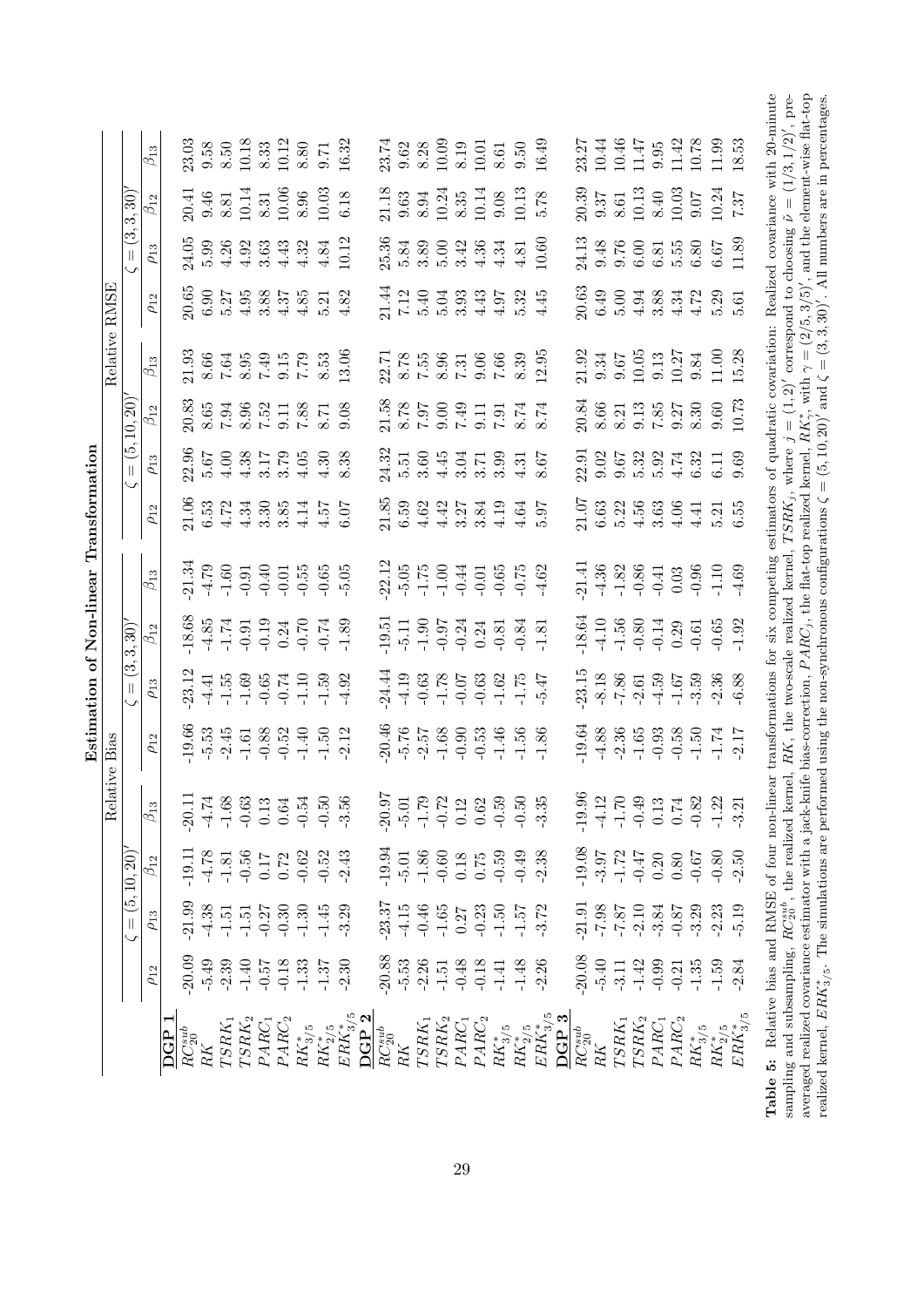**Estimation of Non-linear Transformation**

| | Relative Bias | | | | | | | | Relative RMSE | | | | | | | |
|---|---|---|---|---|---|---|---|---|---|---|---|---|---|---|---|---|
| | $\zeta=(5,10,20)'$ | | | | $\zeta=(3,3,30)'$ | | | | $\zeta=(5,10,20)'$ | | | | $\zeta=(3,3,30)'$ | | | |
| | $\rho_{12}$ | $\rho_{13}$ | $\beta_{12}$ | $\beta_{13}$ | $\rho_{12}$ | $\rho_{13}$ | $\beta_{12}$ | $\beta_{13}$ | $\rho_{12}$ | $\rho_{13}$ | $\beta_{12}$ | $\beta_{13}$ | $\rho_{12}$ | $\rho_{13}$ | $\beta_{12}$ | $\beta_{13}$ |
| **DGP 1** | | | | | | | | | | | | | | | | |
| $RC^{sub}_{20}$ | -20.09 | -21.99 | -19.11 | -20.11 | -19.66 | -23.12 | -18.68 | -21.34 | 21.06 | 22.96 | 20.83 | 21.93 | 20.65 | 24.05 | 20.41 | 23.03 |
| $RK$ | -5.49 | -4.38 | -4.78 | -4.74 | -5.53 | -4.41 | -4.85 | -4.79 | 6.53 | 5.67 | 8.65 | 8.66 | 6.90 | 5.99 | 9.46 | 9.58 |
| $TSRK_1$ | -2.39 | -1.51 | -1.81 | -1.68 | -2.45 | -1.55 | -1.74 | -1.60 | 4.72 | 4.00 | 7.94 | 7.64 | 5.27 | 4.26 | 8.81 | 8.50 |
| $TSRK_2$ | -1.40 | -1.51 | -0.56 | -0.63 | -1.61 | -1.69 | -0.91 | -0.91 | 4.34 | 4.38 | 8.96 | 8.95 | 4.95 | 4.92 | 10.14 | 10.18 |
| $PARC_1$ | -0.57 | -0.27 | 0.17 | 0.13 | -0.88 | -0.65 | -0.19 | -0.40 | 3.30 | 3.17 | 7.52 | 7.49 | 3.88 | 3.63 | 8.31 | 8.33 |
| $PARC_2$ | -0.18 | -0.30 | 0.72 | 0.64 | -0.52 | -0.74 | 0.24 | -0.01 | 3.85 | 3.79 | 9.11 | 9.15 | 4.37 | 4.43 | 10.06 | 10.12 |
| $RK^*_{3/5}$ | -1.33 | -1.30 | -0.62 | -0.54 | -1.40 | -1.10 | -0.70 | -0.55 | 4.14 | 4.05 | 7.88 | 7.79 | 4.85 | 4.32 | 8.96 | 8.80 |
| $RK^*_{2/5}$ | -1.37 | -1.45 | -0.52 | -0.50 | -1.50 | -1.59 | -0.74 | -0.65 | 4.57 | 4.30 | 8.71 | 8.53 | 5.21 | 4.84 | 10.03 | 9.71 |
| $ERK^*_{3/5}$ | -2.30 | -3.29 | -2.43 | -3.56 | -2.12 | -4.92 | -1.89 | -5.05 | 6.07 | 8.38 | 9.08 | 13.06 | 4.82 | 10.12 | 6.18 | 16.32 |
| **DGP 2** | | | | | | | | | | | | | | | | |
| $RC^{sub}_{20}$ | -20.88 | -23.37 | -19.94 | -20.97 | -20.46 | -24.44 | -19.51 | -22.12 | 21.85 | 24.32 | 21.58 | 22.71 | 21.44 | 25.36 | 21.18 | 23.74 |
| $RK$ | -5.53 | -4.15 | -5.01 | -5.01 | -5.76 | -4.19 | -5.11 | -5.05 | 6.59 | 5.51 | 8.78 | 8.78 | 7.12 | 5.84 | 9.63 | 9.62 |
| $TSRK_1$ | -2.26 | -0.46 | -1.86 | -1.79 | -2.57 | -0.63 | -1.90 | -1.75 | 4.62 | 3.60 | 7.97 | 7.55 | 5.40 | 3.89 | 8.94 | 8.28 |
| $TSRK_2$ | -1.51 | -1.65 | -0.60 | -0.72 | -1.68 | -1.78 | -0.97 | -1.00 | 4.42 | 4.45 | 9.00 | 8.96 | 5.04 | 5.00 | 10.24 | 10.09 |
| $PARC_1$ | -0.48 | 0.27 | 0.18 | 0.12 | -0.90 | -0.07 | -0.24 | -0.44 | 3.27 | 3.04 | 7.49 | 7.31 | 3.93 | 3.42 | 8.35 | 8.19 |
| $PARC_2$ | -0.18 | -0.23 | 0.75 | 0.62 | -0.53 | -0.63 | 0.24 | -0.01 | 3.84 | 3.71 | 9.11 | 9.06 | 4.43 | 4.36 | 10.14 | 10.01 |
| $RK^*_{3/5}$ | -1.41 | -1.50 | -0.59 | -0.59 | -1.46 | -1.62 | -0.81 | -0.65 | 4.19 | 3.99 | 7.91 | 7.66 | 4.97 | 4.34 | 9.08 | 8.61 |
| $RK^*_{2/5}$ | -1.48 | -1.57 | -0.49 | -0.50 | -1.56 | -1.75 | -0.84 | -0.75 | 4.64 | 4.31 | 8.74 | 8.39 | 5.32 | 4.81 | 10.13 | 9.50 |
| $ERK^*_{3/5}$ | -2.26 | -3.72 | -2.38 | -3.35 | -1.86 | -5.47 | -1.81 | -4.62 | 5.97 | 8.67 | 8.74 | 12.95 | 4.45 | 10.60 | 5.78 | 16.49 |
| **DGP 3** | | | | | | | | | | | | | | | | |
| $RC^{sub}_{20}$ | -20.08 | -21.91 | -19.08 | -19.96 | -19.64 | -23.15 | -18.64 | -21.41 | 21.07 | 22.91 | 20.84 | 21.92 | 20.63 | 24.13 | 20.39 | 23.27 |
| $RK$ | -5.40 | -7.98 | -3.97 | -4.12 | -4.88 | -8.18 | -4.10 | -4.36 | 6.63 | 9.02 | 8.66 | 9.34 | 6.49 | 9.48 | 9.37 | 10.44 |
| $TSRK_1$ | -3.11 | -7.87 | -1.72 | -1.70 | -2.36 | -7.86 | -1.56 | -1.82 | 5.22 | 9.67 | 8.21 | 9.67 | 5.00 | 9.76 | 8.61 | 10.46 |
| $TSRK_2$ | -1.42 | -2.10 | -0.47 | -0.49 | -1.65 | -2.61 | -0.80 | -0.86 | 4.56 | 5.32 | 9.13 | 10.05 | 4.94 | 6.00 | 10.13 | 11.47 |
| $PARC_1$ | -0.99 | -3.84 | 0.20 | 0.13 | -0.93 | -4.59 | -0.14 | -0.41 | 3.63 | 5.92 | 7.85 | 9.13 | 3.88 | 6.81 | 8.40 | 9.95 |
| $PARC_2$ | -0.21 | -0.87 | 0.80 | 0.74 | -0.58 | -1.67 | 0.29 | 0.03 | 4.06 | 4.74 | 9.27 | 10.27 | 4.34 | 5.55 | 10.03 | 11.42 |
| $RK^*_{3/5}$ | -1.35 | -3.29 | -0.67 | -0.82 | -1.50 | -3.59 | -0.61 | -0.96 | 4.41 | 6.32 | 8.30 | 9.84 | 4.72 | 6.80 | 9.07 | 10.78 |
| $RK^*_{2/5}$ | -1.59 | -2.23 | -0.80 | -1.22 | -1.74 | -2.36 | -0.65 | -1.10 | 5.21 | 6.11 | 9.60 | 11.00 | 5.29 | 6.67 | 10.24 | 11.99 |
| $ERK^*_{3/5}$ | -2.84 | -5.19 | -2.50 | -3.21 | -2.17 | -6.88 | -1.92 | -4.69 | 6.55 | 9.69 | 10.73 | 15.28 | 5.61 | 11.89 | 7.37 | 18.53 |

**Table 5:** Relative bias and RMSE of four non-linear transformations for six competing estimators of quadratic covariation: Realized covariance with 20-minute sampling and subsampling, $RC^{sub}_{20}$, the realized kernel, $RK$, the two-scale realized kernel, $TSRK_j$, where $j=(1,2)'$ correspond to choosing $\tilde{\nu}=(1/3,1/2)'$, pre-averaged realized covariance estimator with a jack-knife bias-correction, $PARC_j$, the flat-top realized kernel, $RK^*_\gamma$, with $\gamma=(2/5,3/5)'$, and the element-wise flat-top realized kernel, $ERK^*_{3/5}$. The simulations are performed using the non-synchronous configurations $\zeta=(5,10,20)'$ and $\zeta=(3,3,30)'$. All numbers are in percentages.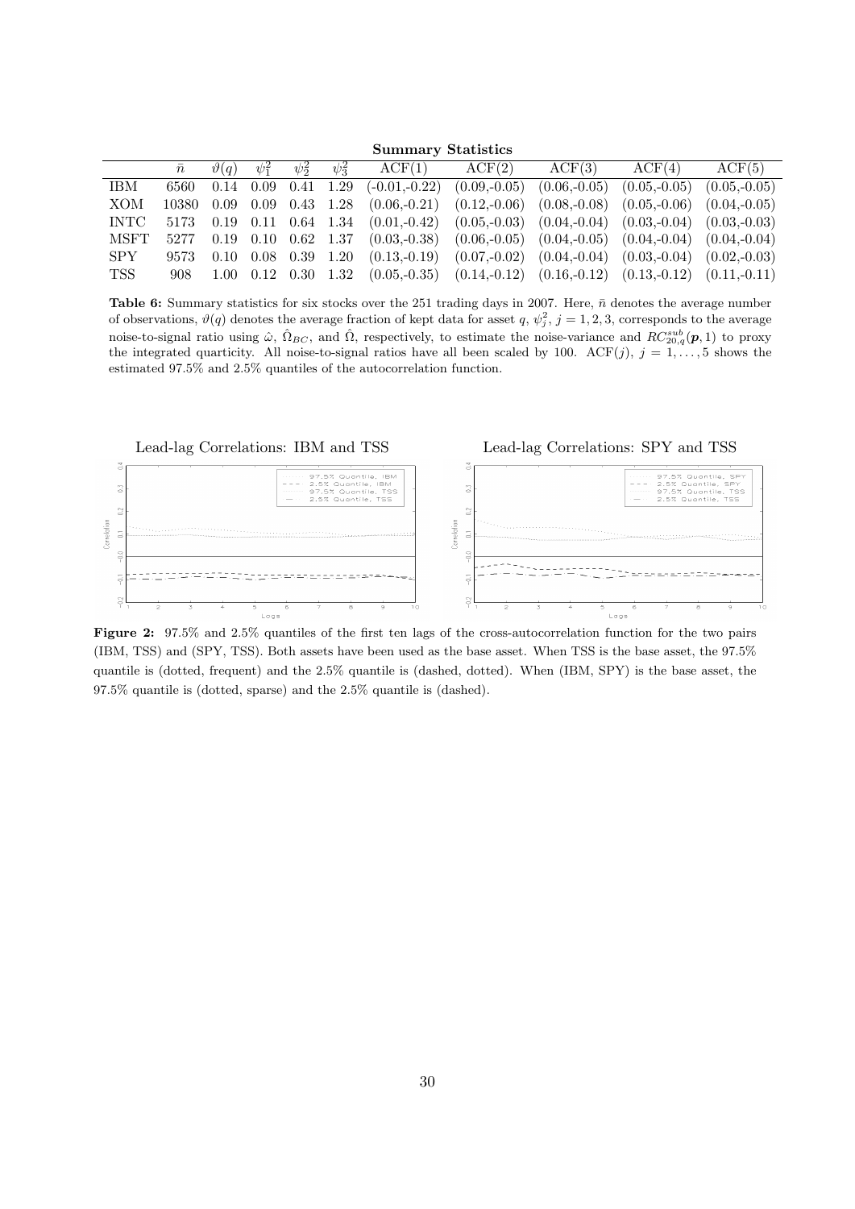**Summary Statistics**

| | $\bar{n}$ | $\vartheta(q)$ | $\psi_1^2$ | $\psi_2^2$ | $\psi_3^2$ | ACF(1) | ACF(2) | ACF(3) | ACF(4) | ACF(5) |
|---|---|---|---|---|---|---|---|---|---|---|
| IBM | 6560 | 0.14 | 0.09 | 0.41 | 1.29 | (-0.01,-0.22) | (0.09,-0.05) | (0.06,-0.05) | (0.05,-0.05) | (0.05,-0.05) |
| XOM | 10380 | 0.09 | 0.09 | 0.43 | 1.28 | (0.06,-0.21) | (0.12,-0.06) | (0.08,-0.08) | (0.05,-0.06) | (0.04,-0.05) |
| INTC | 5173 | 0.19 | 0.11 | 0.64 | 1.34 | (0.01,-0.42) | (0.05,-0.03) | (0.04,-0.04) | (0.03,-0.04) | (0.03,-0.03) |
| MSFT | 5277 | 0.19 | 0.10 | 0.62 | 1.37 | (0.03,-0.38) | (0.06,-0.05) | (0.04,-0.05) | (0.04,-0.04) | (0.04,-0.04) |
| SPY | 9573 | 0.10 | 0.08 | 0.39 | 1.20 | (0.13,-0.19) | (0.07,-0.02) | (0.04,-0.04) | (0.03,-0.04) | (0.02,-0.03) |
| TSS | 908 | 1.00 | 0.12 | 0.30 | 1.32 | (0.05,-0.35) | (0.14,-0.12) | (0.16,-0.12) | (0.13,-0.12) | (0.11,-0.11) |

**Table 6:** Summary statistics for six stocks over the 251 trading days in 2007. Here, $\bar{n}$ denotes the average number of observations, $\vartheta(q)$ denotes the average fraction of kept data for asset $q$, $\psi_j^2$, $j = 1, 2, 3$, corresponds to the average noise-to-signal ratio using $\hat{\omega}$, $\hat{\Omega}_{BC}$, and $\hat{\Omega}$, respectively, to estimate the noise-variance and $RC_{20,q}^{sub}(\boldsymbol{p}, 1)$ to proxy the integrated quarticity. All noise-to-signal ratios have all been scaled by 100. ACF($j$), $j = 1, \ldots, 5$ shows the estimated 97.5% and 2.5% quantiles of the autocorrelation function.

**Figure 2:** 97.5% and 2.5% quantiles of the first ten lags of the cross-autocorrelation function for the two pairs (IBM, TSS) and (SPY, TSS). Both assets have been used as the base asset. When TSS is the base asset, the 97.5% quantile is (dotted, frequent) and the 2.5% quantile is (dashed, dotted). When (IBM, SPY) is the base asset, the 97.5% quantile is (dotted, sparse) and the 2.5% quantile is (dashed).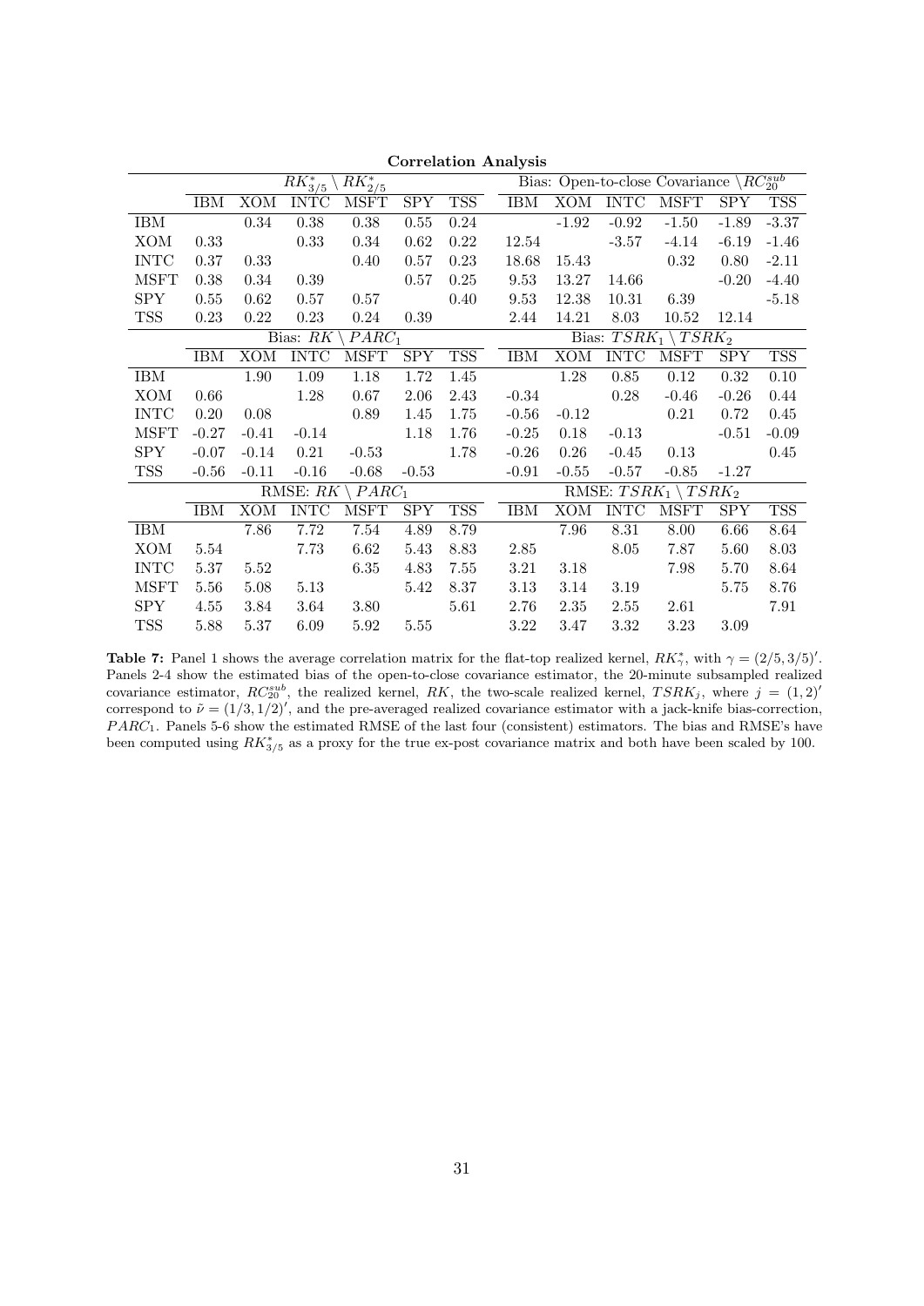**Correlation Analysis**

| | $RK^*_{3/5} \setminus RK^*_{2/5}$ | | | | | | Bias: Open-to-close Covariance $\setminus RC^{sub}_{20}$ | | | | | |
|---|---|---|---|---|---|---|---|---|---|---|---|---|
| | IBM | XOM | INTC | MSFT | SPY | TSS | IBM | XOM | INTC | MSFT | SPY | TSS |
| IBM | | 0.34 | 0.38 | 0.38 | 0.55 | 0.24 | | -1.92 | -0.92 | -1.50 | -1.89 | -3.37 |
| XOM | 0.33 | | 0.33 | 0.34 | 0.62 | 0.22 | 12.54 | | -3.57 | -4.14 | -6.19 | -1.46 |
| INTC | 0.37 | 0.33 | | 0.40 | 0.57 | 0.23 | 18.68 | 15.43 | | 0.32 | 0.80 | -2.11 |
| MSFT | 0.38 | 0.34 | 0.39 | | 0.57 | 0.25 | 9.53 | 13.27 | 14.66 | | -0.20 | -4.40 |
| SPY | 0.55 | 0.62 | 0.57 | 0.57 | | 0.40 | 9.53 | 12.38 | 10.31 | 6.39 | | -5.18 |
| TSS | 0.23 | 0.22 | 0.23 | 0.24 | 0.39 | | 2.44 | 14.21 | 8.03 | 10.52 | 12.14 | |
| | Bias: $RK \setminus PARC_1$ | | | | | | Bias: $TSRK_1 \setminus TSRK_2$ | | | | | |
| | IBM | XOM | INTC | MSFT | SPY | TSS | IBM | XOM | INTC | MSFT | SPY | TSS |
| IBM | | 1.90 | 1.09 | 1.18 | 1.72 | 1.45 | | 1.28 | 0.85 | 0.12 | 0.32 | 0.10 |
| XOM | 0.66 | | 1.28 | 0.67 | 2.06 | 2.43 | -0.34 | | 0.28 | -0.46 | -0.26 | 0.44 |
| INTC | 0.20 | 0.08 | | 0.89 | 1.45 | 1.75 | -0.56 | -0.12 | | 0.21 | 0.72 | 0.45 |
| MSFT | -0.27 | -0.41 | -0.14 | | 1.18 | 1.76 | -0.25 | 0.18 | -0.13 | | -0.51 | -0.09 |
| SPY | -0.07 | -0.14 | 0.21 | -0.53 | | 1.78 | -0.26 | 0.26 | -0.45 | 0.13 | | 0.45 |
| TSS | -0.56 | -0.11 | -0.16 | -0.68 | -0.53 | | -0.91 | -0.55 | -0.57 | -0.85 | -1.27 | |
| | RMSE: $RK \setminus PARC_1$ | | | | | | RMSE: $TSRK_1 \setminus TSRK_2$ | | | | | |
| | IBM | XOM | INTC | MSFT | SPY | TSS | IBM | XOM | INTC | MSFT | SPY | TSS |
| IBM | | 7.86 | 7.72 | 7.54 | 4.89 | 8.79 | | 7.96 | 8.31 | 8.00 | 6.66 | 8.64 |
| XOM | 5.54 | | 7.73 | 6.62 | 5.43 | 8.83 | 2.85 | | 8.05 | 7.87 | 5.60 | 8.03 |
| INTC | 5.37 | 5.52 | | 6.35 | 4.83 | 7.55 | 3.21 | 3.18 | | 7.98 | 5.70 | 8.64 |
| MSFT | 5.56 | 5.08 | 5.13 | | 5.42 | 8.37 | 3.13 | 3.14 | 3.19 | | 5.75 | 8.76 |
| SPY | 4.55 | 3.84 | 3.64 | 3.80 | | 5.61 | 2.76 | 2.35 | 2.55 | 2.61 | | 7.91 |
| TSS | 5.88 | 5.37 | 6.09 | 5.92 | 5.55 | | 3.22 | 3.47 | 3.32 | 3.23 | 3.09 | |

**Table 7:** Panel 1 shows the average correlation matrix for the flat-top realized kernel, $RK^*_\gamma$, with $\gamma = (2/5, 3/5)'$. Panels 2-4 show the estimated bias of the open-to-close covariance estimator, the 20-minute subsampled realized covariance estimator, $RC^{sub}_{20}$, the realized kernel, $RK$, the two-scale realized kernel, $TSRK_j$, where $j = (1, 2)'$ correspond to $\tilde{\nu} = (1/3, 1/2)'$, and the pre-averaged realized covariance estimator with a jack-knife bias-correction, $PARC_1$. Panels 5-6 show the estimated RMSE of the last four (consistent) estimators. The bias and RMSE's have been computed using $RK^*_{3/5}$ as a proxy for the true ex-post covariance matrix and both have been scaled by 100.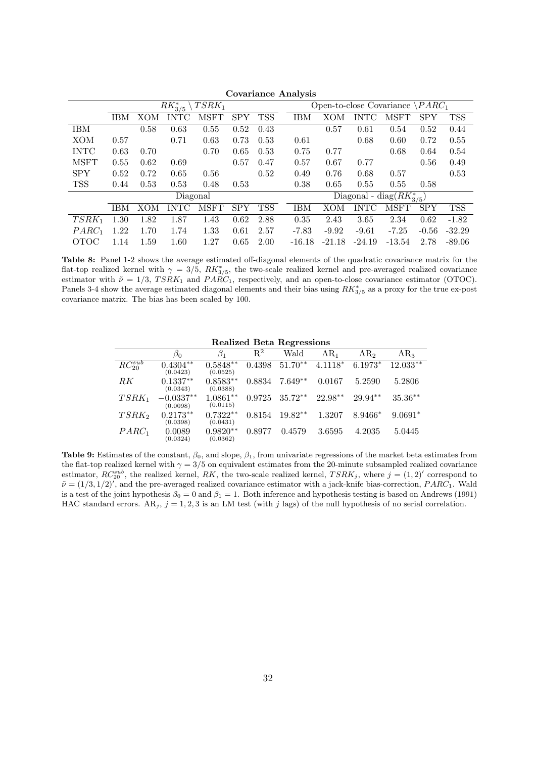**Covariance Analysis**

| | $RK^*_{3/5} \setminus TSRK_1$ | | | | | | Open-to-close Covariance $\setminus PARC_1$ | | | | | |
|---|---|---|---|---|---|---|---|---|---|---|---|---|
| | IBM | XOM | INTC | MSFT | SPY | TSS | IBM | XOM | INTC | MSFT | SPY | TSS |
| IBM | | 0.58 | 0.63 | 0.55 | 0.52 | 0.43 | | 0.57 | 0.61 | 0.54 | 0.52 | 0.44 |
| XOM | 0.57 | | 0.71 | 0.63 | 0.73 | 0.53 | 0.61 | | 0.68 | 0.60 | 0.72 | 0.55 |
| INTC | 0.63 | 0.70 | | 0.70 | 0.65 | 0.53 | 0.75 | 0.77 | | 0.68 | 0.64 | 0.54 |
| MSFT | 0.55 | 0.62 | 0.69 | | 0.57 | 0.47 | 0.57 | 0.67 | 0.77 | | 0.56 | 0.49 |
| SPY | 0.52 | 0.72 | 0.65 | 0.56 | | 0.52 | 0.49 | 0.76 | 0.68 | 0.57 | | 0.53 |
| TSS | 0.44 | 0.53 | 0.53 | 0.48 | 0.53 | | 0.38 | 0.65 | 0.55 | 0.55 | 0.58 | |
| | Diagonal | | | | | | Diagonal - diag$(RK^*_{3/5})$ | | | | | |
| | IBM | XOM | INTC | MSFT | SPY | TSS | IBM | XOM | INTC | MSFT | SPY | TSS |
| $TSRK_1$ | 1.30 | 1.82 | 1.87 | 1.43 | 0.62 | 2.88 | 0.35 | 2.43 | 3.65 | 2.34 | 0.62 | -1.82 |
| $PARC_1$ | 1.22 | 1.70 | 1.74 | 1.33 | 0.61 | 2.57 | -7.83 | -9.92 | -9.61 | -7.25 | -0.56 | -32.29 |
| OTOC | 1.14 | 1.59 | 1.60 | 1.27 | 0.65 | 2.00 | -16.18 | -21.18 | -24.19 | -13.54 | 2.78 | -89.06 |

**Table 8:** Panel 1-2 shows the average estimated off-diagonal elements of the quadratic covariance matrix for the flat-top realized kernel with $\gamma = 3/5$, $RK^*_{3/5}$, the two-scale realized kernel and pre-averaged realized covariance estimator with $\tilde{\nu} = 1/3$, $TSRK_1$ and $PARC_1$, respectively, and an open-to-close covariance estimator (OTOC). Panels 3-4 show the average estimated diagonal elements and their bias using $RK^*_{3/5}$ as a proxy for the true ex-post covariance matrix. The bias has been scaled by 100.

**Realized Beta Regressions**

| | $\beta_0$ | $\beta_1$ | $R^2$ | Wald | $AR_1$ | $AR_2$ | $AR_3$ |
|---|---|---|---|---|---|---|---|
| $RC^{sub}_{20}$ | $0.4304^{**}$ (0.0423) | $0.5848^{**}$ (0.0525) | 0.4398 | $51.70^{**}$ | $4.1118^{*}$ | $6.1973^{*}$ | $12.033^{**}$ |
| $RK$ | $0.1337^{**}$ (0.0343) | $0.8583^{**}$ (0.0388) | 0.8834 | $7.649^{**}$ | 0.0167 | 5.2590 | 5.2806 |
| $TSRK_1$ | $-0.0337^{**}$ (0.0098) | $1.0861^{**}$ (0.0115) | 0.9725 | $35.72^{**}$ | $22.98^{**}$ | $29.94^{**}$ | $35.36^{**}$ |
| $TSRK_2$ | $0.2173^{**}$ (0.0398) | $0.7322^{**}$ (0.0431) | 0.8154 | $19.82^{**}$ | 1.3207 | $8.9466^{*}$ | $9.0691^{*}$ |
| $PARC_1$ | 0.0089 (0.0324) | $0.9820^{**}$ (0.0362) | 0.8977 | 0.4579 | 3.6595 | 4.2035 | 5.0445 |

**Table 9:** Estimates of the constant, $\beta_0$, and slope, $\beta_1$, from univariate regressions of the market beta estimates from the flat-top realized kernel with $\gamma = 3/5$ on equivalent estimates from the 20-minute subsampled realized covariance estimator, $RC^{sub}_{20}$, the realized kernel, $RK$, the two-scale realized kernel, $TSRK_j$, where $j = (1, 2)'$ correspond to $\tilde{\nu} = (1/3, 1/2)'$, and the pre-averaged realized covariance estimator with a jack-knife bias-correction, $PARC_1$. Wald is a test of the joint hypothesis $\beta_0 = 0$ and $\beta_1 = 1$. Both inference and hypothesis testing is based on Andrews (1991) HAC standard errors. $AR_j$, $j = 1, 2, 3$ is an LM test (with $j$ lags) of the null hypothesis of no serial correlation.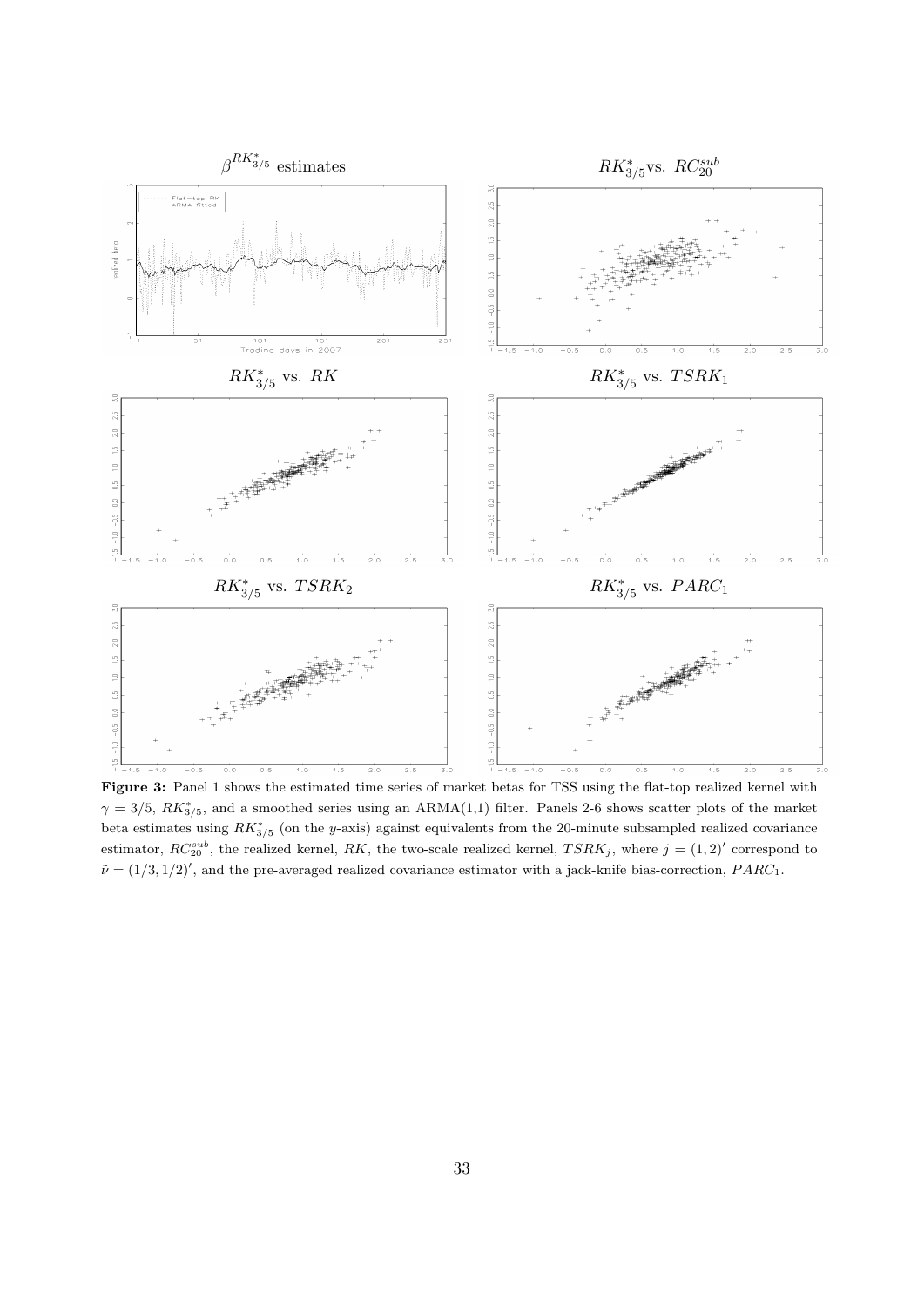$\beta^{RK^*_{3/5}}$ estimates

$RK^*_{3/5}$vs. $RC^{sub}_{20}$

$RK^*_{3/5}$ vs. $RK$

$RK^*_{3/5}$ vs. $TSRK_1$

$RK^*_{3/5}$ vs. $TSRK_2$

$RK^*_{3/5}$ vs. $PARC_1$

**Figure 3:** Panel 1 shows the estimated time series of market betas for TSS using the flat-top realized kernel with $\gamma = 3/5$, $RK^*_{3/5}$, and a smoothed series using an ARMA(1,1) filter. Panels 2-6 shows scatter plots of the market beta estimates using $RK^*_{3/5}$ (on the $y$-axis) against equivalents from the 20-minute subsampled realized covariance estimator, $RC^{sub}_{20}$, the realized kernel, $RK$, the two-scale realized kernel, $TSRK_j$, where $j = (1, 2)'$ correspond to $\tilde{\nu} = (1/3, 1/2)'$, and the pre-averaged realized covariance estimator with a jack-knife bias-correction, $PARC_1$.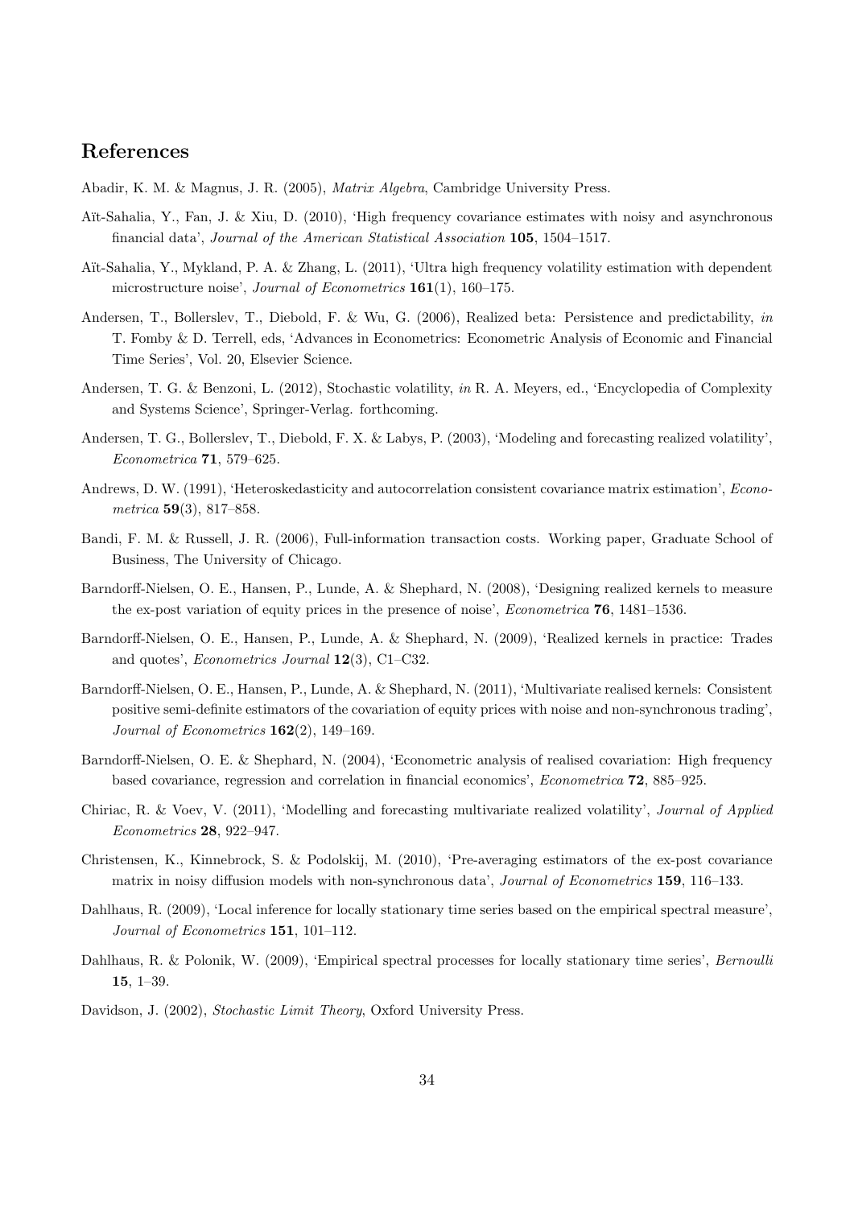## References

Abadir, K. M. & Magnus, J. R. (2005), *Matrix Algebra*, Cambridge University Press.

Aït-Sahalia, Y., Fan, J. & Xiu, D. (2010), 'High frequency covariance estimates with noisy and asynchronous financial data', *Journal of the American Statistical Association* **105**, 1504–1517.

Aït-Sahalia, Y., Mykland, P. A. & Zhang, L. (2011), 'Ultra high frequency volatility estimation with dependent microstructure noise', *Journal of Econometrics* **161**(1), 160–175.

Andersen, T., Bollerslev, T., Diebold, F. & Wu, G. (2006), Realized beta: Persistence and predictability, *in* T. Fomby & D. Terrell, eds, 'Advances in Econometrics: Econometric Analysis of Economic and Financial Time Series', Vol. 20, Elsevier Science.

Andersen, T. G. & Benzoni, L. (2012), Stochastic volatility, *in* R. A. Meyers, ed., 'Encyclopedia of Complexity and Systems Science', Springer-Verlag. forthcoming.

Andersen, T. G., Bollerslev, T., Diebold, F. X. & Labys, P. (2003), 'Modeling and forecasting realized volatility', *Econometrica* **71**, 579–625.

Andrews, D. W. (1991), 'Heteroskedasticity and autocorrelation consistent covariance matrix estimation', *Econometrica* **59**(3), 817–858.

Bandi, F. M. & Russell, J. R. (2006), Full-information transaction costs. Working paper, Graduate School of Business, The University of Chicago.

Barndorff-Nielsen, O. E., Hansen, P., Lunde, A. & Shephard, N. (2008), 'Designing realized kernels to measure the ex-post variation of equity prices in the presence of noise', *Econometrica* **76**, 1481–1536.

Barndorff-Nielsen, O. E., Hansen, P., Lunde, A. & Shephard, N. (2009), 'Realized kernels in practice: Trades and quotes', *Econometrics Journal* **12**(3), C1–C32.

Barndorff-Nielsen, O. E., Hansen, P., Lunde, A. & Shephard, N. (2011), 'Multivariate realised kernels: Consistent positive semi-definite estimators of the covariation of equity prices with noise and non-synchronous trading', *Journal of Econometrics* **162**(2), 149–169.

Barndorff-Nielsen, O. E. & Shephard, N. (2004), 'Econometric analysis of realised covariation: High frequency based covariance, regression and correlation in financial economics', *Econometrica* **72**, 885–925.

Chiriac, R. & Voev, V. (2011), 'Modelling and forecasting multivariate realized volatility', *Journal of Applied Econometrics* **28**, 922–947.

Christensen, K., Kinnebrock, S. & Podolskij, M. (2010), 'Pre-averaging estimators of the ex-post covariance matrix in noisy diffusion models with non-synchronous data', *Journal of Econometrics* **159**, 116–133.

Dahlhaus, R. (2009), 'Local inference for locally stationary time series based on the empirical spectral measure', *Journal of Econometrics* **151**, 101–112.

Dahlhaus, R. & Polonik, W. (2009), 'Empirical spectral processes for locally stationary time series', *Bernoulli* **15**, 1–39.

Davidson, J. (2002), *Stochastic Limit Theory*, Oxford University Press.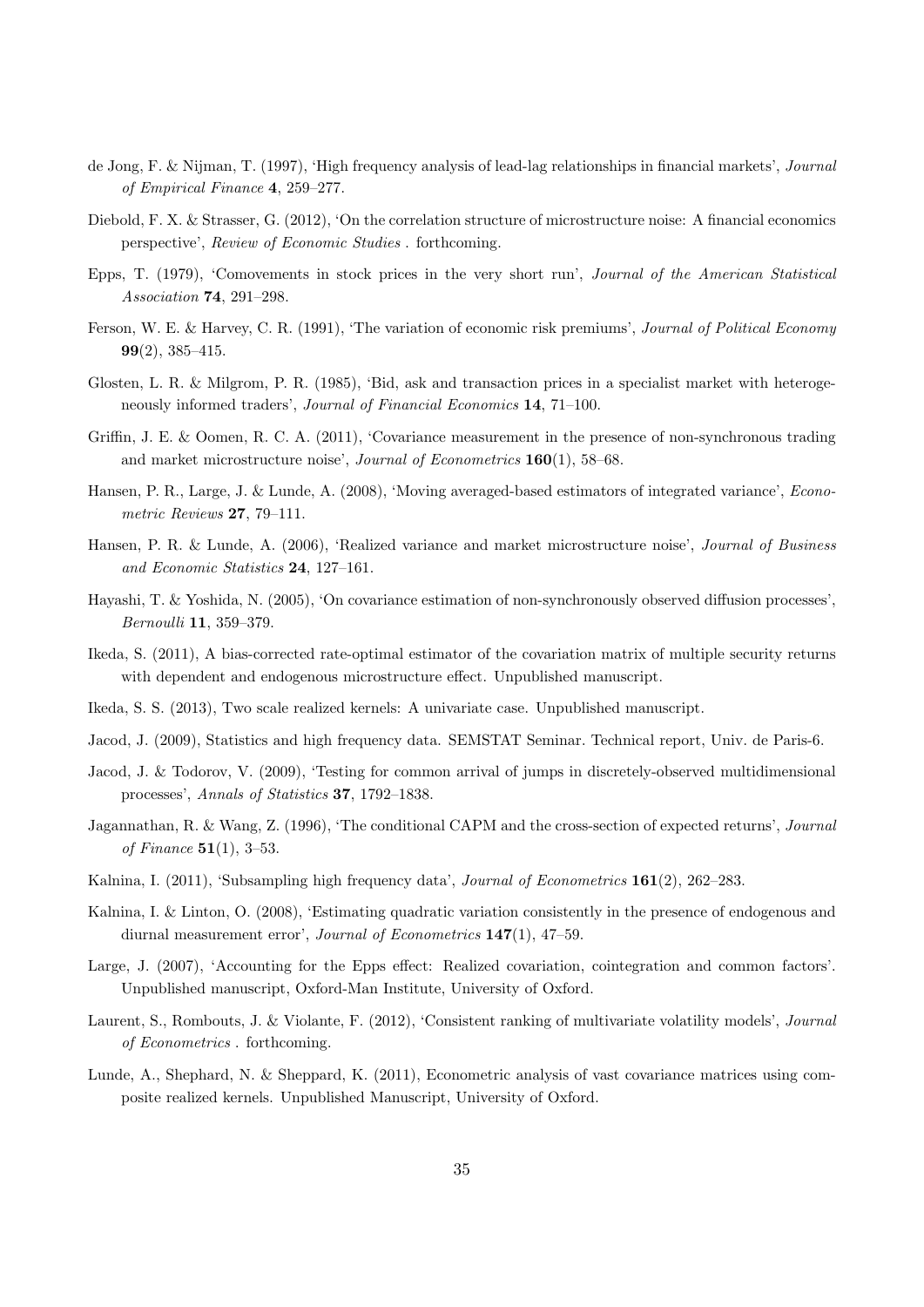de Jong, F. & Nijman, T. (1997), 'High frequency analysis of lead-lag relationships in financial markets', *Journal of Empirical Finance* **4**, 259–277.

Diebold, F. X. & Strasser, G. (2012), 'On the correlation structure of microstructure noise: A financial economics perspective', *Review of Economic Studies* . forthcoming.

Epps, T. (1979), 'Comovements in stock prices in the very short run', *Journal of the American Statistical Association* **74**, 291–298.

Ferson, W. E. & Harvey, C. R. (1991), 'The variation of economic risk premiums', *Journal of Political Economy* **99**(2), 385–415.

Glosten, L. R. & Milgrom, P. R. (1985), 'Bid, ask and transaction prices in a specialist market with heterogeneously informed traders', *Journal of Financial Economics* **14**, 71–100.

Griffin, J. E. & Oomen, R. C. A. (2011), 'Covariance measurement in the presence of non-synchronous trading and market microstructure noise', *Journal of Econometrics* **160**(1), 58–68.

Hansen, P. R., Large, J. & Lunde, A. (2008), 'Moving averaged-based estimators of integrated variance', *Econometric Reviews* **27**, 79–111.

Hansen, P. R. & Lunde, A. (2006), 'Realized variance and market microstructure noise', *Journal of Business and Economic Statistics* **24**, 127–161.

Hayashi, T. & Yoshida, N. (2005), 'On covariance estimation of non-synchronously observed diffusion processes', *Bernoulli* **11**, 359–379.

Ikeda, S. (2011), A bias-corrected rate-optimal estimator of the covariation matrix of multiple security returns with dependent and endogenous microstructure effect. Unpublished manuscript.

Ikeda, S. S. (2013), Two scale realized kernels: A univariate case. Unpublished manuscript.

Jacod, J. (2009), Statistics and high frequency data. SEMSTAT Seminar. Technical report, Univ. de Paris-6.

Jacod, J. & Todorov, V. (2009), 'Testing for common arrival of jumps in discretely-observed multidimensional processes', *Annals of Statistics* **37**, 1792–1838.

Jagannathan, R. & Wang, Z. (1996), 'The conditional CAPM and the cross-section of expected returns', *Journal of Finance* **51**(1), 3–53.

Kalnina, I. (2011), 'Subsampling high frequency data', *Journal of Econometrics* **161**(2), 262–283.

Kalnina, I. & Linton, O. (2008), 'Estimating quadratic variation consistently in the presence of endogenous and diurnal measurement error', *Journal of Econometrics* **147**(1), 47–59.

Large, J. (2007), 'Accounting for the Epps effect: Realized covariation, cointegration and common factors'. Unpublished manuscript, Oxford-Man Institute, University of Oxford.

Laurent, S., Rombouts, J. & Violante, F. (2012), 'Consistent ranking of multivariate volatility models', *Journal of Econometrics* . forthcoming.

Lunde, A., Shephard, N. & Sheppard, K. (2011), Econometric analysis of vast covariance matrices using composite realized kernels. Unpublished Manuscript, University of Oxford.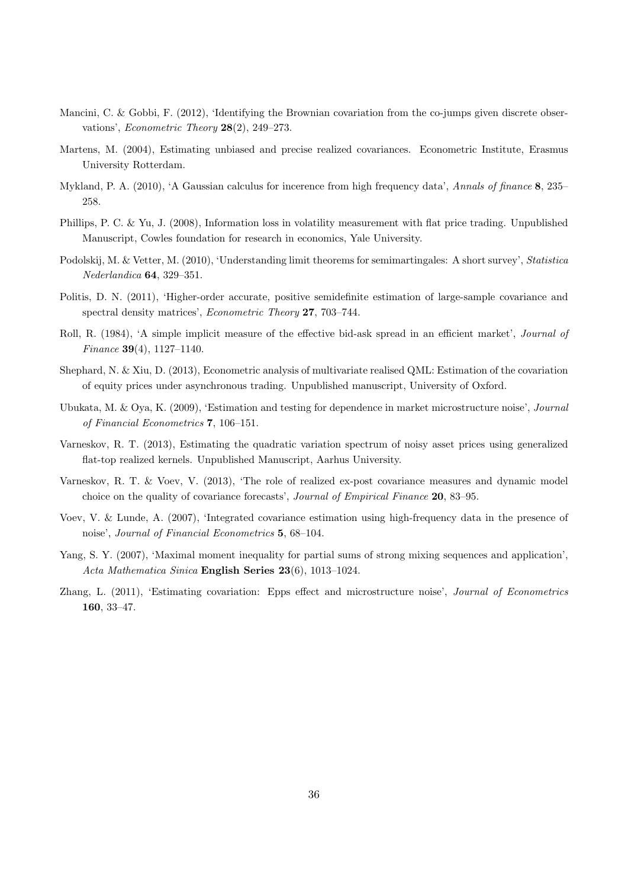Mancini, C. & Gobbi, F. (2012), 'Identifying the Brownian covariation from the co-jumps given discrete observations', *Econometric Theory* **28**(2), 249–273.

Martens, M. (2004), Estimating unbiased and precise realized covariances. Econometric Institute, Erasmus University Rotterdam.

Mykland, P. A. (2010), 'A Gaussian calculus for incerence from high frequency data', *Annals of finance* **8**, 235–258.

Phillips, P. C. & Yu, J. (2008), Information loss in volatility measurement with flat price trading. Unpublished Manuscript, Cowles foundation for research in economics, Yale University.

Podolskij, M. & Vetter, M. (2010), 'Understanding limit theorems for semimartingales: A short survey', *Statistica Nederlandica* **64**, 329–351.

Politis, D. N. (2011), 'Higher-order accurate, positive semidefinite estimation of large-sample covariance and spectral density matrices', *Econometric Theory* **27**, 703–744.

Roll, R. (1984), 'A simple implicit measure of the effective bid-ask spread in an efficient market', *Journal of Finance* **39**(4), 1127–1140.

Shephard, N. & Xiu, D. (2013), Econometric analysis of multivariate realised QML: Estimation of the covariation of equity prices under asynchronous trading. Unpublished manuscript, University of Oxford.

Ubukata, M. & Oya, K. (2009), 'Estimation and testing for dependence in market microstructure noise', *Journal of Financial Econometrics* **7**, 106–151.

Varneskov, R. T. (2013), Estimating the quadratic variation spectrum of noisy asset prices using generalized flat-top realized kernels. Unpublished Manuscript, Aarhus University.

Varneskov, R. T. & Voev, V. (2013), 'The role of realized ex-post covariance measures and dynamic model choice on the quality of covariance forecasts', *Journal of Empirical Finance* **20**, 83–95.

Voev, V. & Lunde, A. (2007), 'Integrated covariance estimation using high-frequency data in the presence of noise', *Journal of Financial Econometrics* **5**, 68–104.

Yang, S. Y. (2007), 'Maximal moment inequality for partial sums of strong mixing sequences and application', *Acta Mathematica Sinica* **English Series 23**(6), 1013–1024.

Zhang, L. (2011), 'Estimating covariation: Epps effect and microstructure noise', *Journal of Econometrics* **160**, 33–47.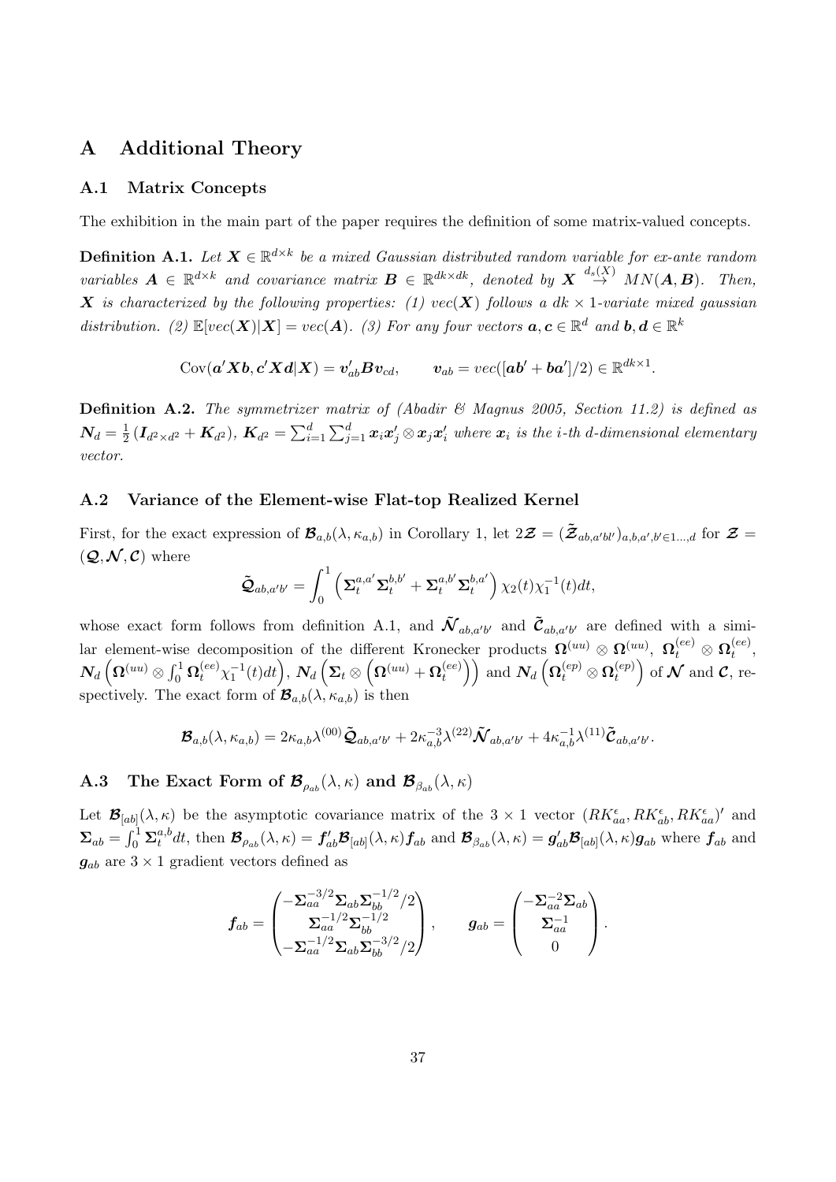# A Additional Theory

## A.1 Matrix Concepts

The exhibition in the main part of the paper requires the definition of some matrix-valued concepts.

**Definition A.1.** *Let $\boldsymbol{X} \in \mathbb{R}^{d\times k}$ be a mixed Gaussian distributed random variable for ex-ante random variables $\boldsymbol{A} \in \mathbb{R}^{d\times k}$ and covariance matrix $\boldsymbol{B} \in \mathbb{R}^{dk\times dk}$, denoted by $\boldsymbol{X} \overset{d_s(X)}{\to} MN(\boldsymbol{A}, \boldsymbol{B})$. Then, $\boldsymbol{X}$ is characterized by the following properties: (1) $vec(\boldsymbol{X})$ follows a $dk \times 1$-variate mixed gaussian distribution. (2) $\mathbb{E}[vec(\boldsymbol{X})|\boldsymbol{X}] = vec(\boldsymbol{A})$. (3) For any four vectors $\boldsymbol{a}, \boldsymbol{c} \in \mathbb{R}^d$ and $\boldsymbol{b}, \boldsymbol{d} \in \mathbb{R}^k$*

$$\mathrm{Cov}(\boldsymbol{a}'\boldsymbol{X}\boldsymbol{b}, \boldsymbol{c}'\boldsymbol{X}\boldsymbol{d}|\boldsymbol{X}) = \boldsymbol{v}_{ab}'\boldsymbol{B}\boldsymbol{v}_{cd}, \qquad \boldsymbol{v}_{ab} = vec([\boldsymbol{a}\boldsymbol{b}' + \boldsymbol{b}\boldsymbol{a}']/2) \in \mathbb{R}^{dk\times 1}.$$

**Definition A.2.** *The symmetrizer matrix of (Abadir & Magnus 2005, Section 11.2) is defined as $\boldsymbol{N}_d = \frac{1}{2}\left(\boldsymbol{I}_{d^2\times d^2} + \boldsymbol{K}_{d^2}\right)$, $\boldsymbol{K}_{d^2} = \sum_{i=1}^d \sum_{j=1}^d \boldsymbol{x}_i\boldsymbol{x}_j' \otimes \boldsymbol{x}_j\boldsymbol{x}_i'$ where $\boldsymbol{x}_i$ is the $i$-th $d$-dimensional elementary vector.*

## A.2 Variance of the Element-wise Flat-top Realized Kernel

First, for the exact expression of $\boldsymbol{\mathcal{B}}_{a,b}(\lambda, \kappa_{a,b})$ in Corollary 1, let $2\boldsymbol{\mathcal{Z}} = (\tilde{\boldsymbol{\mathcal{Z}}}_{ab,a'bl'})_{a,b,a',b'\in 1\ldots,d}$ for $\boldsymbol{\mathcal{Z}} = (\boldsymbol{\mathcal{Q}}, \boldsymbol{\mathcal{N}}, \boldsymbol{\mathcal{C}})$ where

$$\tilde{\boldsymbol{\mathcal{Q}}}_{ab,a'b'} = \int_0^1 \left(\boldsymbol{\Sigma}_t^{a,a'}\boldsymbol{\Sigma}_t^{b,b'} + \boldsymbol{\Sigma}_t^{a,b'}\boldsymbol{\Sigma}_t^{b,a'}\right)\chi_2(t)\chi_1^{-1}(t)dt,$$

whose exact form follows from definition A.1, and $\tilde{\boldsymbol{\mathcal{N}}}_{ab,a'b'}$ and $\tilde{\boldsymbol{\mathcal{C}}}_{ab,a'b'}$ are defined with a similar element-wise decomposition of the different Kronecker products $\boldsymbol{\Omega}^{(uu)} \otimes \boldsymbol{\Omega}^{(uu)}$, $\boldsymbol{\Omega}_t^{(ee)} \otimes \boldsymbol{\Omega}_t^{(ee)}$, $\boldsymbol{N}_d\left(\boldsymbol{\Omega}^{(uu)} \otimes \int_0^1 \boldsymbol{\Omega}_t^{(ee)}\chi_1^{-1}(t)dt\right)$, $\boldsymbol{N}_d\left(\boldsymbol{\Sigma}_t \otimes \left(\boldsymbol{\Omega}^{(uu)} + \boldsymbol{\Omega}_t^{(ee)}\right)\right)$ and $\boldsymbol{N}_d\left(\boldsymbol{\Omega}_t^{(ep)} \otimes \boldsymbol{\Omega}_t^{(ep)}\right)$ of $\boldsymbol{\mathcal{N}}$ and $\boldsymbol{\mathcal{C}}$, respectively. The exact form of $\boldsymbol{\mathcal{B}}_{a,b}(\lambda, \kappa_{a,b})$ is then

$$\boldsymbol{\mathcal{B}}_{a,b}(\lambda, \kappa_{a,b}) = 2\kappa_{a,b}\lambda^{(00)}\tilde{\boldsymbol{\mathcal{Q}}}_{ab,a'b'} + 2\kappa_{a,b}^{-3}\lambda^{(22)}\tilde{\boldsymbol{\mathcal{N}}}_{ab,a'b'} + 4\kappa_{a,b}^{-1}\lambda^{(11)}\tilde{\boldsymbol{\mathcal{C}}}_{ab,a'b'}.$$

## A.3 The Exact Form of $\boldsymbol{\mathcal{B}}_{\rho_{ab}}(\lambda, \kappa)$ and $\boldsymbol{\mathcal{B}}_{\beta_{ab}}(\lambda, \kappa)$

Let $\boldsymbol{\mathcal{B}}_{[ab]}(\lambda, \kappa)$ be the asymptotic covariance matrix of the $3 \times 1$ vector $(RK_{aa}^{\epsilon}, RK_{ab}^{\epsilon}, RK_{aa}^{\epsilon})'$ and $\boldsymbol{\Sigma}_{ab} = \int_0^1 \boldsymbol{\Sigma}_t^{a,b}dt$, then $\boldsymbol{\mathcal{B}}_{\rho_{ab}}(\lambda, \kappa) = \boldsymbol{f}_{ab}'\boldsymbol{\mathcal{B}}_{[ab]}(\lambda, \kappa)\boldsymbol{f}_{ab}$ and $\boldsymbol{\mathcal{B}}_{\beta_{ab}}(\lambda, \kappa) = \boldsymbol{g}_{ab}'\boldsymbol{\mathcal{B}}_{[ab]}(\lambda, \kappa)\boldsymbol{g}_{ab}$ where $\boldsymbol{f}_{ab}$ and $\boldsymbol{g}_{ab}$ are $3 \times 1$ gradient vectors defined as

$$\boldsymbol{f}_{ab} = \begin{pmatrix} -\boldsymbol{\Sigma}_{aa}^{-3/2}\boldsymbol{\Sigma}_{ab}\boldsymbol{\Sigma}_{bb}^{-1/2}/2 \\ \boldsymbol{\Sigma}_{aa}^{-1/2}\boldsymbol{\Sigma}_{bb}^{-1/2} \\ -\boldsymbol{\Sigma}_{aa}^{-1/2}\boldsymbol{\Sigma}_{ab}\boldsymbol{\Sigma}_{bb}^{-3/2}/2 \end{pmatrix}, \qquad \boldsymbol{g}_{ab} = \begin{pmatrix} -\boldsymbol{\Sigma}_{aa}^{-2}\boldsymbol{\Sigma}_{ab} \\ \boldsymbol{\Sigma}_{aa}^{-1} \\ 0 \end{pmatrix}.$$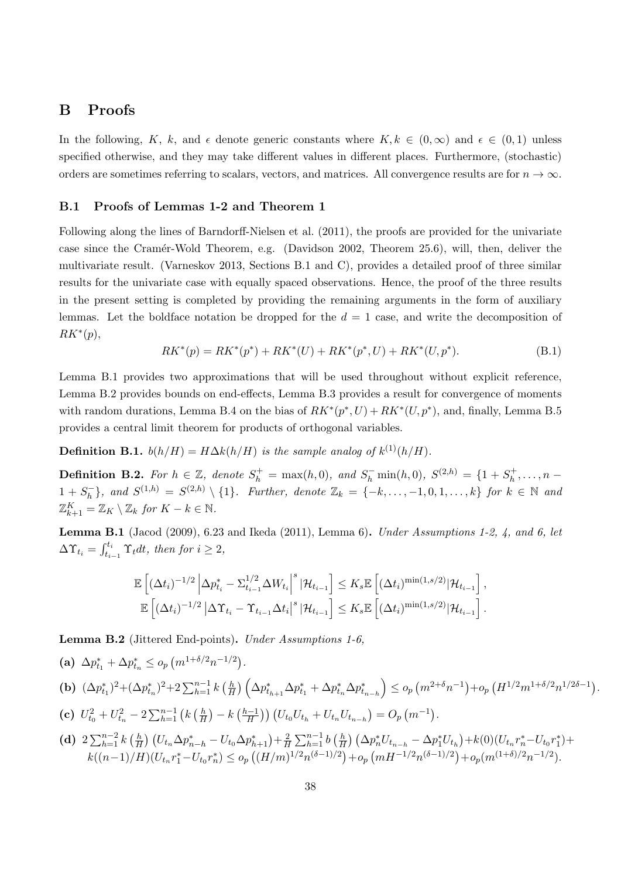## B Proofs

In the following, $K$, $k$, and $\epsilon$ denote generic constants where $K, k \in (0, \infty)$ and $\epsilon \in (0, 1)$ unless specified otherwise, and they may take different values in different places. Furthermore, (stochastic) orders are sometimes referring to scalars, vectors, and matrices. All convergence results are for $n \to \infty$.

### B.1 Proofs of Lemmas 1-2 and Theorem 1

Following along the lines of Barndorff-Nielsen et al. (2011), the proofs are provided for the univariate case since the Cramér-Wold Theorem, e.g. (Davidson 2002, Theorem 25.6), will, then, deliver the multivariate result. (Varneskov 2013, Sections B.1 and C), provides a detailed proof of three similar results for the univariate case with equally spaced observations. Hence, the proof of the three results in the present setting is completed by providing the remaining arguments in the form of auxiliary lemmas. Let the boldface notation be dropped for the $d = 1$ case, and write the decomposition of $RK^*(p)$,

$$RK^*(p) = RK^*(p^*) + RK^*(U) + RK^*(p^*, U) + RK^*(U, p^*). \tag{B.1}$$

Lemma B.1 provides two approximations that will be used throughout without explicit reference, Lemma B.2 provides bounds on end-effects, Lemma B.3 provides a result for convergence of moments with random durations, Lemma B.4 on the bias of $RK^*(p^*, U) + RK^*(U, p^*)$, and, finally, Lemma B.5 provides a central limit theorem for products of orthogonal variables.

**Definition B.1.** *$b(h/H) = H\Delta k(h/H)$ is the sample analog of $k^{(1)}(h/H)$.*

**Definition B.2.** *For $h \in \mathbb{Z}$, denote $S_h^+ = \max(h, 0)$, and $S_h^- \min(h, 0)$, $S^{(2,h)} = \{1 + S_h^+, \dots, n - 1 + S_h^-\}$, and $S^{(1,h)} = S^{(2,h)} \setminus \{1\}$. Further, denote $\mathbb{Z}_k = \{-k, \dots, -1, 0, 1, \dots, k\}$ for $k \in \mathbb{N}$ and $\mathbb{Z}_{k+1}^K = \mathbb{Z}_K \setminus \mathbb{Z}_k$ for $K - k \in \mathbb{N}$.*

**Lemma B.1** (Jacod (2009), 6.23 and Ikeda (2011), Lemma 6)**.** *Under Assumptions 1-2, 4, and 6, let $\Delta\Upsilon_{t_i} = \int_{t_{i-1}}^{t_i} \Upsilon_t dt$, then for $i \geq 2$,*

$$\mathbb{E}\left[(\Delta t_i)^{-1/2}\left|\Delta p_{t_i}^* - \Sigma_{t_{i-1}}^{1/2}\Delta W_{t_i}\right|^s |\mathcal{H}_{t_{i-1}}\right] \leq K_s \mathbb{E}\left[(\Delta t_i)^{\min(1,s/2)}|\mathcal{H}_{t_{i-1}}\right],$$
$$\mathbb{E}\left[(\Delta t_i)^{-1/2}\left|\Delta\Upsilon_{t_i} - \Upsilon_{t_{i-1}}\Delta t_i\right|^s |\mathcal{H}_{t_{i-1}}\right] \leq K_s \mathbb{E}\left[(\Delta t_i)^{\min(1,s/2)}|\mathcal{H}_{t_{i-1}}\right].$$

**Lemma B.2** (Jittered End-points)**.** *Under Assumptions 1-6,*

**(a)** $\Delta p_{t_1}^* + \Delta p_{t_n}^* \leq o_p\left(m^{1+\delta/2}n^{-1/2}\right)$.

**(b)** $(\Delta p_{t_1}^*)^2 + (\Delta p_{t_n}^*)^2 + 2\sum_{h=1}^{n-1} k\left(\frac{h}{H}\right)\left(\Delta p_{t_{h+1}}^* \Delta p_{t_1}^* + \Delta p_{t_n}^* \Delta p_{t_{n-h}}^*\right) \leq o_p\left(m^{2+\delta}n^{-1}\right) + o_p\left(H^{1/2}m^{1+\delta/2}n^{1/2\delta-1}\right)$.

**(c)** $U_{t_0}^2 + U_{t_n}^2 - 2\sum_{h=1}^{n-1}\left(k\left(\frac{h}{H}\right) - k\left(\frac{h-1}{H}\right)\right)\left(U_{t_0}U_{t_h} + U_{t_n}U_{t_{n-h}}\right) = O_p\left(m^{-1}\right)$.

**(d)** $2\sum_{h=1}^{n-2} k\left(\frac{h}{H}\right)\left(U_{t_n}\Delta p_{n-h}^* - U_{t_0}\Delta p_{h+1}^*\right) + \frac{2}{H}\sum_{h=1}^{n-1} b\left(\frac{h}{H}\right)\left(\Delta p_n^* U_{t_{n-h}} - \Delta p_1^* U_{t_h}\right) + k(0)(U_{t_n}r_n^* - U_{t_0}r_1^*) + k((n-1)/H)(U_{t_n}r_1^* - U_{t_0}r_n^*) \leq o_p\left((H/m)^{1/2}n^{(\delta-1)/2}\right) + o_p\left(mH^{-1/2}n^{(\delta-1)/2}\right) + o_p(m^{(1+\delta)/2}n^{-1/2})$.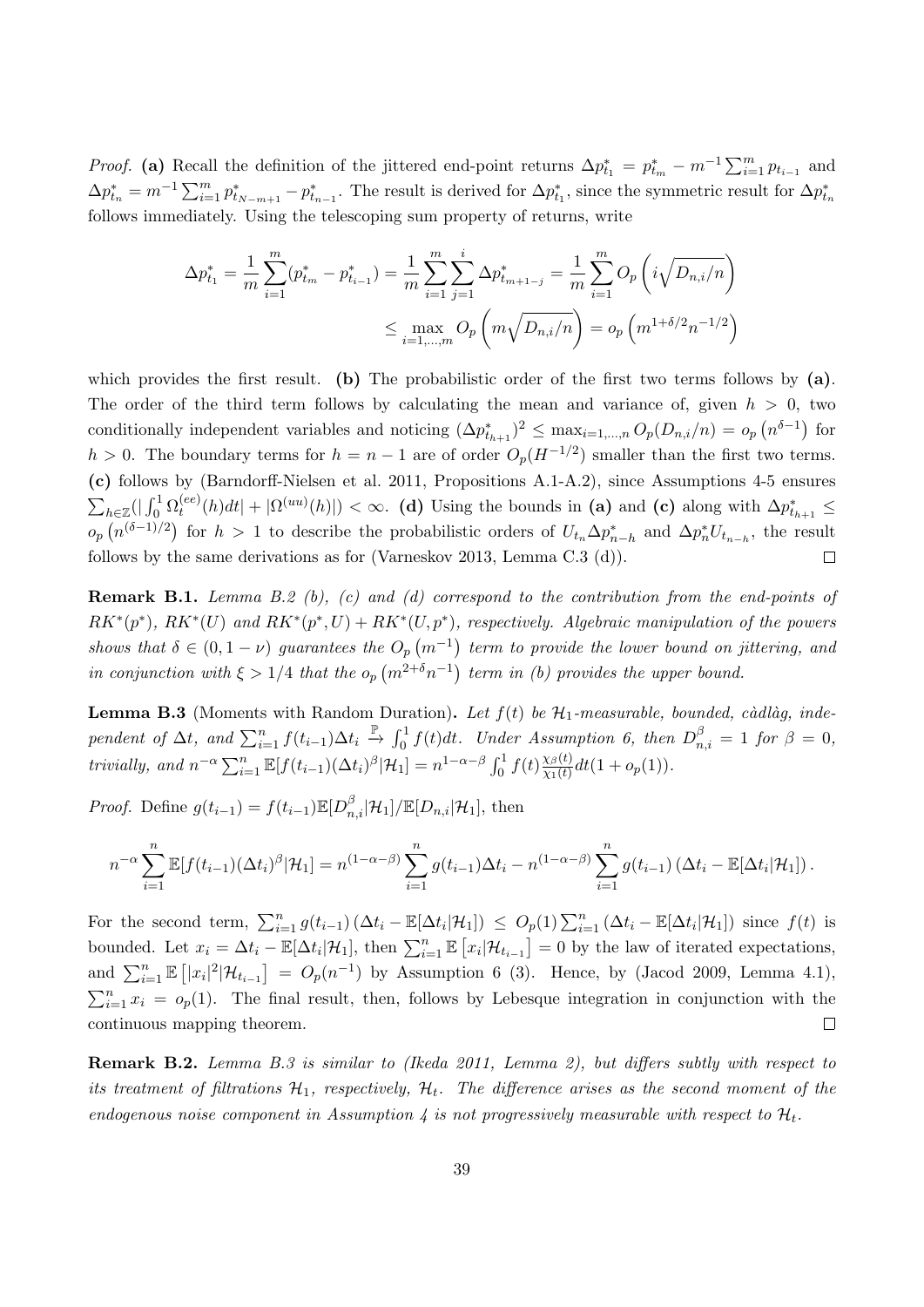*Proof.* **(a)** Recall the definition of the jittered end-point returns $\Delta p^*_{t_1} = p^*_{t_m} - m^{-1}\sum_{i=1}^m p_{t_{i-1}}$ and $\Delta p^*_{t_n} = m^{-1}\sum_{i=1}^m p^*_{t_{N-m+1}} - p^*_{t_{n-1}}$. The result is derived for $\Delta p^*_{t_1}$, since the symmetric result for $\Delta p^*_{t_n}$ follows immediately. Using the telescoping sum property of returns, write

$$\Delta p^*_{t_1} = \frac{1}{m}\sum_{i=1}^m (p^*_{t_m} - p^*_{t_{i-1}}) = \frac{1}{m}\sum_{i=1}^m \sum_{j=1}^i \Delta p^*_{t_{m+1-j}} = \frac{1}{m}\sum_{i=1}^m O_p\left(i\sqrt{D_{n,i}/n}\right)$$
$$\leq \max_{i=1,\dots,m} O_p\left(m\sqrt{D_{n,i}/n}\right) = o_p\left(m^{1+\delta/2}n^{-1/2}\right)$$

which provides the first result. **(b)** The probabilistic order of the first two terms follows by **(a)**. The order of the third term follows by calculating the mean and variance of, given $h > 0$, two conditionally independent variables and noticing $(\Delta p^*_{t_{h+1}})^2 \leq \max_{i=1,\dots,n} O_p(D_{n,i}/n) = o_p\left(n^{\delta-1}\right)$ for $h > 0$. The boundary terms for $h = n-1$ are of order $O_p(H^{-1/2})$ smaller than the first two terms. **(c)** follows by (Barndorff-Nielsen et al. 2011, Propositions A.1-A.2), since Assumptions 4-5 ensures $\sum_{h\in\mathbb{Z}}(|\int_0^1 \Omega_t^{(ee)}(h)dt| + |\Omega^{(uu)}(h)|) < \infty$. **(d)** Using the bounds in **(a)** and **(c)** along with $\Delta p^*_{t_{h+1}} \leq o_p\left(n^{(\delta-1)/2}\right)$ for $h > 1$ to describe the probabilistic orders of $U_{t_n}\Delta p^*_{n-h}$ and $\Delta p^*_n U_{t_{n-h}}$, the result follows by the same derivations as for (Varneskov 2013, Lemma C.3 (d)). $\square$

**Remark B.1.** *Lemma B.2 (b), (c) and (d) correspond to the contribution from the end-points of $RK^*(p^*)$, $RK^*(U)$ and $RK^*(p^*,U) + RK^*(U,p^*)$, respectively. Algebraic manipulation of the powers shows that $\delta \in (0, 1-\nu)$ guarantees the $O_p\left(m^{-1}\right)$ term to provide the lower bound on jittering, and in conjunction with $\xi > 1/4$ that the $o_p\left(m^{2+\delta}n^{-1}\right)$ term in (b) provides the upper bound.*

**Lemma B.3** (Moments with Random Duration)**.** *Let $f(t)$ be $\mathcal{H}_1$-measurable, bounded, càdlàg, independent of $\Delta t$, and $\sum_{i=1}^n f(t_{i-1})\Delta t_i \xrightarrow{\mathbb{P}} \int_0^1 f(t)dt$. Under Assumption 6, then $D^\beta_{n,i} = 1$ for $\beta = 0$, trivially, and $n^{-\alpha}\sum_{i=1}^n \mathbb{E}[f(t_{i-1})(\Delta t_i)^\beta|\mathcal{H}_1] = n^{1-\alpha-\beta}\int_0^1 f(t)\frac{\chi_\beta(t)}{\chi_1(t)}dt(1+o_p(1))$.*

*Proof.* Define $g(t_{i-1}) = f(t_{i-1})\mathbb{E}[D^\beta_{n,i}|\mathcal{H}_1]/\mathbb{E}[D_{n,i}|\mathcal{H}_1]$, then

$$n^{-\alpha}\sum_{i=1}^n \mathbb{E}[f(t_{i-1})(\Delta t_i)^\beta|\mathcal{H}_1] = n^{(1-\alpha-\beta)}\sum_{i=1}^n g(t_{i-1})\Delta t_i - n^{(1-\alpha-\beta)}\sum_{i=1}^n g(t_{i-1})\left(\Delta t_i - \mathbb{E}[\Delta t_i|\mathcal{H}_1]\right).$$

For the second term, $\sum_{i=1}^n g(t_{i-1})\left(\Delta t_i - \mathbb{E}[\Delta t_i|\mathcal{H}_1]\right) \leq O_p(1)\sum_{i=1}^n\left(\Delta t_i - \mathbb{E}[\Delta t_i|\mathcal{H}_1]\right)$ since $f(t)$ is bounded. Let $x_i = \Delta t_i - \mathbb{E}[\Delta t_i|\mathcal{H}_1]$, then $\sum_{i=1}^n \mathbb{E}\left[x_i|\mathcal{H}_{t_{i-1}}\right] = 0$ by the law of iterated expectations, and $\sum_{i=1}^n \mathbb{E}\left[|x_i|^2|\mathcal{H}_{t_{i-1}}\right] = O_p(n^{-1})$ by Assumption 6 (3). Hence, by (Jacod 2009, Lemma 4.1), $\sum_{i=1}^n x_i = o_p(1)$. The final result, then, follows by Lebesque integration in conjunction with the continuous mapping theorem. $\square$

**Remark B.2.** *Lemma B.3 is similar to (Ikeda 2011, Lemma 2), but differs subtly with respect to its treatment of filtrations $\mathcal{H}_1$, respectively, $\mathcal{H}_t$. The difference arises as the second moment of the endogenous noise component in Assumption 4 is not progressively measurable with respect to $\mathcal{H}_t$.*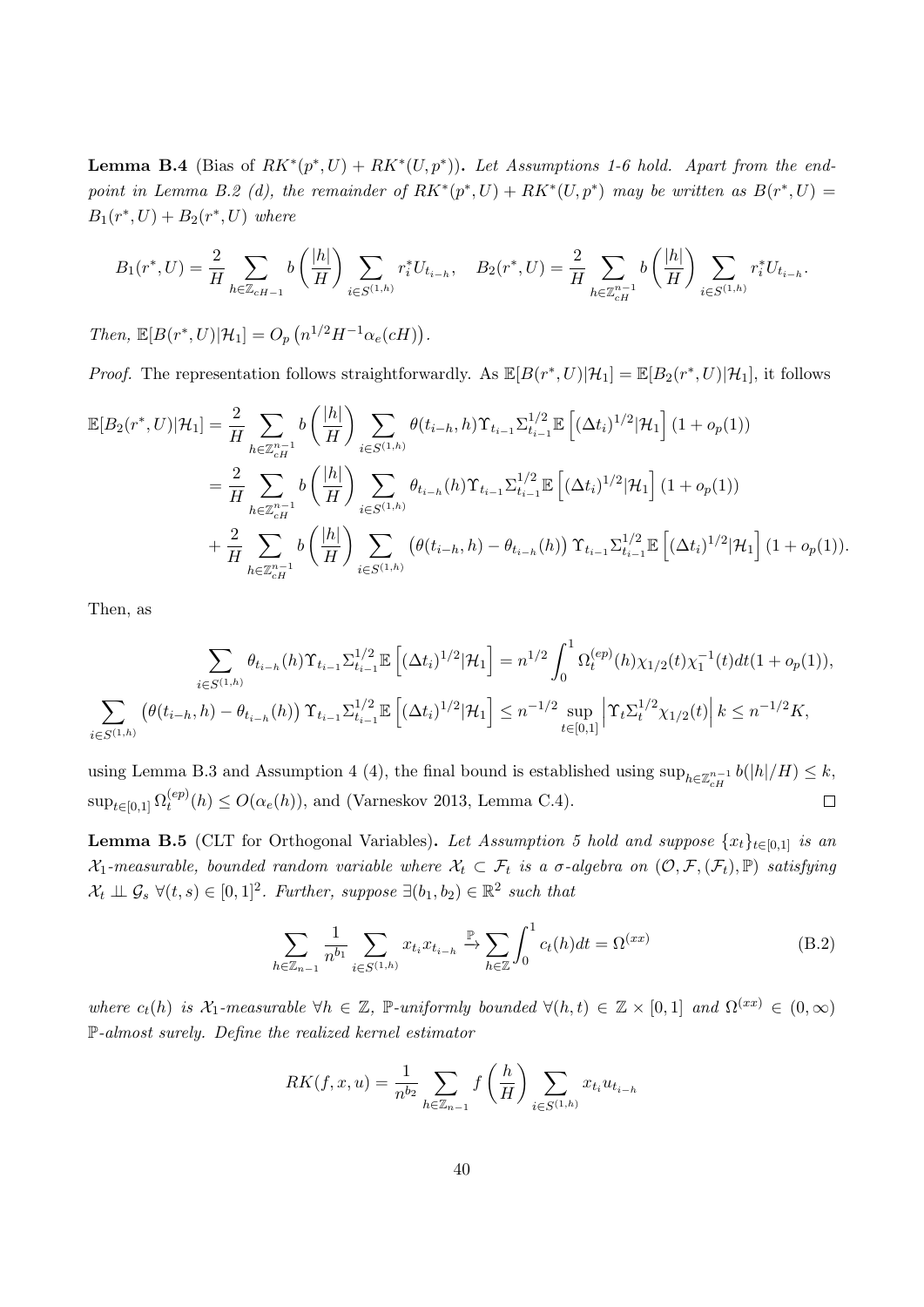**Lemma B.4** (Bias of $RK^*(p^*, U) + RK^*(U, p^*)$)**.** *Let Assumptions 1-6 hold. Apart from the endpoint in Lemma B.2 (d), the remainder of $RK^*(p^*, U) + RK^*(U, p^*)$ may be written as $B(r^*, U) = B_1(r^*, U) + B_2(r^*, U)$ where*

$$B_1(r^*, U) = \frac{2}{H} \sum_{h \in \mathbb{Z}_{cH-1}} b\left(\frac{|h|}{H}\right) \sum_{i \in S^{(1,h)}} r_i^* U_{t_{i-h}}, \quad B_2(r^*, U) = \frac{2}{H} \sum_{h \in \mathbb{Z}_{cH}^{n-1}} b\left(\frac{|h|}{H}\right) \sum_{i \in S^{(1,h)}} r_i^* U_{t_{i-h}}.$$

*Then, $\mathbb{E}[B(r^*, U)|\mathcal{H}_1] = O_p\left(n^{1/2} H^{-1} \alpha_e(cH)\right)$.*

*Proof.* The representation follows straightforwardly. As $\mathbb{E}[B(r^*, U)|\mathcal{H}_1] = \mathbb{E}[B_2(r^*, U)|\mathcal{H}_1]$, it follows

$$\begin{aligned}
\mathbb{E}[B_2(r^*, U)|\mathcal{H}_1] &= \frac{2}{H} \sum_{h \in \mathbb{Z}_{cH}^{n-1}} b\left(\frac{|h|}{H}\right) \sum_{i \in S^{(1,h)}} \theta(t_{i-h}, h) \Upsilon_{t_{i-1}} \Sigma_{t_{i-1}}^{1/2} \mathbb{E}\left[(\Delta t_i)^{1/2} | \mathcal{H}_1\right] (1 + o_p(1)) \\
&= \frac{2}{H} \sum_{h \in \mathbb{Z}_{cH}^{n-1}} b\left(\frac{|h|}{H}\right) \sum_{i \in S^{(1,h)}} \theta_{t_{i-h}}(h) \Upsilon_{t_{i-1}} \Sigma_{t_{i-1}}^{1/2} \mathbb{E}\left[(\Delta t_i)^{1/2} | \mathcal{H}_1\right] (1 + o_p(1)) \\
&+ \frac{2}{H} \sum_{h \in \mathbb{Z}_{cH}^{n-1}} b\left(\frac{|h|}{H}\right) \sum_{i \in S^{(1,h)}} \left(\theta(t_{i-h}, h) - \theta_{t_{i-h}}(h)\right) \Upsilon_{t_{i-1}} \Sigma_{t_{i-1}}^{1/2} \mathbb{E}\left[(\Delta t_i)^{1/2} | \mathcal{H}_1\right] (1 + o_p(1)).
\end{aligned}$$

Then, as

$$\begin{aligned}
\sum_{i \in S^{(1,h)}} \theta_{t_{i-h}}(h) \Upsilon_{t_{i-1}} \Sigma_{t_{i-1}}^{1/2} \mathbb{E}\left[(\Delta t_i)^{1/2} | \mathcal{H}_1\right] &= n^{1/2} \int_0^1 \Omega_t^{(ep)}(h) \chi_{1/2}(t) \chi_1^{-1}(t) dt (1 + o_p(1)), \\
\sum_{i \in S^{(1,h)}} \left(\theta(t_{i-h}, h) - \theta_{t_{i-h}}(h)\right) \Upsilon_{t_{i-1}} \Sigma_{t_{i-1}}^{1/2} \mathbb{E}\left[(\Delta t_i)^{1/2} | \mathcal{H}_1\right] &\leq n^{-1/2} \sup_{t \in [0,1]} \left| \Upsilon_t \Sigma_t^{1/2} \chi_{1/2}(t) \right| k \leq n^{-1/2} K,
\end{aligned}$$

using Lemma B.3 and Assumption 4 (4), the final bound is established using $\sup_{h \in \mathbb{Z}_{cH}^{n-1}} b(|h|/H) \leq k$, $\sup_{t \in [0,1]} \Omega_t^{(ep)}(h) \leq O(\alpha_e(h))$, and (Varneskov 2013, Lemma C.4). $\square$

**Lemma B.5** (CLT for Orthogonal Variables)**.** *Let Assumption 5 hold and suppose $\{x_t\}_{t \in [0,1]}$ is an $\mathcal{X}_1$-measurable, bounded random variable where $\mathcal{X}_t \subset \mathcal{F}_t$ is a $\sigma$-algebra on $(\mathcal{O}, \mathcal{F}, (\mathcal{F}_t), \mathbb{P})$ satisfying $\mathcal{X}_t \perp\!\!\!\perp \mathcal{G}_s$ $\forall (t, s) \in [0,1]^2$. Further, suppose $\exists (b_1, b_2) \in \mathbb{R}^2$ such that*

$$\sum_{h \in \mathbb{Z}_{n-1}} \frac{1}{n^{b_1}} \sum_{i \in S^{(1,h)}} x_{t_i} x_{t_{i-h}} \xrightarrow{\mathbb{P}} \sum_{h \in \mathbb{Z}} \int_0^1 c_t(h) dt = \Omega^{(xx)} \tag{B.2}$$

*where $c_t(h)$ is $\mathcal{X}_1$-measurable $\forall h \in \mathbb{Z}$, $\mathbb{P}$-uniformly bounded $\forall (h, t) \in \mathbb{Z} \times [0,1]$ and $\Omega^{(xx)} \in (0, \infty)$ $\mathbb{P}$-almost surely. Define the realized kernel estimator*

$$RK(f, x, u) = \frac{1}{n^{b_2}} \sum_{h \in \mathbb{Z}_{n-1}} f\left(\frac{h}{H}\right) \sum_{i \in S^{(1,h)}} x_{t_i} u_{t_{i-h}}$$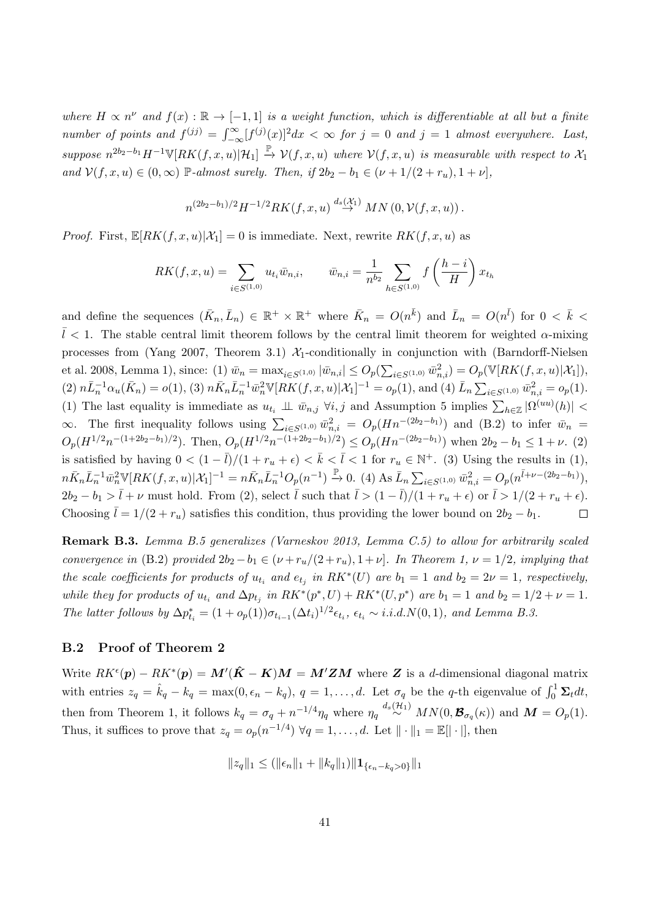*where $H \propto n^{\nu}$ and $f(x) : \mathbb{R} \to [-1, 1]$ is a weight function, which is differentiable at all but a finite number of points and $f^{(jj)} = \int_{-\infty}^{\infty} [f^{(j)}(x)]^2 dx < \infty$ for $j = 0$ and $j = 1$ almost everywhere. Last, suppose $n^{2b_2 - b_1} H^{-1} \mathbb{V}[RK(f, x, u)|\mathcal{H}_1] \xrightarrow{\mathbb{P}} \mathcal{V}(f, x, u)$ where $\mathcal{V}(f, x, u)$ is measurable with respect to $\mathcal{X}_1$ and $\mathcal{V}(f, x, u) \in (0, \infty)$ $\mathbb{P}$-almost surely. Then, if $2b_2 - b_1 \in (\nu + 1/(2 + r_u), 1 + \nu]$,*

$$n^{(2b_2 - b_1)/2} H^{-1/2} RK(f, x, u) \overset{d_s(\mathcal{X}_1)}{\to} MN\left(0, \mathcal{V}(f, x, u)\right).$$

*Proof.* First, $\mathbb{E}[RK(f, x, u)|\mathcal{X}_1] = 0$ is immediate. Next, rewrite $RK(f, x, u)$ as

$$RK(f, x, u) = \sum_{i \in S^{(1,0)}} u_{t_i} \bar{w}_{n,i}, \qquad \bar{w}_{n,i} = \frac{1}{n^{b_2}} \sum_{h \in S^{(1,0)}} f\left(\frac{h - i}{H}\right) x_{t_h}$$

and define the sequences $(\bar{K}_n, \bar{L}_n) \in \mathbb{R}^+ \times \mathbb{R}^+$ where $\bar{K}_n = O(n^{\bar{k}})$ and $\bar{L}_n = O(n^{\bar{l}})$ for $0 < \bar{k} < \bar{l} < 1$. The stable central limit theorem follows by the central limit theorem for weighted $\alpha$-mixing processes from (Yang 2007, Theorem 3.1) $\mathcal{X}_1$-conditionally in conjunction with (Barndorff-Nielsen et al. 2008, Lemma 1), since: (1) $\bar{w}_n = \max_{i \in S^{(1,0)}} |\bar{w}_{n,i}| \le O_p(\sum_{i \in S^{(1,0)}} \bar{w}_{n,i}^2) = O_p(\mathbb{V}[RK(f, x, u)|\mathcal{X}_1])$, (2) $n\bar{L}_n^{-1} \alpha_u(\bar{K}_n) = o(1)$, (3) $n\bar{K}_n \bar{L}_n^{-1} \bar{w}_n^2 \mathbb{V}[RK(f, x, u)|\mathcal{X}_1]^{-1} = o_p(1)$, and (4) $\bar{L}_n \sum_{i \in S^{(1,0)}} \bar{w}_{n,i}^2 = o_p(1)$. (1) The last equality is immediate as $u_{t_i} \perp\!\!\!\perp \bar{w}_{n,j}$ $\forall i, j$ and Assumption 5 implies $\sum_{h \in \mathbb{Z}} |\Omega^{(uu)}(h)| < \infty$. The first inequality follows using $\sum_{i \in S^{(1,0)}} \bar{w}_{n,i}^2 = O_p(Hn^{-(2b_2 - b_1)})$ and (B.2) to infer $\bar{w}_n = O_p(H^{1/2} n^{-(1 + 2b_2 - b_1)/2})$. Then, $O_p(H^{1/2} n^{-(1 + 2b_2 - b_1)/2}) \le O_p(Hn^{-(2b_2 - b_1)})$ when $2b_2 - b_1 \le 1 + \nu$. (2) is satisfied by having $0 < (1 - \bar{l})/(1 + r_u + \epsilon) < \bar{k} < \bar{l} < 1$ for $r_u \in \mathbb{N}^+$. (3) Using the results in (1), $n\bar{K}_n \bar{L}_n^{-1} \bar{w}_n^2 \mathbb{V}[RK(f, x, u)|\mathcal{X}_1]^{-1} = n\bar{K}_n \bar{L}_n^{-1} O_p(n^{-1}) \xrightarrow{\mathbb{P}} 0$. (4) As $\bar{L}_n \sum_{i \in S^{(1,0)}} \bar{w}_{n,i}^2 = O_p(n^{\bar{l} + \nu - (2b_2 - b_1)})$, $2b_2 - b_1 > \bar{l} + \nu$ must hold. From (2), select $\bar{l}$ such that $\bar{l} > (1 - \bar{l})/(1 + r_u + \epsilon)$ or $\bar{l} > 1/(2 + r_u + \epsilon)$. Choosing $\bar{l} = 1/(2 + r_u)$ satisfies this condition, thus providing the lower bound on $2b_2 - b_1$. $\square$

**Remark B.3.** *Lemma B.5 generalizes (Varneskov 2013, Lemma C.5) to allow for arbitrarily scaled convergence in* (B.2) *provided $2b_2 - b_1 \in (\nu + r_u/(2 + r_u), 1 + \nu]$. In Theorem 1, $\nu = 1/2$, implying that the scale coefficients for products of $u_{t_i}$ and $e_{t_j}$ in $RK^*(U)$ are $b_1 = 1$ and $b_2 = 2\nu = 1$, respectively, while they for products of $u_{t_i}$ and $\Delta p_{t_j}$ in $RK^*(p^*, U) + RK^*(U, p^*)$ are $b_1 = 1$ and $b_2 = 1/2 + \nu = 1$. The latter follows by $\Delta p_{t_i}^* = (1 + o_p(1)) \sigma_{t_{i-1}} (\Delta t_i)^{1/2} \epsilon_{t_i}$, $\epsilon_{t_i} \sim i.i.d.N(0, 1)$, and Lemma B.3.*

### B.2 Proof of Theorem 2

Write $RK^{\epsilon}(\boldsymbol{p}) - RK^*(\boldsymbol{p}) = \boldsymbol{M}'(\hat{\boldsymbol{K}} - \boldsymbol{K})\boldsymbol{M} = \boldsymbol{M}'\boldsymbol{Z}\boldsymbol{M}$ where $\boldsymbol{Z}$ is a $d$-dimensional diagonal matrix with entries $z_q = \hat{k}_q - k_q = \max(0, \epsilon_n - k_q)$, $q = 1, \ldots, d$. Let $\sigma_q$ be the $q$-th eigenvalue of $\int_0^1 \boldsymbol{\Sigma}_t dt$, then from Theorem 1, it follows $k_q = \sigma_q + n^{-1/4} \eta_q$ where $\eta_q \overset{d_s(\mathcal{H}_1)}{\sim} MN(0, \boldsymbol{\mathcal{B}}_{\sigma_q}(\kappa))$ and $\boldsymbol{M} = O_p(1)$. Thus, it suffices to prove that $z_q = o_p(n^{-1/4})$ $\forall q = 1, \ldots, d$. Let $\|\cdot\|_1 = \mathbb{E}[|\cdot|]$, then

$$\|z_q\|_1 \le (\|\epsilon_n\|_1 + \|k_q\|_1)\|\mathbf{1}_{\{\epsilon_n - k_q > 0\}}\|_1$$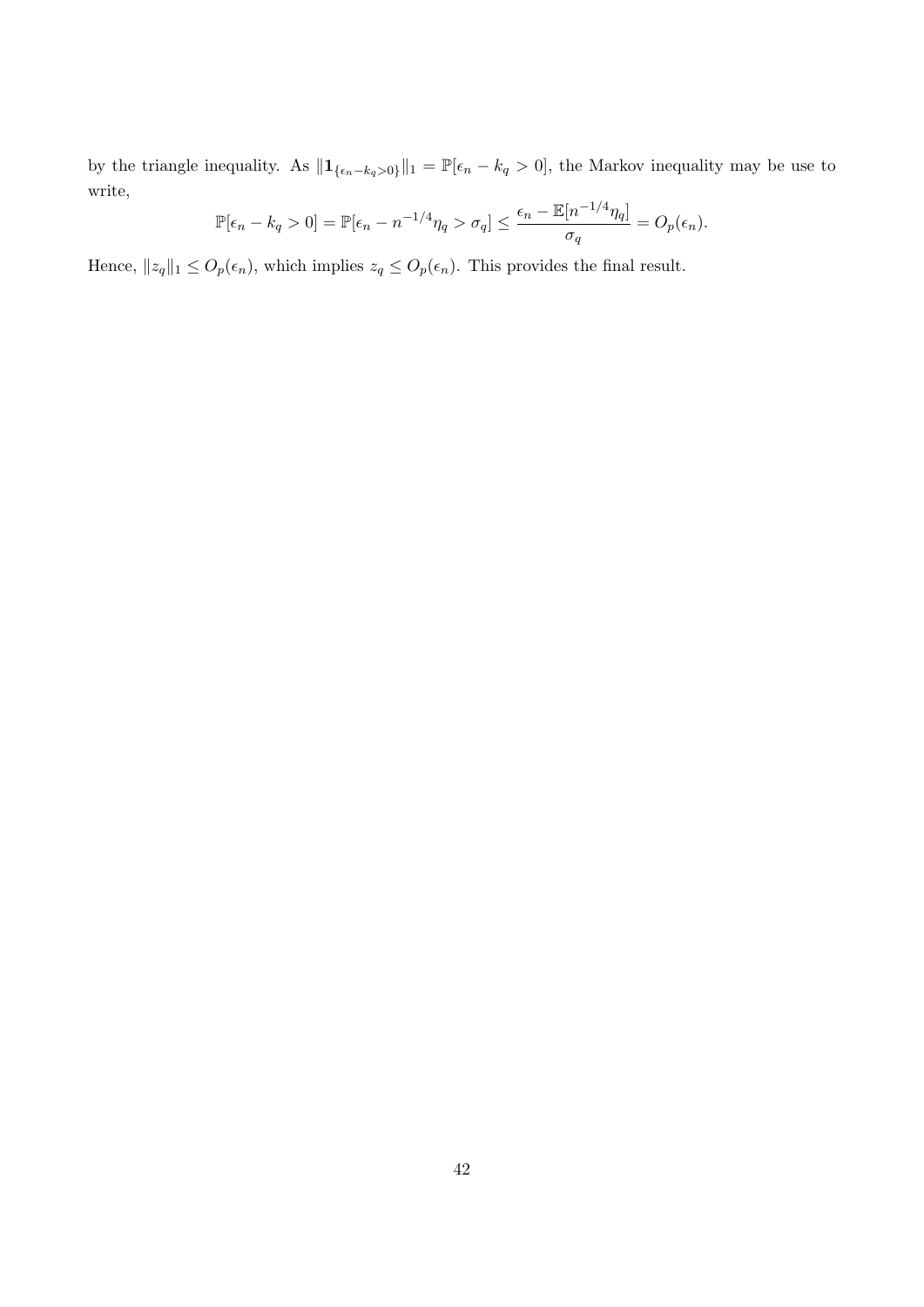by the triangle inequality. As $\|\mathbf{1}_{\{\epsilon_n - k_q > 0\}}\|_1 = \mathbb{P}[\epsilon_n - k_q > 0]$, the Markov inequality may be use to write,

$$\mathbb{P}[\epsilon_n - k_q > 0] = \mathbb{P}[\epsilon_n - n^{-1/4}\eta_q > \sigma_q] \leq \frac{\epsilon_n - \mathbb{E}[n^{-1/4}\eta_q]}{\sigma_q} = O_p(\epsilon_n).$$

Hence, $\|z_q\|_1 \leq O_p(\epsilon_n)$, which implies $z_q \leq O_p(\epsilon_n)$. This provides the final result.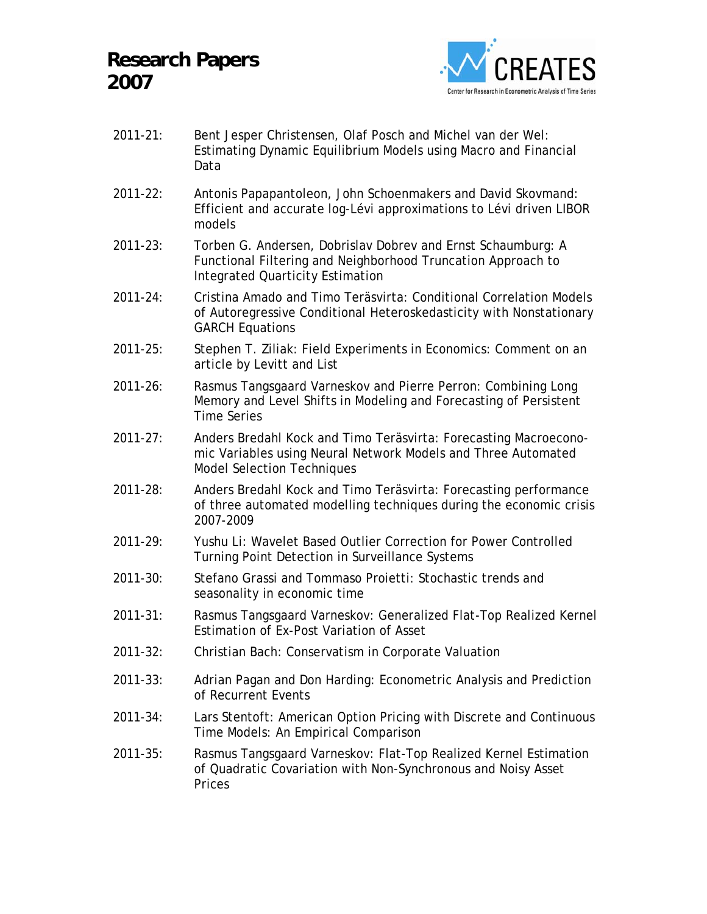# Research Papers 2007

2011-21: Bent Jesper Christensen, Olaf Posch and Michel van der Wel: Estimating Dynamic Equilibrium Models using Macro and Financial Data

2011-22: Antonis Papapantoleon, John Schoenmakers and David Skovmand: Efficient and accurate log-Lévi approximations to Lévi driven LIBOR models

2011-23: Torben G. Andersen, Dobrislav Dobrev and Ernst Schaumburg: A Functional Filtering and Neighborhood Truncation Approach to Integrated Quarticity Estimation

2011-24: Cristina Amado and Timo Teräsvirta: Conditional Correlation Models of Autoregressive Conditional Heteroskedasticity with Nonstationary GARCH Equations

2011-25: Stephen T. Ziliak: Field Experiments in Economics: Comment on an article by Levitt and List

2011-26: Rasmus Tangsgaard Varneskov and Pierre Perron: Combining Long Memory and Level Shifts in Modeling and Forecasting of Persistent Time Series

2011-27: Anders Bredahl Kock and Timo Teräsvirta: Forecasting Macroeconomic Variables using Neural Network Models and Three Automated Model Selection Techniques

2011-28: Anders Bredahl Kock and Timo Teräsvirta: Forecasting performance of three automated modelling techniques during the economic crisis 2007-2009

2011-29: Yushu Li: Wavelet Based Outlier Correction for Power Controlled Turning Point Detection in Surveillance Systems

2011-30: Stefano Grassi and Tommaso Proietti: Stochastic trends and seasonality in economic time

2011-31: Rasmus Tangsgaard Varneskov: Generalized Flat-Top Realized Kernel Estimation of Ex-Post Variation of Asset

2011-32: Christian Bach: Conservatism in Corporate Valuation

2011-33: Adrian Pagan and Don Harding: Econometric Analysis and Prediction of Recurrent Events

2011-34: Lars Stentoft: American Option Pricing with Discrete and Continuous Time Models: An Empirical Comparison

2011-35: Rasmus Tangsgaard Varneskov: Flat-Top Realized Kernel Estimation of Quadratic Covariation with Non-Synchronous and Noisy Asset Prices